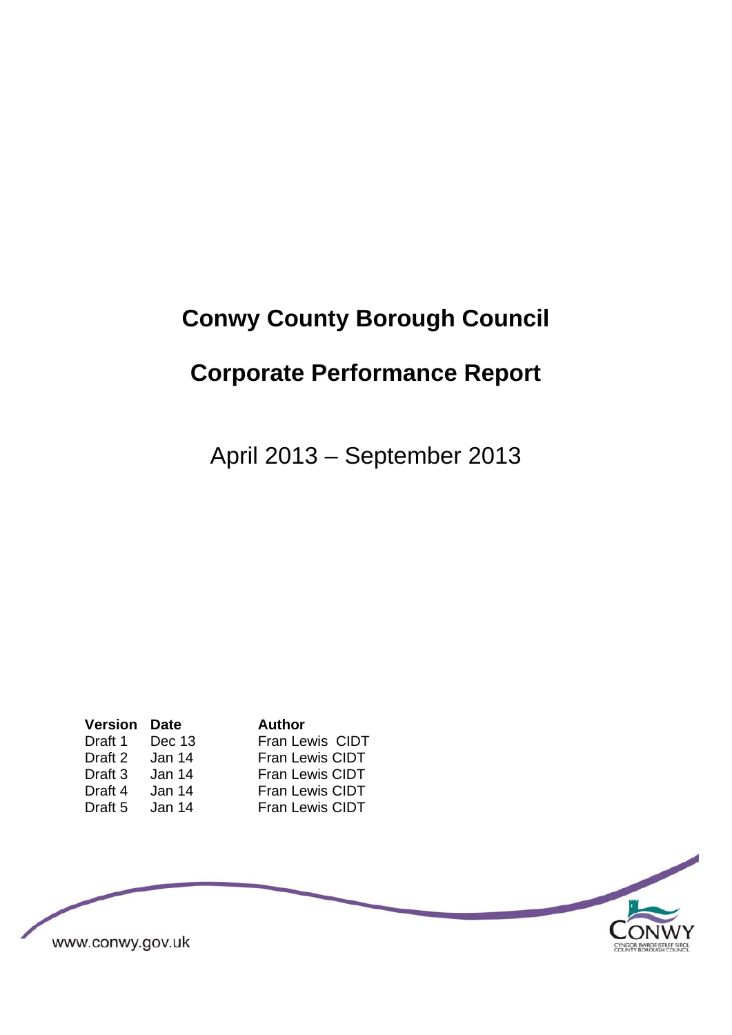# Conwy County Borough Council

## Corporate Performance Report

April 2013 – September 2013

| Version | Date | Author |
|---|---|---|
| Draft 1 | Dec 13 | Fran Lewis CIDT |
| Draft 2 | Jan 14 | Fran Lewis CIDT |
| Draft 3 | Jan 14 | Fran Lewis CIDT |
| Draft 4 | Jan 14 | Fran Lewis CIDT |
| Draft 5 | Jan 14 | Fran Lewis CIDT |

www.conwy.gov.uk

CONWY
CYNGOR BWRDEISTREF SIROL
COUNTY BOROUGH COUNCIL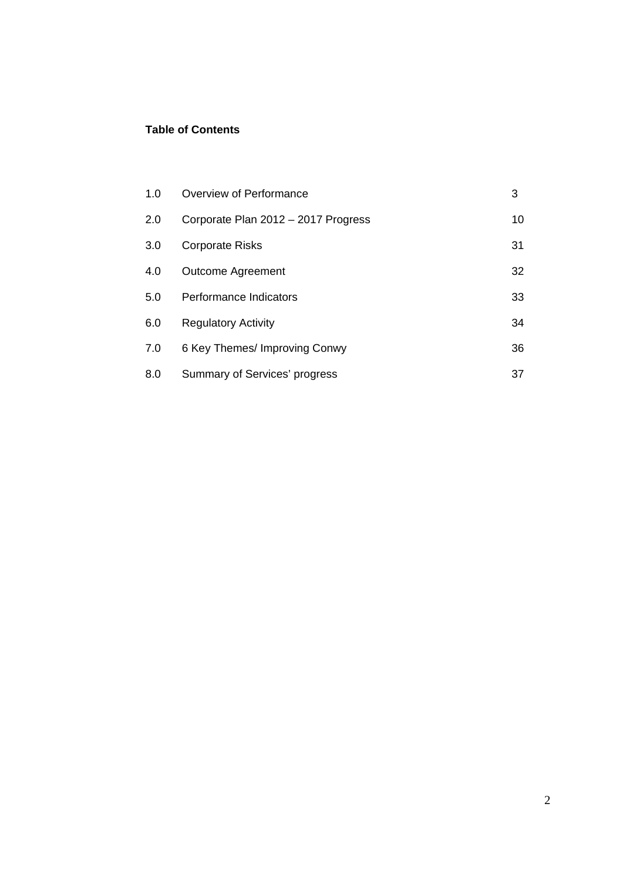**Table of Contents**

| | | |
|---|---|---|
| 1.0 | Overview of Performance | 3 |
| 2.0 | Corporate Plan 2012 – 2017 Progress | 10 |
| 3.0 | Corporate Risks | 31 |
| 4.0 | Outcome Agreement | 32 |
| 5.0 | Performance Indicators | 33 |
| 6.0 | Regulatory Activity | 34 |
| 7.0 | 6 Key Themes/ Improving Conwy | 36 |
| 8.0 | Summary of Services' progress | 37 |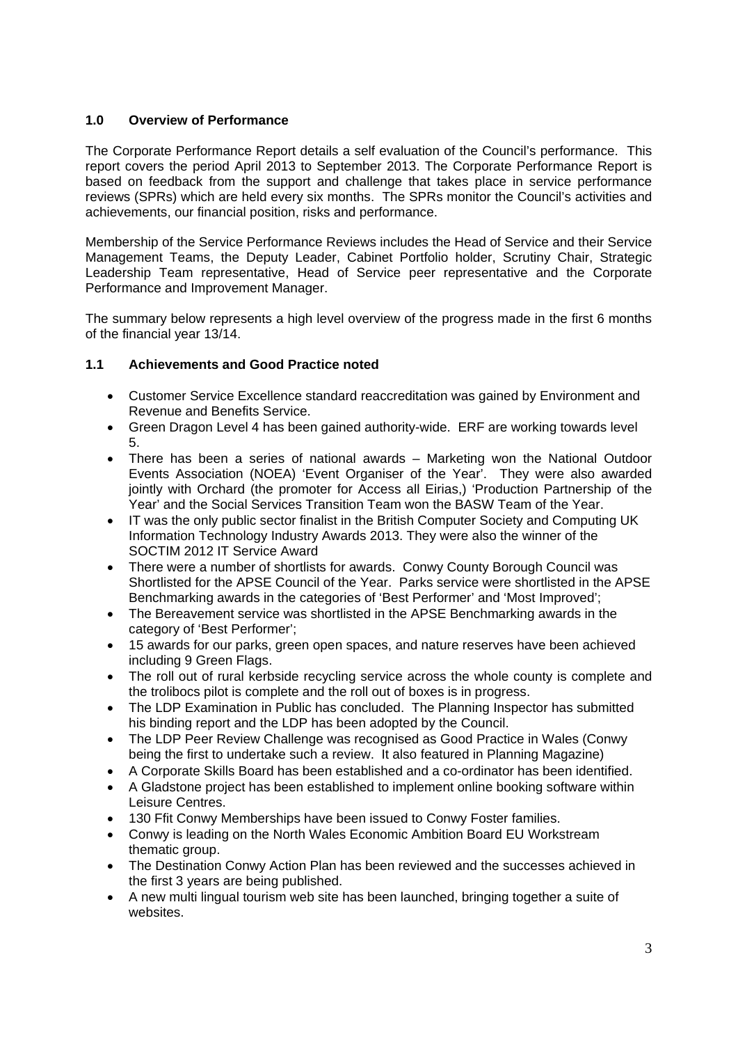## 1.0 Overview of Performance

The Corporate Performance Report details a self evaluation of the Council's performance. This report covers the period April 2013 to September 2013. The Corporate Performance Report is based on feedback from the support and challenge that takes place in service performance reviews (SPRs) which are held every six months. The SPRs monitor the Council's activities and achievements, our financial position, risks and performance.

Membership of the Service Performance Reviews includes the Head of Service and their Service Management Teams, the Deputy Leader, Cabinet Portfolio holder, Scrutiny Chair, Strategic Leadership Team representative, Head of Service peer representative and the Corporate Performance and Improvement Manager.

The summary below represents a high level overview of the progress made in the first 6 months of the financial year 13/14.

### 1.1 Achievements and Good Practice noted

- Customer Service Excellence standard reaccreditation was gained by Environment and Revenue and Benefits Service.
- Green Dragon Level 4 has been gained authority-wide. ERF are working towards level 5.
- There has been a series of national awards – Marketing won the National Outdoor Events Association (NOEA) 'Event Organiser of the Year'. They were also awarded jointly with Orchard (the promoter for Access all Eirias,) 'Production Partnership of the Year' and the Social Services Transition Team won the BASW Team of the Year.
- IT was the only public sector finalist in the British Computer Society and Computing UK Information Technology Industry Awards 2013. They were also the winner of the SOCTIM 2012 IT Service Award
- There were a number of shortlists for awards. Conwy County Borough Council was Shortlisted for the APSE Council of the Year. Parks service were shortlisted in the APSE Benchmarking awards in the categories of 'Best Performer' and 'Most Improved';
- The Bereavement service was shortlisted in the APSE Benchmarking awards in the category of 'Best Performer';
- 15 awards for our parks, green open spaces, and nature reserves have been achieved including 9 Green Flags.
- The roll out of rural kerbside recycling service across the whole county is complete and the trolibocs pilot is complete and the roll out of boxes is in progress.
- The LDP Examination in Public has concluded. The Planning Inspector has submitted his binding report and the LDP has been adopted by the Council.
- The LDP Peer Review Challenge was recognised as Good Practice in Wales (Conwy being the first to undertake such a review. It also featured in Planning Magazine)
- A Corporate Skills Board has been established and a co-ordinator has been identified.
- A Gladstone project has been established to implement online booking software within Leisure Centres.
- 130 Ffit Conwy Memberships have been issued to Conwy Foster families.
- Conwy is leading on the North Wales Economic Ambition Board EU Workstream thematic group.
- The Destination Conwy Action Plan has been reviewed and the successes achieved in the first 3 years are being published.
- A new multi lingual tourism web site has been launched, bringing together a suite of websites.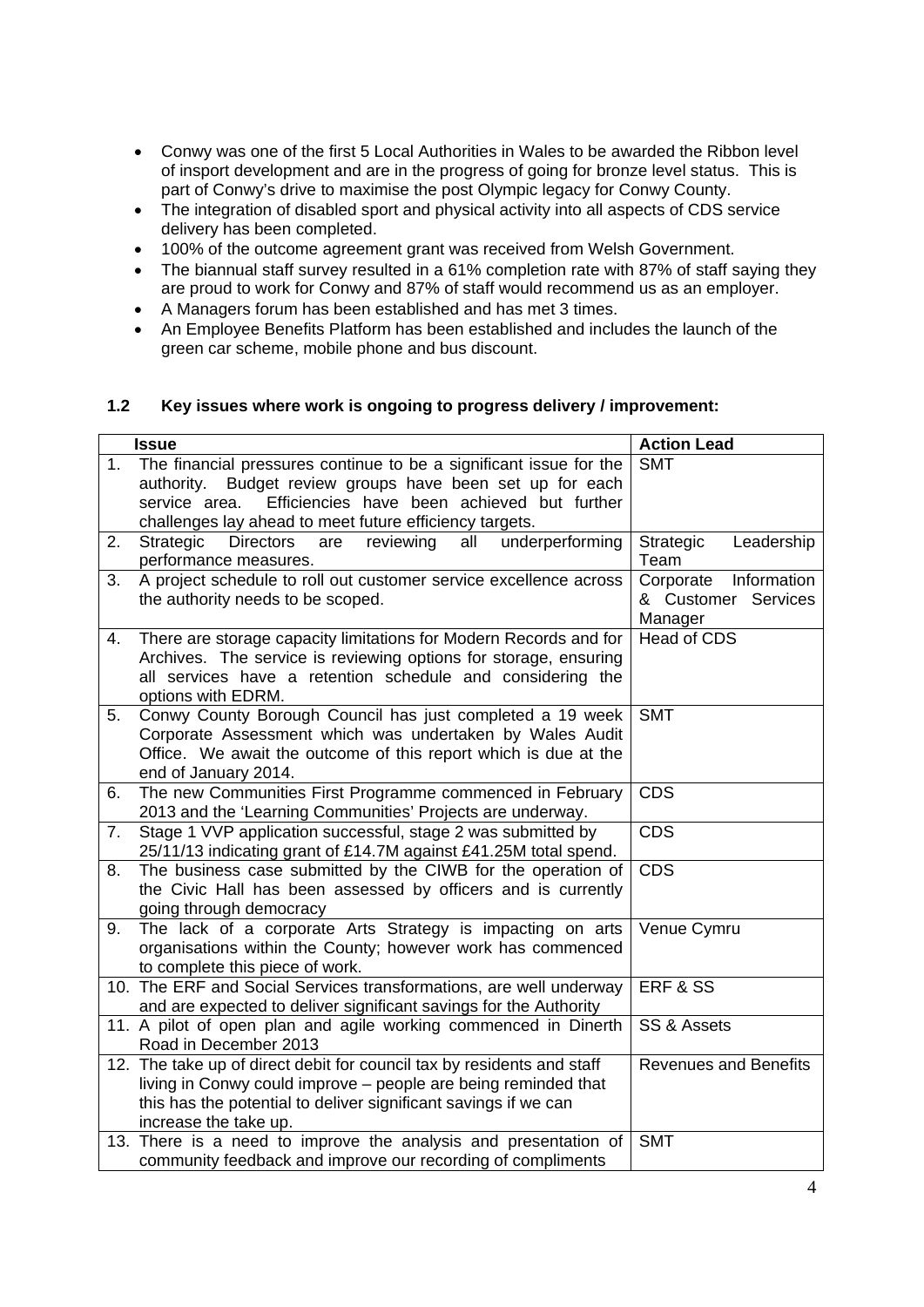- Conwy was one of the first 5 Local Authorities in Wales to be awarded the Ribbon level of insport development and are in the progress of going for bronze level status. This is part of Conwy's drive to maximise the post Olympic legacy for Conwy County.
- The integration of disabled sport and physical activity into all aspects of CDS service delivery has been completed.
- 100% of the outcome agreement grant was received from Welsh Government.
- The biannual staff survey resulted in a 61% completion rate with 87% of staff saying they are proud to work for Conwy and 87% of staff would recommend us as an employer.
- A Managers forum has been established and has met 3 times.
- An Employee Benefits Platform has been established and includes the launch of the green car scheme, mobile phone and bus discount.

### 1.2 Key issues where work is ongoing to progress delivery / improvement:

| | Issue | Action Lead |
|---|---|---|
| 1. | The financial pressures continue to be a significant issue for the authority. Budget review groups have been set up for each service area. Efficiencies have been achieved but further challenges lay ahead to meet future efficiency targets. | SMT |
| 2. | Strategic Directors are reviewing all underperforming performance measures. | Strategic Leadership Team |
| 3. | A project schedule to roll out customer service excellence across the authority needs to be scoped. | Corporate Information & Customer Services Manager |
| 4. | There are storage capacity limitations for Modern Records and for Archives. The service is reviewing options for storage, ensuring all services have a retention schedule and considering the options with EDRM. | Head of CDS |
| 5. | Conwy County Borough Council has just completed a 19 week Corporate Assessment which was undertaken by Wales Audit Office. We await the outcome of this report which is due at the end of January 2014. | SMT |
| 6. | The new Communities First Programme commenced in February 2013 and the 'Learning Communities' Projects are underway. | CDS |
| 7. | Stage 1 VVP application successful, stage 2 was submitted by 25/11/13 indicating grant of £14.7M against £41.25M total spend. | CDS |
| 8. | The business case submitted by the CIWB for the operation of the Civic Hall has been assessed by officers and is currently going through democracy | CDS |
| 9. | The lack of a corporate Arts Strategy is impacting on arts organisations within the County; however work has commenced to complete this piece of work. | Venue Cymru |
| 10. | The ERF and Social Services transformations, are well underway and are expected to deliver significant savings for the Authority | ERF & SS |
| 11. | A pilot of open plan and agile working commenced in Dinerth Road in December 2013 | SS & Assets |
| 12. | The take up of direct debit for council tax by residents and staff living in Conwy could improve – people are being reminded that this has the potential to deliver significant savings if we can increase the take up. | Revenues and Benefits |
| 13. | There is a need to improve the analysis and presentation of community feedback and improve our recording of compliments | SMT |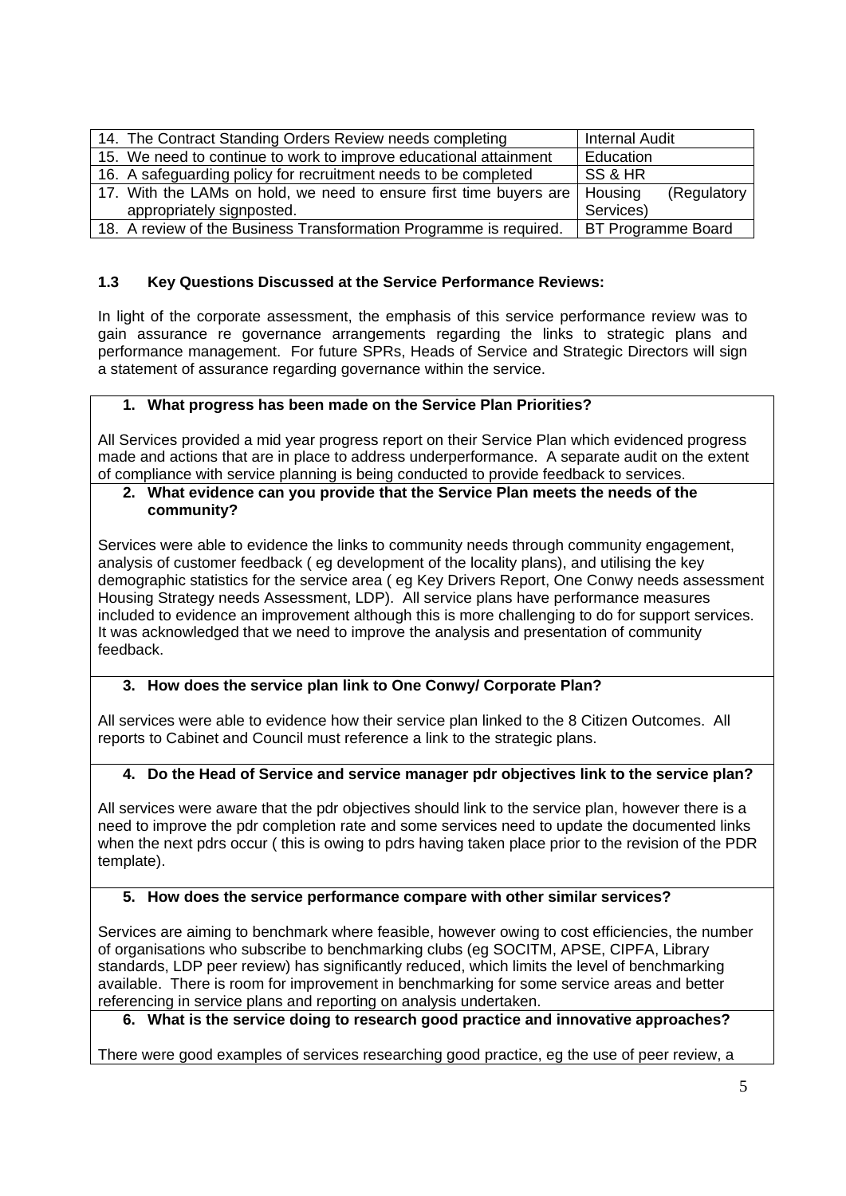| | |
|---|---|
| 14. The Contract Standing Orders Review needs completing | Internal Audit |
| 15. We need to continue to work to improve educational attainment | Education |
| 16. A safeguarding policy for recruitment needs to be completed | SS & HR |
| 17. With the LAMs on hold, we need to ensure first time buyers are appropriately signposted. | Housing (Regulatory Services) |
| 18. A review of the Business Transformation Programme is required. | BT Programme Board |

### 1.3 Key Questions Discussed at the Service Performance Reviews:

In light of the corporate assessment, the emphasis of this service performance review was to gain assurance re governance arrangements regarding the links to strategic plans and performance management. For future SPRs, Heads of Service and Strategic Directors will sign a statement of assurance regarding governance within the service.

**1. What progress has been made on the Service Plan Priorities?**

All Services provided a mid year progress report on their Service Plan which evidenced progress made and actions that are in place to address underperformance. A separate audit on the extent of compliance with service planning is being conducted to provide feedback to services.

**2. What evidence can you provide that the Service Plan meets the needs of the community?**

Services were able to evidence the links to community needs through community engagement, analysis of customer feedback ( eg development of the locality plans), and utilising the key demographic statistics for the service area ( eg Key Drivers Report, One Conwy needs assessment Housing Strategy needs Assessment, LDP). All service plans have performance measures included to evidence an improvement although this is more challenging to do for support services. It was acknowledged that we need to improve the analysis and presentation of community feedback.

**3. How does the service plan link to One Conwy/ Corporate Plan?**

All services were able to evidence how their service plan linked to the 8 Citizen Outcomes. All reports to Cabinet and Council must reference a link to the strategic plans.

**4. Do the Head of Service and service manager pdr objectives link to the service plan?**

All services were aware that the pdr objectives should link to the service plan, however there is a need to improve the pdr completion rate and some services need to update the documented links when the next pdrs occur ( this is owing to pdrs having taken place prior to the revision of the PDR template).

**5. How does the service performance compare with other similar services?**

Services are aiming to benchmark where feasible, however owing to cost efficiencies, the number of organisations who subscribe to benchmarking clubs (eg SOCITM, APSE, CIPFA, Library standards, LDP peer review) has significantly reduced, which limits the level of benchmarking available. There is room for improvement in benchmarking for some service areas and better referencing in service plans and reporting on analysis undertaken.

**6. What is the service doing to research good practice and innovative approaches?**

There were good examples of services researching good practice, eg the use of peer review, a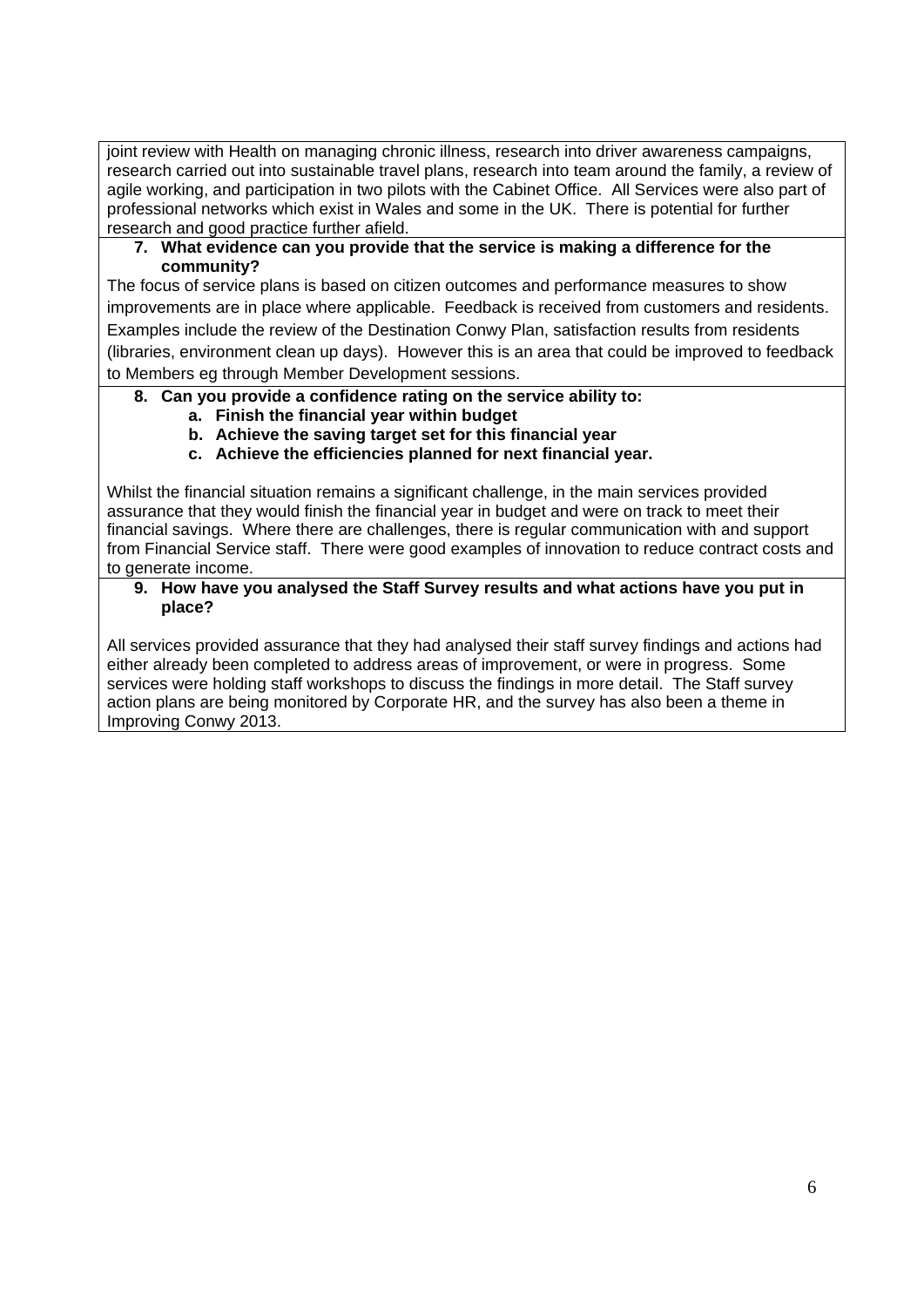joint review with Health on managing chronic illness, research into driver awareness campaigns, research carried out into sustainable travel plans, research into team around the family, a review of agile working, and participation in two pilots with the Cabinet Office. All Services were also part of professional networks which exist in Wales and some in the UK. There is potential for further research and good practice further afield.

7. **What evidence can you provide that the service is making a difference for the community?**

The focus of service plans is based on citizen outcomes and performance measures to show improvements are in place where applicable. Feedback is received from customers and residents. Examples include the review of the Destination Conwy Plan, satisfaction results from residents (libraries, environment clean up days). However this is an area that could be improved to feedback to Members eg through Member Development sessions.

8. **Can you provide a confidence rating on the service ability to:**
    a. **Finish the financial year within budget**
    b. **Achieve the saving target set for this financial year**
    c. **Achieve the efficiencies planned for next financial year.**

Whilst the financial situation remains a significant challenge, in the main services provided assurance that they would finish the financial year in budget and were on track to meet their financial savings. Where there are challenges, there is regular communication with and support from Financial Service staff. There were good examples of innovation to reduce contract costs and to generate income.

9. **How have you analysed the Staff Survey results and what actions have you put in place?**

All services provided assurance that they had analysed their staff survey findings and actions had either already been completed to address areas of improvement, or were in progress. Some services were holding staff workshops to discuss the findings in more detail. The Staff survey action plans are being monitored by Corporate HR, and the survey has also been a theme in Improving Conwy 2013.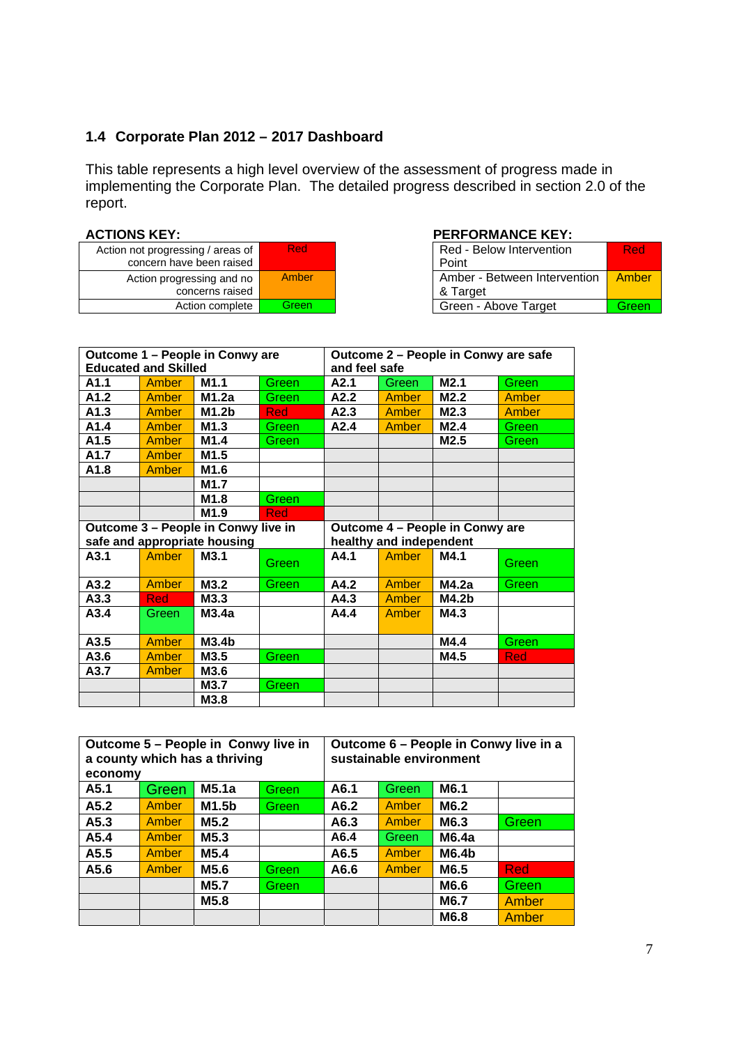### 1.4 Corporate Plan 2012 – 2017 Dashboard

This table represents a high level overview of the assessment of progress made in implementing the Corporate Plan. The detailed progress described in section 2.0 of the report.

**ACTIONS KEY:**

| | |
|---|---|
| Action not progressing / areas of concern have been raised | Red |
| Action progressing and no concerns raised | Amber |
| Action complete | Green |

**PERFORMANCE KEY:**

| | |
|---|---|
| Red - Below Intervention Point | Red |
| Amber - Between Intervention & Target | Amber |
| Green - Above Target | Green |

| Outcome 1 – People in Conwy are Educated and Skilled | | | | Outcome 2 – People in Conwy are safe and feel safe | | | |
|---|---|---|---|---|---|---|---|
| **A1.1** | Amber | **M1.1** | Green | **A2.1** | Green | **M2.1** | Green |
| **A1.2** | Amber | **M1.2a** | Green | **A2.2** | Amber | **M2.2** | Amber |
| **A1.3** | Amber | **M1.2b** | Red | **A2.3** | Amber | **M2.3** | Amber |
| **A1.4** | Amber | **M1.3** | Green | **A2.4** | Amber | **M2.4** | Green |
| **A1.5** | Amber | **M1.4** | Green | | | **M2.5** | Green |
| **A1.7** | Amber | **M1.5** | | | | | |
| **A1.8** | Amber | **M1.6** | | | | | |
| | | **M1.7** | | | | | |
| | | **M1.8** | Green | | | | |
| | | **M1.9** | Red | | | | |
| **Outcome 3 – People in Conwy live in safe and appropriate housing** | | | | **Outcome 4 – People in Conwy are healthy and independent** | | | |
| **A3.1** | Amber | **M3.1** | Green | **A4.1** | Amber | **M4.1** | Green |
| **A3.2** | Amber | **M3.2** | Green | **A4.2** | Amber | **M4.2a** | Green |
| **A3.3** | Red | **M3.3** | | **A4.3** | Amber | **M4.2b** | |
| **A3.4** | Green | **M3.4a** | | **A4.4** | Amber | **M4.3** | |
| **A3.5** | Amber | **M3.4b** | | | | **M4.4** | Green |
| **A3.6** | Amber | **M3.5** | Green | | | **M4.5** | Red |
| **A3.7** | Amber | **M3.6** | | | | | |
| | | **M3.7** | Green | | | | |
| | | **M3.8** | | | | | |

| Outcome 5 – People in Conwy live in a county which has a thriving economy | | | | Outcome 6 – People in Conwy live in a sustainable environment | | | |
|---|---|---|---|---|---|---|---|
| **A5.1** | Green | **M5.1a** | Green | **A6.1** | Green | **M6.1** | |
| **A5.2** | Amber | **M1.5b** | Green | **A6.2** | Amber | **M6.2** | |
| **A5.3** | Amber | **M5.2** | | **A6.3** | Amber | **M6.3** | Green |
| **A5.4** | Amber | **M5.3** | | **A6.4** | Green | **M6.4a** | |
| **A5.5** | Amber | **M5.4** | | **A6.5** | Amber | **M6.4b** | |
| **A5.6** | Amber | **M5.6** | Green | **A6.6** | Amber | **M6.5** | Red |
| | | **M5.7** | Green | | | **M6.6** | Green |
| | | **M5.8** | | | | **M6.7** | Amber |
| | | | | | | **M6.8** | Amber |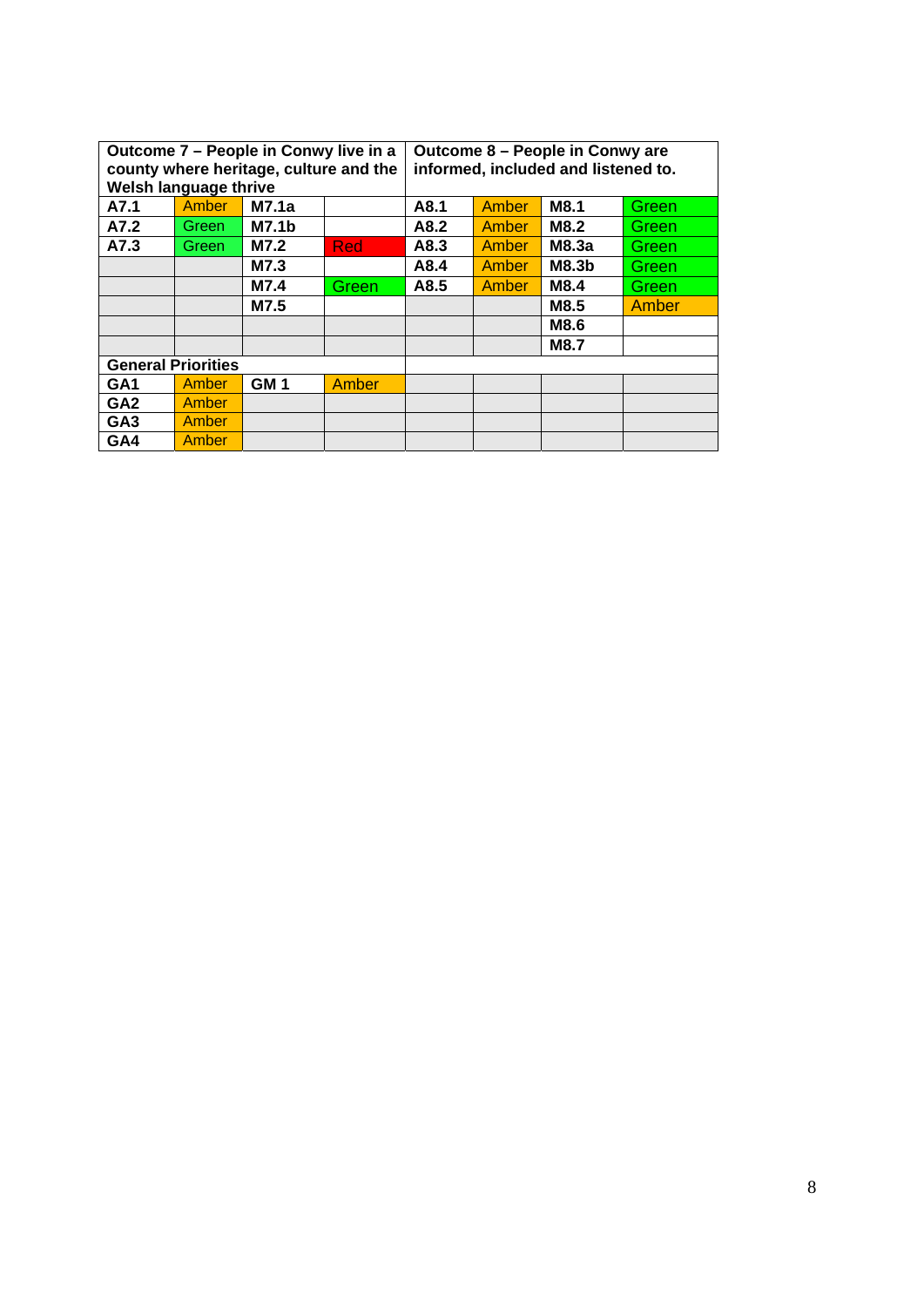| Outcome 7 – People in Conwy live in a county where heritage, culture and the Welsh language thrive | | | | Outcome 8 – People in Conwy are informed, included and listened to. | | | |
|---|---|---|---|---|---|---|---|
| **A7.1** | Amber | **M7.1a** | | **A8.1** | Amber | **M8.1** | Green |
| **A7.2** | Green | **M7.1b** | | **A8.2** | Amber | **M8.2** | Green |
| **A7.3** | Green | **M7.2** | Red | **A8.3** | Amber | **M8.3a** | Green |
| | | **M7.3** | | **A8.4** | Amber | **M8.3b** | Green |
| | | **M7.4** | Green | **A8.5** | Amber | **M8.4** | Green |
| | | **M7.5** | | | | **M8.5** | Amber |
| | | | | | | **M8.6** | |
| | | | | | | **M8.7** | |
| **General Priorities** | | | | | | | |
| **GA1** | Amber | **GM 1** | Amber | | | | |
| **GA2** | Amber | | | | | | |
| **GA3** | Amber | | | | | | |
| **GA4** | Amber | | | | | | |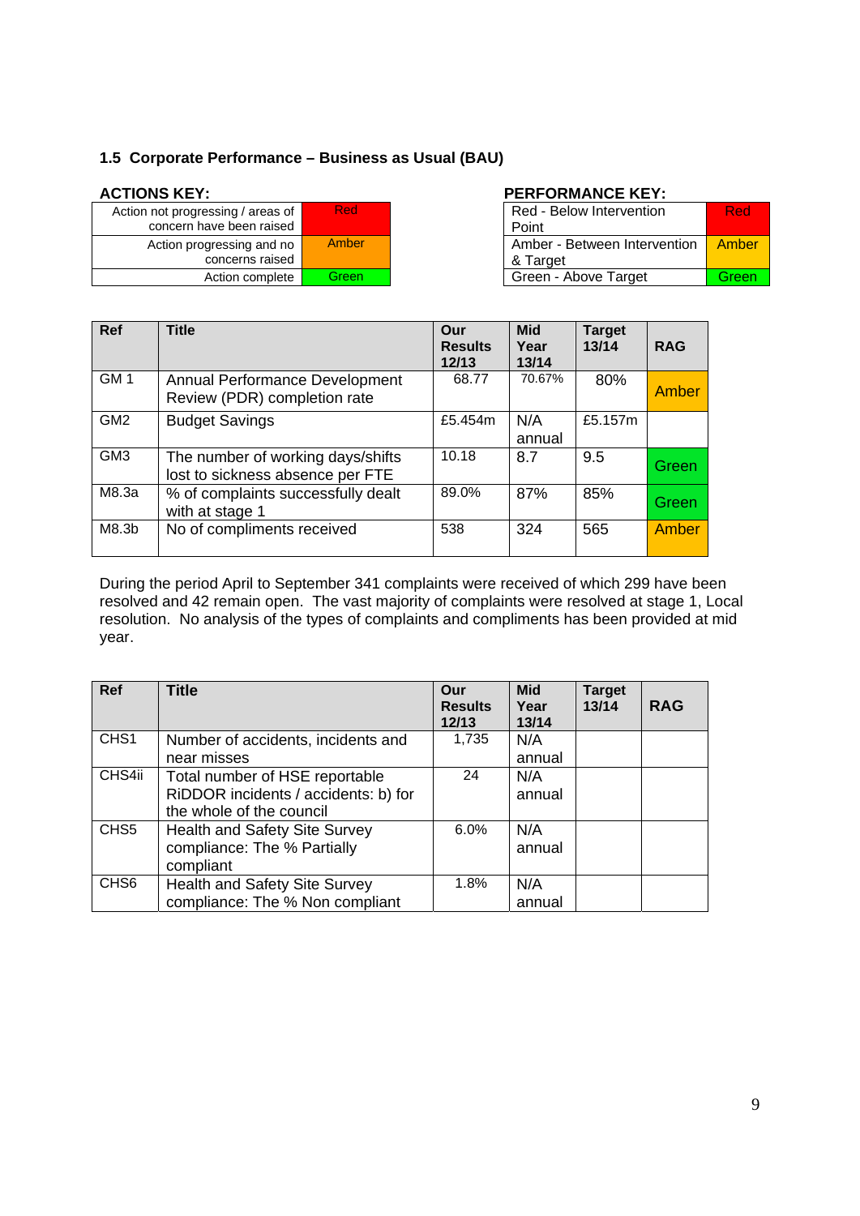### 1.5 Corporate Performance – Business as Usual (BAU)

**ACTIONS KEY:**

| | |
|---|---|
| Action not progressing / areas of concern have been raised | Red |
| Action progressing and no concerns raised | Amber |
| Action complete | Green |

**PERFORMANCE KEY:**

| | |
|---|---|
| Red - Below Intervention Point | Red |
| Amber - Between Intervention & Target | Amber |
| Green - Above Target | Green |

| Ref | Title | Our Results 12/13 | Mid Year 13/14 | Target 13/14 | RAG |
|---|---|---|---|---|---|
| GM 1 | Annual Performance Development Review (PDR) completion rate | 68.77 | 70.67% | 80% | Amber |
| GM2 | Budget Savings | £5.454m | N/A annual | £5.157m | |
| GM3 | The number of working days/shifts lost to sickness absence per FTE | 10.18 | 8.7 | 9.5 | Green |
| M8.3a | % of complaints successfully dealt with at stage 1 | 89.0% | 87% | 85% | Green |
| M8.3b | No of compliments received | 538 | 324 | 565 | Amber |

During the period April to September 341 complaints were received of which 299 have been resolved and 42 remain open. The vast majority of complaints were resolved at stage 1, Local resolution. No analysis of the types of complaints and compliments has been provided at mid year.

| Ref | Title | Our Results 12/13 | Mid Year 13/14 | Target 13/14 | RAG |
|---|---|---|---|---|---|
| CHS1 | Number of accidents, incidents and near misses | 1,735 | N/A annual | | |
| CHS4ii | Total number of HSE reportable RiDDOR incidents / accidents: b) for the whole of the council | 24 | N/A annual | | |
| CHS5 | Health and Safety Site Survey compliance: The % Partially compliant | 6.0% | N/A annual | | |
| CHS6 | Health and Safety Site Survey compliance: The % Non compliant | 1.8% | N/A annual | | |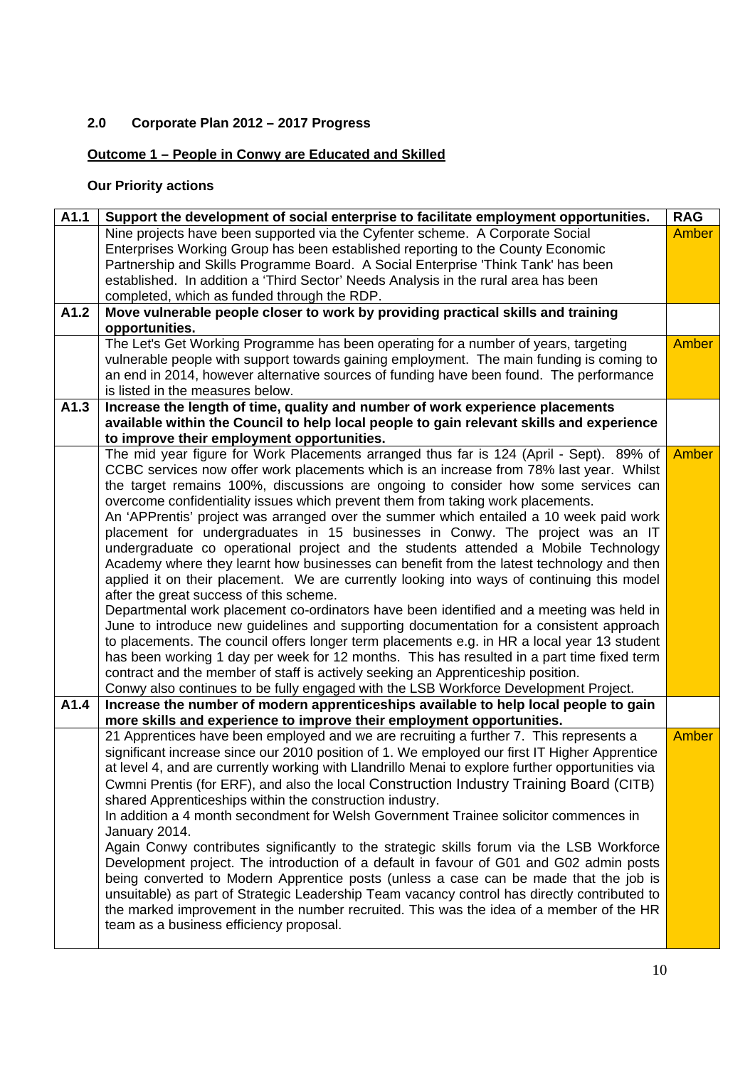## 2.0 Corporate Plan 2012 – 2017 Progress

**Outcome 1 – People in Conwy are Educated and Skilled**

### Our Priority actions

| A1.1 | **Support the development of social enterprise to facilitate employment opportunities.** | **RAG** |
|---|---|---|
| | Nine projects have been supported via the Cyfenter scheme. A Corporate Social Enterprises Working Group has been established reporting to the County Economic Partnership and Skills Programme Board. A Social Enterprise 'Think Tank' has been established. In addition a 'Third Sector' Needs Analysis in the rural area has been completed, which as funded through the RDP. | Amber |
| **A1.2** | **Move vulnerable people closer to work by providing practical skills and training opportunities.** | |
| | The Let's Get Working Programme has been operating for a number of years, targeting vulnerable people with support towards gaining employment. The main funding is coming to an end in 2014, however alternative sources of funding have been found. The performance is listed in the measures below. | Amber |
| **A1.3** | **Increase the length of time, quality and number of work experience placements available within the Council to help local people to gain relevant skills and experience to improve their employment opportunities.** | |
| | The mid year figure for Work Placements arranged thus far is 124 (April - Sept). 89% of CCBC services now offer work placements which is an increase from 78% last year. Whilst the target remains 100%, discussions are ongoing to consider how some services can overcome confidentiality issues which prevent them from taking work placements.<br>An 'APPrentis' project was arranged over the summer which entailed a 10 week paid work placement for undergraduates in 15 businesses in Conwy. The project was an IT undergraduate co operational project and the students attended a Mobile Technology Academy where they learnt how businesses can benefit from the latest technology and then applied it on their placement. We are currently looking into ways of continuing this model after the great success of this scheme.<br>Departmental work placement co-ordinators have been identified and a meeting was held in June to introduce new guidelines and supporting documentation for a consistent approach to placements. The council offers longer term placements e.g. in HR a local year 13 student has been working 1 day per week for 12 months. This has resulted in a part time fixed term contract and the member of staff is actively seeking an Apprenticeship position.<br>Conwy also continues to be fully engaged with the LSB Workforce Development Project. | Amber |
| **A1.4** | **Increase the number of modern apprenticeships available to help local people to gain more skills and experience to improve their employment opportunities.** | |
| | 21 Apprentices have been employed and we are recruiting a further 7. This represents a significant increase since our 2010 position of 1. We employed our first IT Higher Apprentice at level 4, and are currently working with Llandrillo Menai to explore further opportunities via Cwmni Prentis (for ERF), and also the local Construction Industry Training Board (CITB) shared Apprenticeships within the construction industry.<br>In addition a 4 month secondment for Welsh Government Trainee solicitor commences in January 2014.<br>Again Conwy contributes significantly to the strategic skills forum via the LSB Workforce Development project. The introduction of a default in favour of G01 and G02 admin posts being converted to Modern Apprentice posts (unless a case can be made that the job is unsuitable) as part of Strategic Leadership Team vacancy control has directly contributed to the marked improvement in the number recruited. This was the idea of a member of the HR team as a business efficiency proposal. | Amber |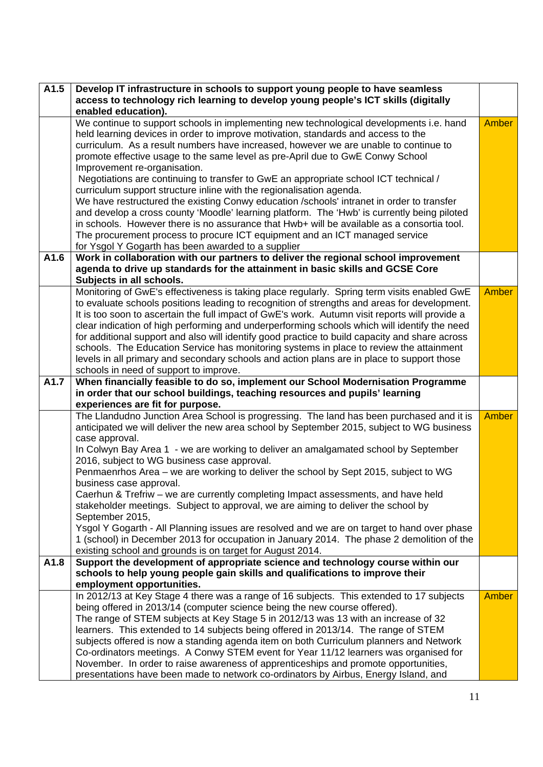| | | |
|---|---|---|
| **A1.5** | **Develop IT infrastructure in schools to support young people to have seamless access to technology rich learning to develop young people's ICT skills (digitally enabled education).** | |
| | We continue to support schools in implementing new technological developments i.e. hand held learning devices in order to improve motivation, standards and access to the curriculum. As a result numbers have increased, however we are unable to continue to promote effective usage to the same level as pre-April due to GwE Conwy School Improvement re-organisation.<br>Negotiations are continuing to transfer to GwE an appropriate school ICT technical / curriculum support structure inline with the regionalisation agenda.<br>We have restructured the existing Conwy education /schools' intranet in order to transfer and develop a cross county 'Moodle' learning platform. The 'Hwb' is currently being piloted in schools. However there is no assurance that Hwb+ will be available as a consortia tool.<br>The procurement process to procure ICT equipment and an ICT managed service for Ysgol Y Gogarth has been awarded to a supplier | Amber |
| **A1.6** | **Work in collaboration with our partners to deliver the regional school improvement agenda to drive up standards for the attainment in basic skills and GCSE Core Subjects in all schools.** | |
| | Monitoring of GwE's effectiveness is taking place regularly. Spring term visits enabled GwE to evaluate schools positions leading to recognition of strengths and areas for development. It is too soon to ascertain the full impact of GwE's work. Autumn visit reports will provide a clear indication of high performing and underperforming schools which will identify the need for additional support and also will identify good practice to build capacity and share across schools. The Education Service has monitoring systems in place to review the attainment levels in all primary and secondary schools and action plans are in place to support those schools in need of support to improve. | Amber |
| **A1.7** | **When financially feasible to do so, implement our School Modernisation Programme in order that our school buildings, teaching resources and pupils' learning experiences are fit for purpose.** | |
| | The Llandudno Junction Area School is progressing. The land has been purchased and it is anticipated we will deliver the new area school by September 2015, subject to WG business case approval.<br>In Colwyn Bay Area 1 - we are working to deliver an amalgamated school by September 2016, subject to WG business case approval.<br>Penmaenrhos Area – we are working to deliver the school by Sept 2015, subject to WG business case approval.<br>Caerhun & Trefriw – we are currently completing Impact assessments, and have held stakeholder meetings. Subject to approval, we are aiming to deliver the school by September 2015,<br>Ysgol Y Gogarth - All Planning issues are resolved and we are on target to hand over phase 1 (school) in December 2013 for occupation in January 2014. The phase 2 demolition of the existing school and grounds is on target for August 2014. | Amber |
| **A1.8** | **Support the development of appropriate science and technology course within our schools to help young people gain skills and qualifications to improve their employment opportunities.** | |
| | In 2012/13 at Key Stage 4 there was a range of 16 subjects. This extended to 17 subjects being offered in 2013/14 (computer science being the new course offered).<br>The range of STEM subjects at Key Stage 5 in 2012/13 was 13 with an increase of 32 learners. This extended to 14 subjects being offered in 2013/14. The range of STEM subjects offered is now a standing agenda item on both Curriculum planners and Network Co-ordinators meetings. A Conwy STEM event for Year 11/12 learners was organised for November. In order to raise awareness of apprenticeships and promote opportunities, presentations have been made to network co-ordinators by Airbus, Energy Island, and | Amber |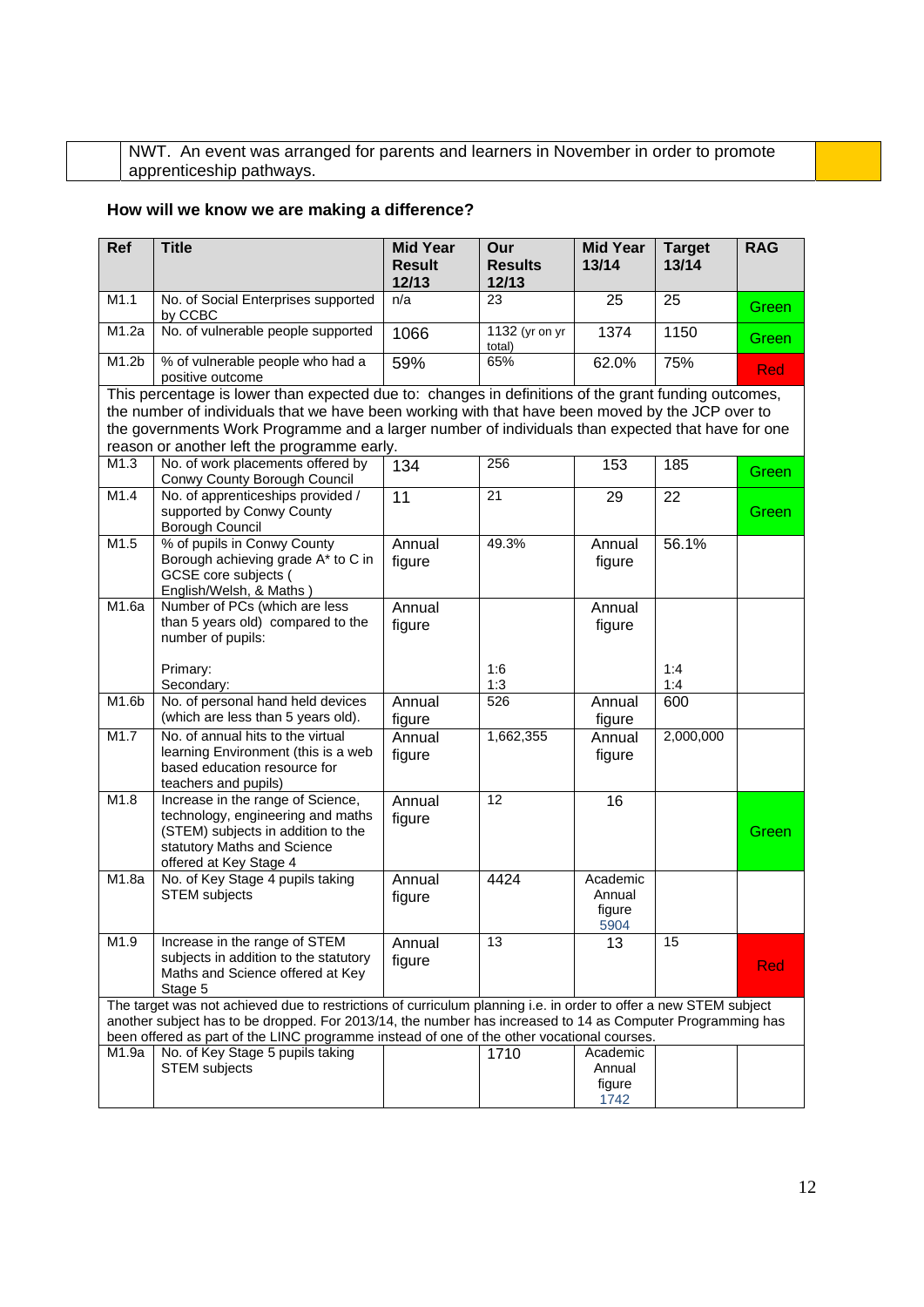| | NWT. An event was arranged for parents and learners in November in order to promote apprenticeship pathways. | |
|---|---|---|

## How will we know we are making a difference?

| Ref | Title | Mid Year Result 12/13 | Our Results 12/13 | Mid Year 13/14 | Target 13/14 | RAG |
|---|---|---|---|---|---|---|
| M1.1 | No. of Social Enterprises supported by CCBC | n/a | 23 | 25 | 25 | Green |
| M1.2a | No. of vulnerable people supported | 1066 | 1132 (yr on yr total) | 1374 | 1150 | Green |
| M1.2b | % of vulnerable people who had a positive outcome | 59% | 65% | 62.0% | 75% | Red |
| This percentage is lower than expected due to: changes in definitions of the grant funding outcomes, the number of individuals that we have been working with that have been moved by the JCP over to the governments Work Programme and a larger number of individuals than expected that have for one reason or another left the programme early. | | | | | | |
| M1.3 | No. of work placements offered by Conwy County Borough Council | 134 | 256 | 153 | 185 | Green |
| M1.4 | No. of apprenticeships provided / supported by Conwy County Borough Council | 11 | 21 | 29 | 22 | Green |
| M1.5 | % of pupils in Conwy County Borough achieving grade A* to C in GCSE core subjects ( English/Welsh, & Maths ) | Annual figure | 49.3% | Annual figure | 56.1% | |
| M1.6a | Number of PCs (which are less than 5 years old) compared to the number of pupils:<br><br>Primary:<br>Secondary: | Annual figure | <br><br>1:6<br>1:3 | Annual figure | <br><br>1:4<br>1:4 | |
| M1.6b | No. of personal hand held devices (which are less than 5 years old). | Annual figure | 526 | Annual figure | 600 | |
| M1.7 | No. of annual hits to the virtual learning Environment (this is a web based education resource for teachers and pupils) | Annual figure | 1,662,355 | Annual figure | 2,000,000 | |
| M1.8 | Increase in the range of Science, technology, engineering and maths (STEM) subjects in addition to the statutory Maths and Science offered at Key Stage 4 | Annual figure | 12 | 16 | | Green |
| M1.8a | No. of Key Stage 4 pupils taking STEM subjects | Annual figure | 4424 | Academic Annual figure 5904 | | |
| M1.9 | Increase in the range of STEM subjects in addition to the statutory Maths and Science offered at Key Stage 5 | Annual figure | 13 | 13 | 15 | Red |
| The target was not achieved due to restrictions of curriculum planning i.e. in order to offer a new STEM subject another subject has to be dropped. For 2013/14, the number has increased to 14 as Computer Programming has been offered as part of the LINC programme instead of one of the other vocational courses. | | | | | | |
| M1.9a | No. of Key Stage 5 pupils taking STEM subjects | | 1710 | Academic Annual figure 1742 | | |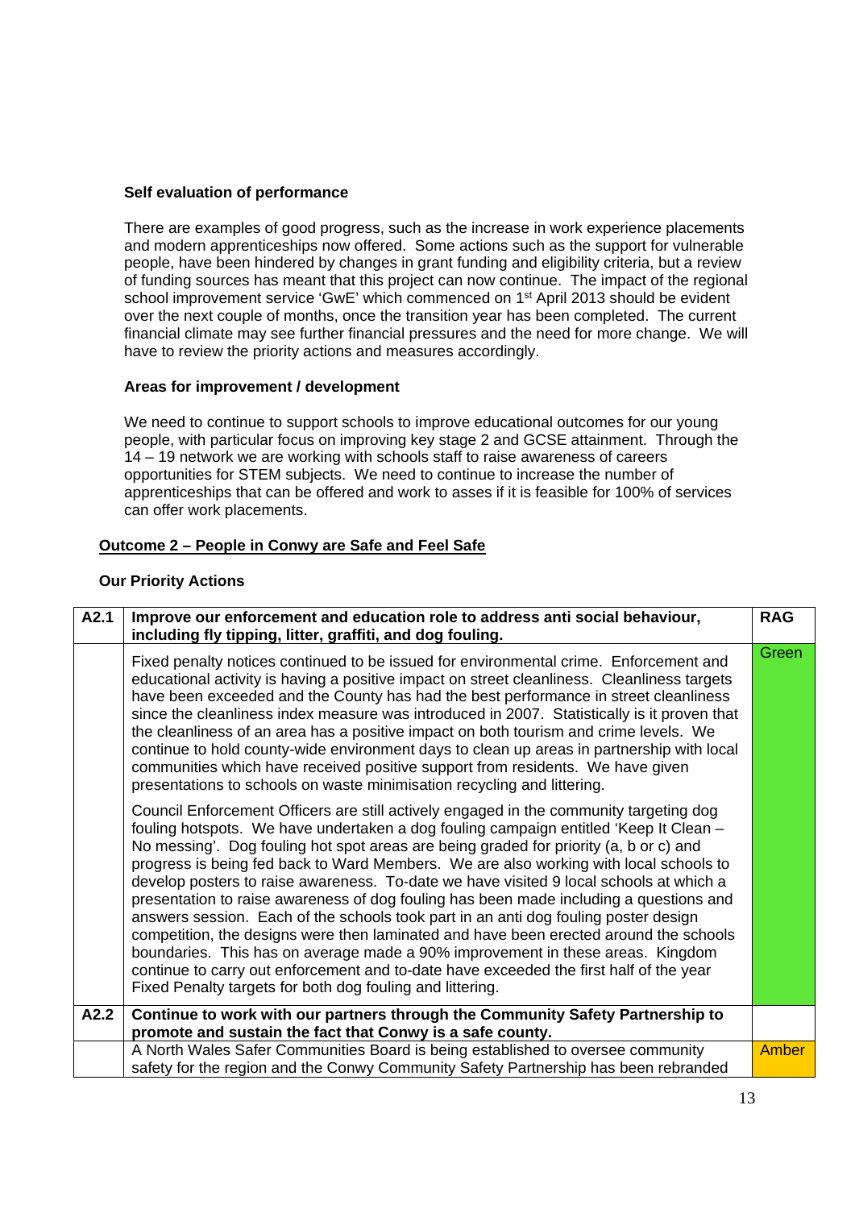**Self evaluation of performance**

There are examples of good progress, such as the increase in work experience placements and modern apprenticeships now offered. Some actions such as the support for vulnerable people, have been hindered by changes in grant funding and eligibility criteria, but a review of funding sources has meant that this project can now continue. The impact of the regional school improvement service 'GwE' which commenced on 1st April 2013 should be evident over the next couple of months, once the transition year has been completed. The current financial climate may see further financial pressures and the need for more change. We will have to review the priority actions and measures accordingly.

**Areas for improvement / development**

We need to continue to support schools to improve educational outcomes for our young people, with particular focus on improving key stage 2 and GCSE attainment. Through the 14 – 19 network we are working with schools staff to raise awareness of careers opportunities for STEM subjects. We need to continue to increase the number of apprenticeships that can be offered and work to asses if it is feasible for 100% of services can offer work placements.

## Outcome 2 – People in Conwy are Safe and Feel Safe

**Our Priority Actions**

| A2.1 | **Improve our enforcement and education role to address anti social behaviour, including fly tipping, litter, graffiti, and dog fouling.** | **RAG** |
|---|---|---|
| | Fixed penalty notices continued to be issued for environmental crime. Enforcement and educational activity is having a positive impact on street cleanliness. Cleanliness targets have been exceeded and the County has had the best performance in street cleanliness since the cleanliness index measure was introduced in 2007. Statistically is it proven that the cleanliness of an area has a positive impact on both tourism and crime levels. We continue to hold county-wide environment days to clean up areas in partnership with local communities which have received positive support from residents. We have given presentations to schools on waste minimisation recycling and littering.<br><br>Council Enforcement Officers are still actively engaged in the community targeting dog fouling hotspots. We have undertaken a dog fouling campaign entitled 'Keep It Clean – No messing'. Dog fouling hot spot areas are being graded for priority (a, b or c) and progress is being fed back to Ward Members. We are also working with local schools to develop posters to raise awareness. To-date we have visited 9 local schools at which a presentation to raise awareness of dog fouling has been made including a questions and answers session. Each of the schools took part in an anti dog fouling poster design competition, the designs were then laminated and have been erected around the schools boundaries. This has on average made a 90% improvement in these areas. Kingdom continue to carry out enforcement and to-date have exceeded the first half of the year Fixed Penalty targets for both dog fouling and littering. | Green |
| **A2.2** | **Continue to work with our partners through the Community Safety Partnership to promote and sustain the fact that Conwy is a safe county.** | |
| | A North Wales Safer Communities Board is being established to oversee community safety for the region and the Conwy Community Safety Partnership has been rebranded | Amber |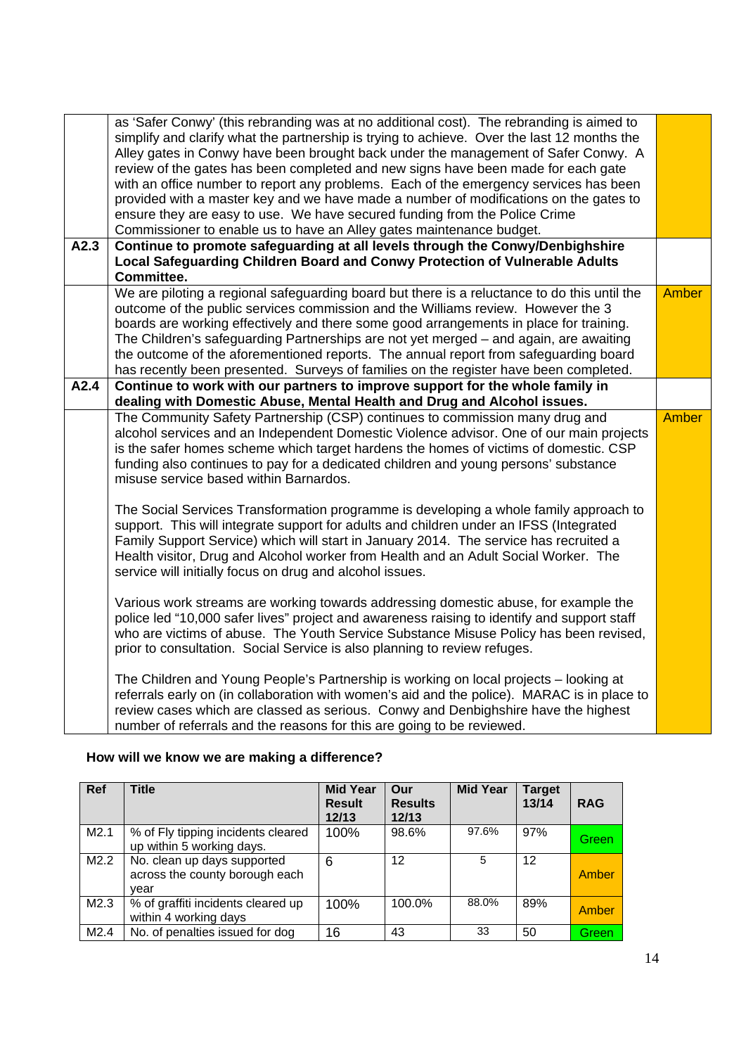| | | |
|---|---|---|
| | as 'Safer Conwy' (this rebranding was at no additional cost). The rebranding is aimed to simplify and clarify what the partnership is trying to achieve. Over the last 12 months the Alley gates in Conwy have been brought back under the management of Safer Conwy. A review of the gates has been completed and new signs have been made for each gate with an office number to report any problems. Each of the emergency services has been provided with a master key and we have made a number of modifications on the gates to ensure they are easy to use. We have secured funding from the Police Crime Commissioner to enable us to have an Alley gates maintenance budget. | |
| **A2.3** | **Continue to promote safeguarding at all levels through the Conwy/Denbighshire Local Safeguarding Children Board and Conwy Protection of Vulnerable Adults Committee.** | |
| | We are piloting a regional safeguarding board but there is a reluctance to do this until the outcome of the public services commission and the Williams review. However the 3 boards are working effectively and there some good arrangements in place for training. The Children's safeguarding Partnerships are not yet merged – and again, are awaiting the outcome of the aforementioned reports. The annual report from safeguarding board has recently been presented. Surveys of families on the register have been completed. | Amber |
| **A2.4** | **Continue to work with our partners to improve support for the whole family in dealing with Domestic Abuse, Mental Health and Drug and Alcohol issues.** | |
| | The Community Safety Partnership (CSP) continues to commission many drug and alcohol services and an Independent Domestic Violence advisor. One of our main projects is the safer homes scheme which target hardens the homes of victims of domestic. CSP funding also continues to pay for a dedicated children and young persons' substance misuse service based within Barnardos.<br><br>The Social Services Transformation programme is developing a whole family approach to support. This will integrate support for adults and children under an IFSS (Integrated Family Support Service) which will start in January 2014. The service has recruited a Health visitor, Drug and Alcohol worker from Health and an Adult Social Worker. The service will initially focus on drug and alcohol issues.<br><br>Various work streams are working towards addressing domestic abuse, for example the police led "10,000 safer lives" project and awareness raising to identify and support staff who are victims of abuse. The Youth Service Substance Misuse Policy has been revised, prior to consultation. Social Service is also planning to review refuges.<br><br>The Children and Young People's Partnership is working on local projects – looking at referrals early on (in collaboration with women's aid and the police). MARAC is in place to review cases which are classed as serious. Conwy and Denbighshire have the highest number of referrals and the reasons for this are going to be reviewed. | Amber |

**How will we know we are making a difference?**

| Ref | Title | Mid Year Result 12/13 | Our Results 12/13 | Mid Year | Target 13/14 | RAG |
|---|---|---|---|---|---|---|
| M2.1 | % of Fly tipping incidents cleared up within 5 working days. | 100% | 98.6% | 97.6% | 97% | Green |
| M2.2 | No. clean up days supported across the county borough each year | 6 | 12 | 5 | 12 | Amber |
| M2.3 | % of graffiti incidents cleared up within 4 working days | 100% | 100.0% | 88.0% | 89% | Amber |
| M2.4 | No. of penalties issued for dog | 16 | 43 | 33 | 50 | Green |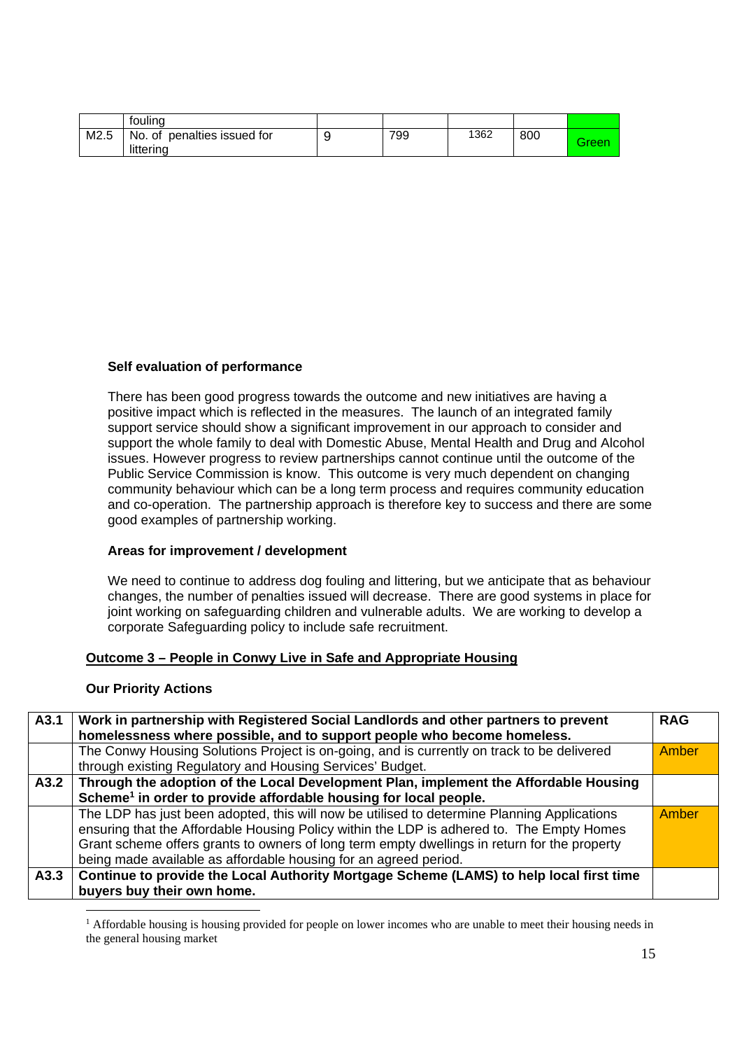| | fouling | | | | | |
|---|---|---|---|---|---|---|
| M2.5 | No. of penalties issued for littering | 9 | 799 | 1362 | 800 | Green |

**Self evaluation of performance**

There has been good progress towards the outcome and new initiatives are having a positive impact which is reflected in the measures. The launch of an integrated family support service should show a significant improvement in our approach to consider and support the whole family to deal with Domestic Abuse, Mental Health and Drug and Alcohol issues. However progress to review partnerships cannot continue until the outcome of the Public Service Commission is know. This outcome is very much dependent on changing community behaviour which can be a long term process and requires community education and co-operation. The partnership approach is therefore key to success and there are some good examples of partnership working.

**Areas for improvement / development**

We need to continue to address dog fouling and littering, but we anticipate that as behaviour changes, the number of penalties issued will decrease. There are good systems in place for joint working on safeguarding children and vulnerable adults. We are working to develop a corporate Safeguarding policy to include safe recruitment.

**Outcome 3 – People in Conwy Live in Safe and Appropriate Housing**

**Our Priority Actions**

| A3.1 | **Work in partnership with Registered Social Landlords and other partners to prevent homelessness where possible, and to support people who become homeless.** | **RAG** |
|---|---|---|
| | The Conwy Housing Solutions Project is on-going, and is currently on track to be delivered through existing Regulatory and Housing Services' Budget. | Amber |
| **A3.2** | **Through the adoption of the Local Development Plan, implement the Affordable Housing Scheme[1] in order to provide affordable housing for local people.** | |
| | The LDP has just been adopted, this will now be utilised to determine Planning Applications ensuring that the Affordable Housing Policy within the LDP is adhered to. The Empty Homes Grant scheme offers grants to owners of long term empty dwellings in return for the property being made available as affordable housing for an agreed period. | Amber |
| **A3.3** | **Continue to provide the Local Authority Mortgage Scheme (LAMS) to help local first time buyers buy their own home.** | |

[1] Affordable housing is housing provided for people on lower incomes who are unable to meet their housing needs in the general housing market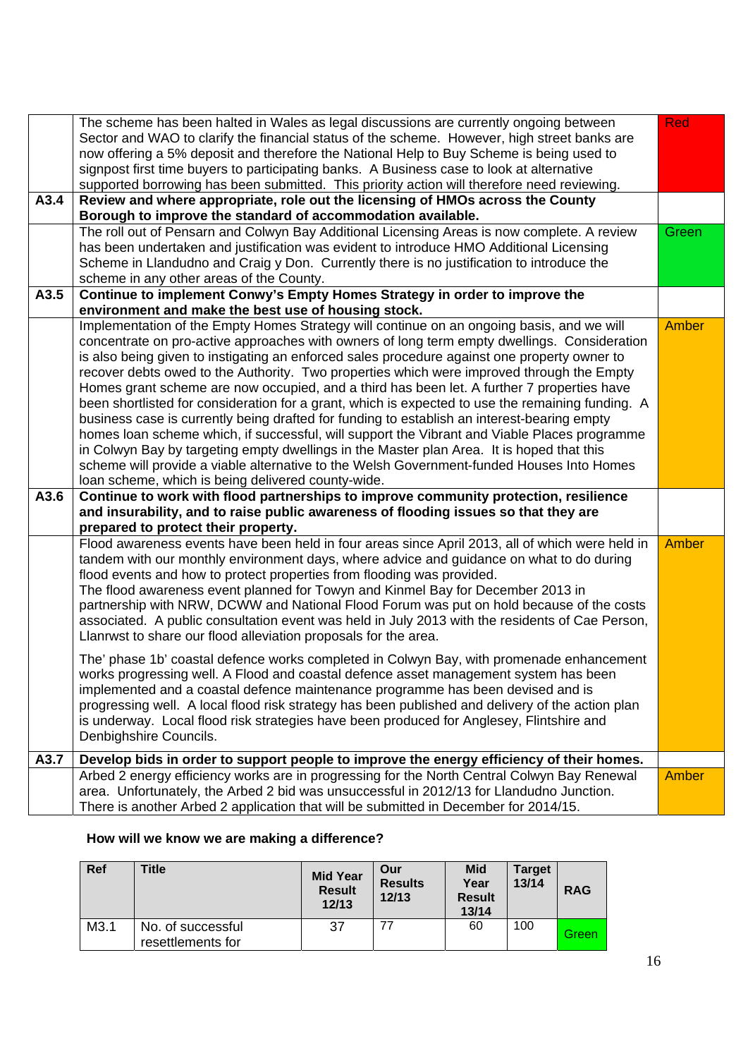| | | |
|---|---|---|
| | The scheme has been halted in Wales as legal discussions are currently ongoing between Sector and WAO to clarify the financial status of the scheme. However, high street banks are now offering a 5% deposit and therefore the National Help to Buy Scheme is being used to signpost first time buyers to participating banks. A Business case to look at alternative supported borrowing has been submitted. This priority action will therefore need reviewing. | Red |
| **A3.4** | **Review and where appropriate, role out the licensing of HMOs across the County Borough to improve the standard of accommodation available.** | |
| | The roll out of Pensarn and Colwyn Bay Additional Licensing Areas is now complete. A review has been undertaken and justification was evident to introduce HMO Additional Licensing Scheme in Llandudno and Craig y Don. Currently there is no justification to introduce the scheme in any other areas of the County. | Green |
| **A3.5** | **Continue to implement Conwy's Empty Homes Strategy in order to improve the environment and make the best use of housing stock.** | |
| | Implementation of the Empty Homes Strategy will continue on an ongoing basis, and we will concentrate on pro-active approaches with owners of long term empty dwellings. Consideration is also being given to instigating an enforced sales procedure against one property owner to recover debts owed to the Authority. Two properties which were improved through the Empty Homes grant scheme are now occupied, and a third has been let. A further 7 properties have been shortlisted for consideration for a grant, which is expected to use the remaining funding. A business case is currently being drafted for funding to establish an interest-bearing empty homes loan scheme which, if successful, will support the Vibrant and Viable Places programme in Colwyn Bay by targeting empty dwellings in the Master plan Area. It is hoped that this scheme will provide a viable alternative to the Welsh Government-funded Houses Into Homes loan scheme, which is being delivered county-wide. | Amber |
| **A3.6** | **Continue to work with flood partnerships to improve community protection, resilience and insurability, and to raise public awareness of flooding issues so that they are prepared to protect their property.** | |
| | Flood awareness events have been held in four areas since April 2013, all of which were held in tandem with our monthly environment days, where advice and guidance on what to do during flood events and how to protect properties from flooding was provided.<br>The flood awareness event planned for Towyn and Kinmel Bay for December 2013 in partnership with NRW, DCWW and National Flood Forum was put on hold because of the costs associated. A public consultation event was held in July 2013 with the residents of Cae Person, Llanrwst to share our flood alleviation proposals for the area.<br><br>The' phase 1b' coastal defence works completed in Colwyn Bay, with promenade enhancement works progressing well. A Flood and coastal defence asset management system has been implemented and a coastal defence maintenance programme has been devised and is progressing well. A local flood risk strategy has been published and delivery of the action plan is underway. Local flood risk strategies have been produced for Anglesey, Flintshire and Denbighshire Councils. | Amber |
| **A3.7** | **Develop bids in order to support people to improve the energy efficiency of their homes.** | |
| | Arbed 2 energy efficiency works are in progressing for the North Central Colwyn Bay Renewal area. Unfortunately, the Arbed 2 bid was unsuccessful in 2012/13 for Llandudno Junction. There is another Arbed 2 application that will be submitted in December for 2014/15. | Amber |

**How will we know we are making a difference?**

| Ref | Title | Mid Year Result 12/13 | Our Results 12/13 | Mid Year Result 13/14 | Target 13/14 | RAG |
|---|---|---|---|---|---|---|
| M3.1 | No. of successful resettlements for | 37 | 77 | 60 | 100 | Green |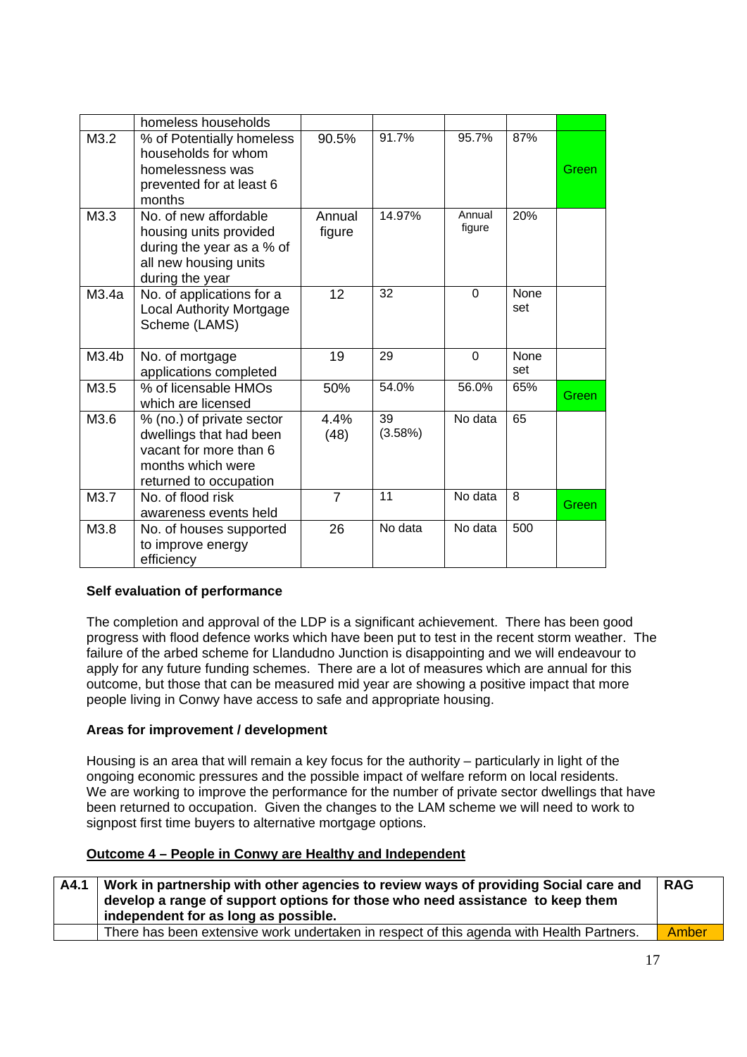| | homeless households | | | | | |
|---|---|---|---|---|---|---|
| M3.2 | % of Potentially homeless households for whom homelessness was prevented for at least 6 months | 90.5% | 91.7% | 95.7% | 87% | Green |
| M3.3 | No. of new affordable housing units provided during the year as a % of all new housing units during the year | Annual figure | 14.97% | Annual figure | 20% | |
| M3.4a | No. of applications for a Local Authority Mortgage Scheme (LAMS) | 12 | 32 | 0 | None set | |
| M3.4b | No. of mortgage applications completed | 19 | 29 | 0 | None set | |
| M3.5 | % of licensable HMOs which are licensed | 50% | 54.0% | 56.0% | 65% | Green |
| M3.6 | % (no.) of private sector dwellings that had been vacant for more than 6 months which were returned to occupation | 4.4% (48) | 39 (3.58%) | No data | 65 | |
| M3.7 | No. of flood risk awareness events held | 7 | 11 | No data | 8 | Green |
| M3.8 | No. of houses supported to improve energy efficiency | 26 | No data | No data | 500 | |

**Self evaluation of performance**

The completion and approval of the LDP is a significant achievement. There has been good progress with flood defence works which have been put to test in the recent storm weather. The failure of the arbed scheme for Llandudno Junction is disappointing and we will endeavour to apply for any future funding schemes. There are a lot of measures which are annual for this outcome, but those that can be measured mid year are showing a positive impact that more people living in Conwy have access to safe and appropriate housing.

**Areas for improvement / development**

Housing is an area that will remain a key focus for the authority – particularly in light of the ongoing economic pressures and the possible impact of welfare reform on local residents. We are working to improve the performance for the number of private sector dwellings that have been returned to occupation. Given the changes to the LAM scheme we will need to work to signpost first time buyers to alternative mortgage options.

**Outcome 4 – People in Conwy are Healthy and Independent**

| A4.1 | Work in partnership with other agencies to review ways of providing Social care and develop a range of support options for those who need assistance to keep them independent for as long as possible. | RAG |
|---|---|---|
| | There has been extensive work undertaken in respect of this agenda with Health Partners. | Amber |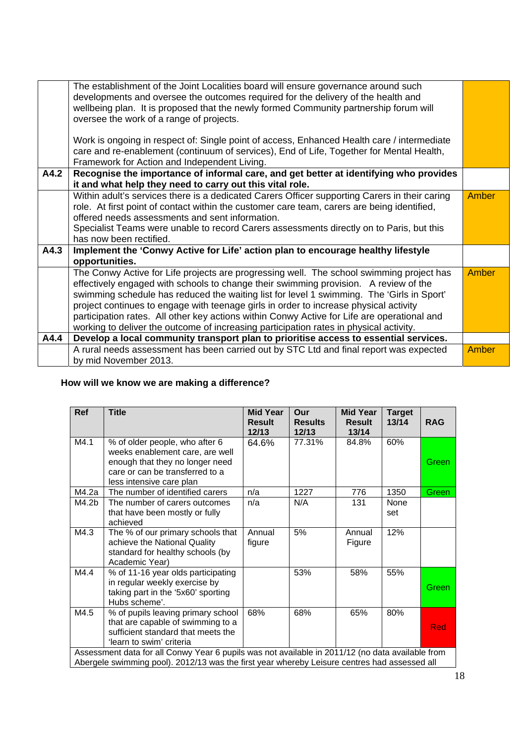| | | |
|---|---|---|
| | The establishment of the Joint Localities board will ensure governance around such developments and oversee the outcomes required for the delivery of the health and wellbeing plan. It is proposed that the newly formed Community partnership forum will oversee the work of a range of projects.<br><br>Work is ongoing in respect of: Single point of access, Enhanced Health care / intermediate care and re-enablement (continuum of services), End of Life, Together for Mental Health, Framework for Action and Independent Living. | |
| **A4.2** | **Recognise the importance of informal care, and get better at identifying who provides it and what help they need to carry out this vital role.** | |
| | Within adult's services there is a dedicated Carers Officer supporting Carers in their caring role. At first point of contact within the customer care team, carers are being identified, offered needs assessments and sent information.<br>Specialist Teams were unable to record Carers assessments directly on to Paris, but this has now been rectified. | Amber |
| **A4.3** | **Implement the 'Conwy Active for Life' action plan to encourage healthy lifestyle opportunities.** | |
| | The Conwy Active for Life projects are progressing well. The school swimming project has effectively engaged with schools to change their swimming provision. A review of the swimming schedule has reduced the waiting list for level 1 swimming. The 'Girls in Sport' project continues to engage with teenage girls in order to increase physical activity participation rates. All other key actions within Conwy Active for Life are operational and working to deliver the outcome of increasing participation rates in physical activity. | Amber |
| **A4.4** | **Develop a local community transport plan to prioritise access to essential services.** | |
| | A rural needs assessment has been carried out by STC Ltd and final report was expected by mid November 2013. | Amber |

**How will we know we are making a difference?**

| Ref | Title | Mid Year Result 12/13 | Our Results 12/13 | Mid Year Result 13/14 | Target 13/14 | RAG |
|---|---|---|---|---|---|---|
| M4.1 | % of older people, who after 6 weeks enablement care, are well enough that they no longer need care or can be transferred to a less intensive care plan | 64.6% | 77.31% | 84.8% | 60% | Green |
| M4.2a | The number of identified carers | n/a | 1227 | 776 | 1350 | Green |
| M4.2b | The number of carers outcomes that have been mostly or fully achieved | n/a | N/A | 131 | None set | |
| M4.3 | The % of our primary schools that achieve the National Quality standard for healthy schools (by Academic Year) | Annual figure | 5% | Annual Figure | 12% | |
| M4.4 | % of 11-16 year olds participating in regular weekly exercise by taking part in the '5x60' sporting Hubs scheme'. | | 53% | 58% | 55% | Green |
| M4.5 | % of pupils leaving primary school that are capable of swimming to a sufficient standard that meets the 'learn to swim' criteria | 68% | 68% | 65% | 80% | Red |
| Assessment data for all Conwy Year 6 pupils was not available in 2011/12 (no data available from Abergele swimming pool). 2012/13 was the first year whereby Leisure centres had assessed all | | | | | | |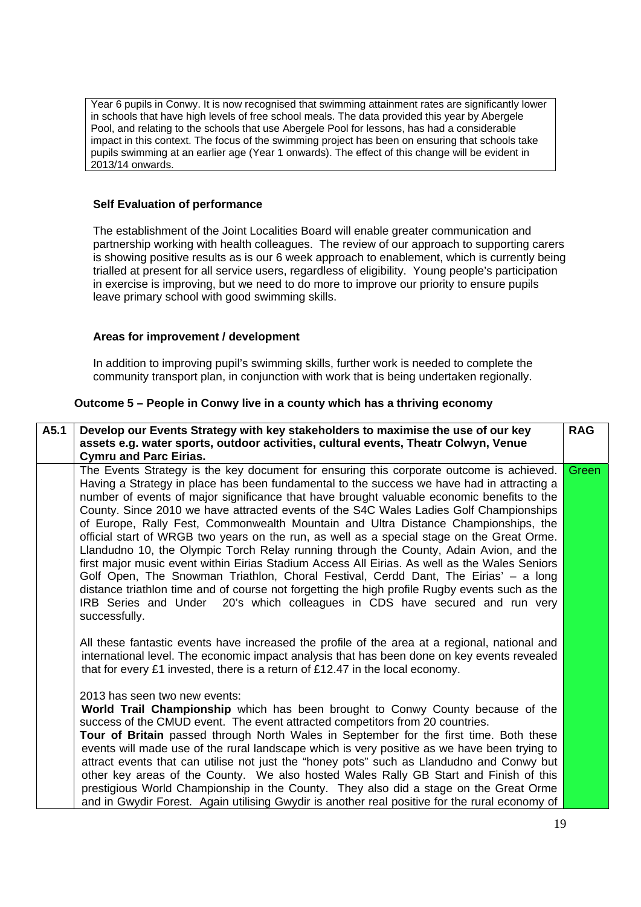Year 6 pupils in Conwy. It is now recognised that swimming attainment rates are significantly lower in schools that have high levels of free school meals. The data provided this year by Abergele Pool, and relating to the schools that use Abergele Pool for lessons, has had a considerable impact in this context. The focus of the swimming project has been on ensuring that schools take pupils swimming at an earlier age (Year 1 onwards). The effect of this change will be evident in 2013/14 onwards.

**Self Evaluation of performance**

The establishment of the Joint Localities Board will enable greater communication and partnership working with health colleagues. The review of our approach to supporting carers is showing positive results as is our 6 week approach to enablement, which is currently being trialled at present for all service users, regardless of eligibility. Young people's participation in exercise is improving, but we need to do more to improve our priority to ensure pupils leave primary school with good swimming skills.

**Areas for improvement / development**

In addition to improving pupil's swimming skills, further work is needed to complete the community transport plan, in conjunction with work that is being undertaken regionally.

**Outcome 5 – People in Conwy live in a county which has a thriving economy**

| A5.1 | Develop our Events Strategy with key stakeholders to maximise the use of our key assets e.g. water sports, outdoor activities, cultural events, Theatr Colwyn, Venue Cymru and Parc Eirias. | RAG |
|---|---|---|
| | The Events Strategy is the key document for ensuring this corporate outcome is achieved. Having a Strategy in place has been fundamental to the success we have had in attracting a number of events of major significance that have brought valuable economic benefits to the County. Since 2010 we have attracted events of the S4C Wales Ladies Golf Championships of Europe, Rally Fest, Commonwealth Mountain and Ultra Distance Championships, the official start of WRGB two years on the run, as well as a special stage on the Great Orme. Llandudno 10, the Olympic Torch Relay running through the County, Adain Avion, and the first major music event within Eirias Stadium Access All Eirias. As well as the Wales Seniors Golf Open, The Snowman Triathlon, Choral Festival, Cerdd Dant, The Eirias' – a long distance triathlon time and of course not forgetting the high profile Rugby events such as the IRB Series and Under 20's which colleagues in CDS have secured and run very successfully.<br><br>All these fantastic events have increased the profile of the area at a regional, national and international level. The economic impact analysis that has been done on key events revealed that for every £1 invested, there is a return of £12.47 in the local economy.<br><br>2013 has seen two new events:<br>**World Trail Championship** which has been brought to Conwy County because of the success of the CMUD event. The event attracted competitors from 20 countries.<br>**Tour of Britain** passed through North Wales in September for the first time. Both these events will made use of the rural landscape which is very positive as we have been trying to attract events that can utilise not just the "honey pots" such as Llandudno and Conwy but other key areas of the County. We also hosted Wales Rally GB Start and Finish of this prestigious World Championship in the County. They also did a stage on the Great Orme and in Gwydir Forest. Again utilising Gwydir is another real positive for the rural economy of | Green |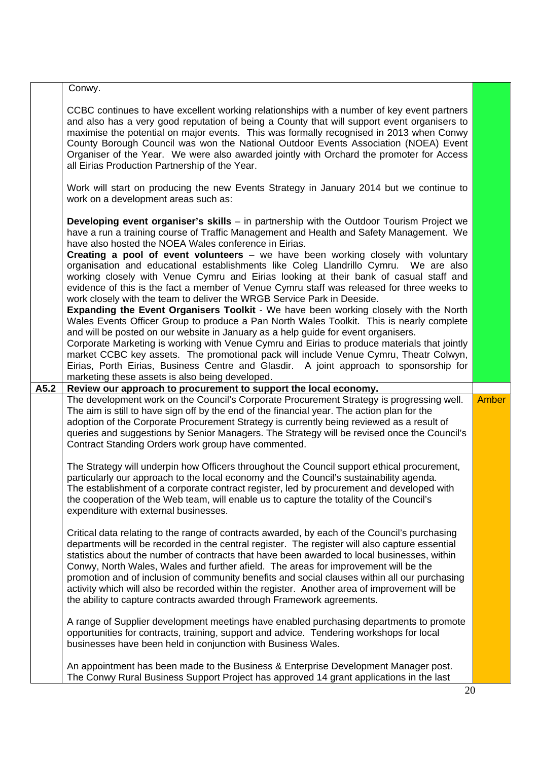| | | |
|---|---|---|
| | Conwy.<br><br>CCBC continues to have excellent working relationships with a number of key event partners and also has a very good reputation of being a County that will support event organisers to maximise the potential on major events. This was formally recognised in 2013 when Conwy County Borough Council was won the National Outdoor Events Association (NOEA) Event Organiser of the Year. We were also awarded jointly with Orchard the promoter for Access all Eirias Production Partnership of the Year.<br><br>Work will start on producing the new Events Strategy in January 2014 but we continue to work on a development areas such as:<br><br>**Developing event organiser's skills** – in partnership with the Outdoor Tourism Project we have a run a training course of Traffic Management and Health and Safety Management. We have also hosted the NOEA Wales conference in Eirias.<br>**Creating a pool of event volunteers** – we have been working closely with voluntary organisation and educational establishments like Coleg Llandrillo Cymru. We are also working closely with Venue Cymru and Eirias looking at their bank of casual staff and evidence of this is the fact a member of Venue Cymru staff was released for three weeks to work closely with the team to deliver the WRGB Service Park in Deeside.<br>**Expanding the Event Organisers Toolkit** - We have been working closely with the North Wales Events Officer Group to produce a Pan North Wales Toolkit. This is nearly complete and will be posted on our website in January as a help guide for event organisers.<br>Corporate Marketing is working with Venue Cymru and Eirias to produce materials that jointly market CCBC key assets. The promotional pack will include Venue Cymru, Theatr Colwyn, Eirias, Porth Eirias, Business Centre and Glasdir. A joint approach to sponsorship for marketing these assets is also being developed. | |
| **A5.2** | **Review our approach to procurement to support the local economy.** | |
| | The development work on the Council's Corporate Procurement Strategy is progressing well. The aim is still to have sign off by the end of the financial year. The action plan for the adoption of the Corporate Procurement Strategy is currently being reviewed as a result of queries and suggestions by Senior Managers. The Strategy will be revised once the Council's Contract Standing Orders work group have commented.<br><br>The Strategy will underpin how Officers throughout the Council support ethical procurement, particularly our approach to the local economy and the Council's sustainability agenda.<br>The establishment of a corporate contract register, led by procurement and developed with the cooperation of the Web team, will enable us to capture the totality of the Council's expenditure with external businesses.<br><br>Critical data relating to the range of contracts awarded, by each of the Council's purchasing departments will be recorded in the central register. The register will also capture essential statistics about the number of contracts that have been awarded to local businesses, within Conwy, North Wales, Wales and further afield. The areas for improvement will be the promotion and of inclusion of community benefits and social clauses within all our purchasing activity which will also be recorded within the register. Another area of improvement will be the ability to capture contracts awarded through Framework agreements.<br><br>A range of Supplier development meetings have enabled purchasing departments to promote opportunities for contracts, training, support and advice. Tendering workshops for local businesses have been held in conjunction with Business Wales.<br><br>An appointment has been made to the Business & Enterprise Development Manager post. The Conwy Rural Business Support Project has approved 14 grant applications in the last | Amber |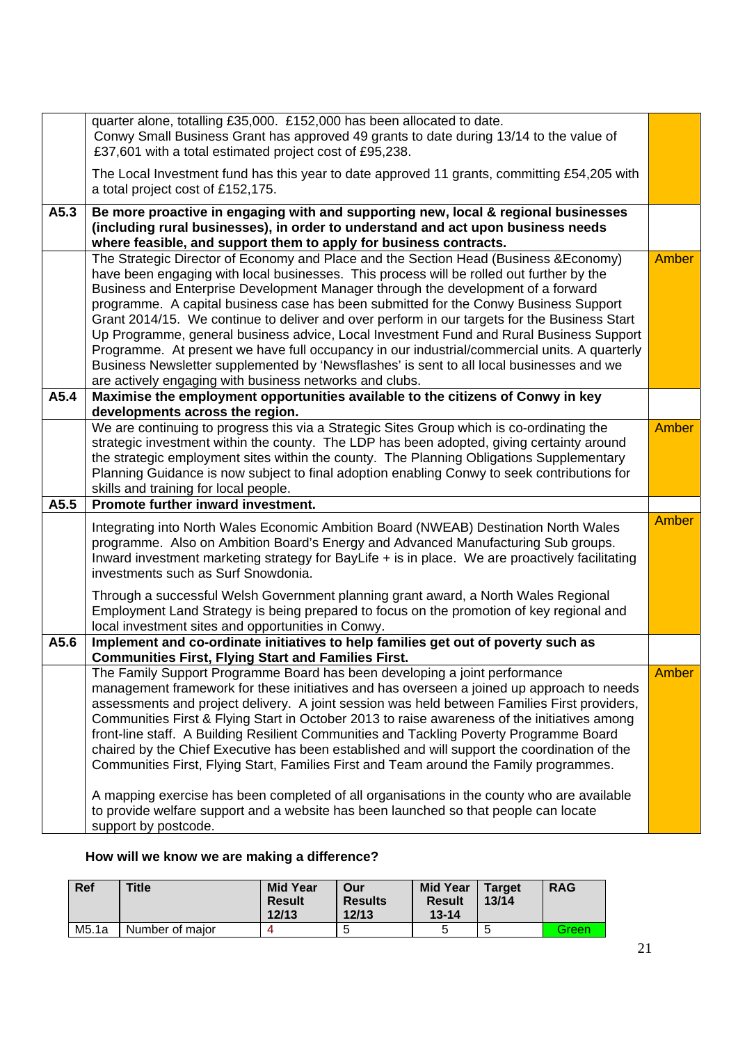| | | |
|---|---|---|
| | quarter alone, totalling £35,000. £152,000 has been allocated to date. Conwy Small Business Grant has approved 49 grants to date during 13/14 to the value of £37,601 with a total estimated project cost of £95,238.<br><br>The Local Investment fund has this year to date approved 11 grants, committing £54,205 with a total project cost of £152,175. | |
| **A5.3** | **Be more proactive in engaging with and supporting new, local & regional businesses (including rural businesses), in order to understand and act upon business needs where feasible, and support them to apply for business contracts.** | |
| | The Strategic Director of Economy and Place and the Section Head (Business &Economy) have been engaging with local businesses. This process will be rolled out further by the Business and Enterprise Development Manager through the development of a forward programme. A capital business case has been submitted for the Conwy Business Support Grant 2014/15. We continue to deliver and over perform in our targets for the Business Start Up Programme, general business advice, Local Investment Fund and Rural Business Support Programme. At present we have full occupancy in our industrial/commercial units. A quarterly Business Newsletter supplemented by 'Newsflashes' is sent to all local businesses and we are actively engaging with business networks and clubs. | Amber |
| **A5.4** | **Maximise the employment opportunities available to the citizens of Conwy in key developments across the region.** | |
| | We are continuing to progress this via a Strategic Sites Group which is co-ordinating the strategic investment within the county. The LDP has been adopted, giving certainty around the strategic employment sites within the county. The Planning Obligations Supplementary Planning Guidance is now subject to final adoption enabling Conwy to seek contributions for skills and training for local people. | Amber |
| **A5.5** | **Promote further inward investment.** | |
| | Integrating into North Wales Economic Ambition Board (NWEAB) Destination North Wales programme. Also on Ambition Board's Energy and Advanced Manufacturing Sub groups. Inward investment marketing strategy for BayLife + is in place. We are proactively facilitating investments such as Surf Snowdonia.<br><br>Through a successful Welsh Government planning grant award, a North Wales Regional Employment Land Strategy is being prepared to focus on the promotion of key regional and local investment sites and opportunities in Conwy. | Amber |
| **A5.6** | **Implement and co-ordinate initiatives to help families get out of poverty such as Communities First, Flying Start and Families First.** | |
| | The Family Support Programme Board has been developing a joint performance management framework for these initiatives and has overseen a joined up approach to needs assessments and project delivery. A joint session was held between Families First providers, Communities First & Flying Start in October 2013 to raise awareness of the initiatives among front-line staff. A Building Resilient Communities and Tackling Poverty Programme Board chaired by the Chief Executive has been established and will support the coordination of the Communities First, Flying Start, Families First and Team around the Family programmes.<br><br>A mapping exercise has been completed of all organisations in the county who are available to provide welfare support and a website has been launched so that people can locate support by postcode. | Amber |

**How will we know we are making a difference?**

| Ref | Title | Mid Year Result 12/13 | Our Results 12/13 | Mid Year Result 13-14 | Target 13/14 | RAG |
|---|---|---|---|---|---|---|
| M5.1a | Number of major | 4 | 5 | 5 | 5 | Green |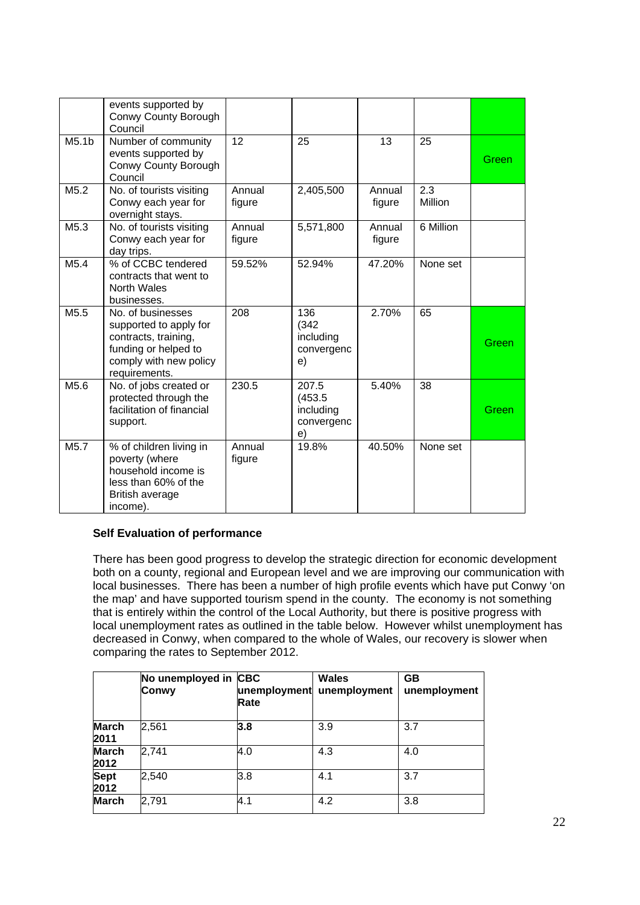|  |  |  |  |  |  |  |
|---|---|---|---|---|---|---|
|  | events supported by Conwy County Borough Council |  |  |  |  |  |
| M5.1b | Number of community events supported by Conwy County Borough Council | 12 | 25 | 13 | 25 | Green |
| M5.2 | No. of tourists visiting Conwy each year for overnight stays. | Annual figure | 2,405,500 | Annual figure | 2.3 Million |  |
| M5.3 | No. of tourists visiting Conwy each year for day trips. | Annual figure | 5,571,800 | Annual figure | 6 Million |  |
| M5.4 | % of CCBC tendered contracts that went to North Wales businesses. | 59.52% | 52.94% | 47.20% | None set |  |
| M5.5 | No. of businesses supported to apply for contracts, training, funding or helped to comply with new policy requirements. | 208 | 136 (342 including convergence) | 2.70% | 65 | Green |
| M5.6 | No. of jobs created or protected through the facilitation of financial support. | 230.5 | 207.5 (453.5 including convergence) | 5.40% | 38 | Green |
| M5.7 | % of children living in poverty (where household income is less than 60% of the British average income). | Annual figure | 19.8% | 40.50% | None set |  |

**Self Evaluation of performance**

There has been good progress to develop the strategic direction for economic development both on a county, regional and European level and we are improving our communication with local businesses. There has been a number of high profile events which have put Conwy 'on the map' and have supported tourism spend in the county. The economy is not something that is entirely within the control of the Local Authority, but there is positive progress with local unemployment rates as outlined in the table below. However whilst unemployment has decreased in Conwy, when compared to the whole of Wales, our recovery is slower when comparing the rates to September 2012.

|  | No unemployed in Conwy | CBC unemployment Rate | Wales unemployment | GB unemployment |
|---|---|---|---|---|
| **March 2011** | 2,561 | **3.8** | 3.9 | 3.7 |
| **March 2012** | 2,741 | 4.0 | 4.3 | 4.0 |
| **Sept 2012** | 2,540 | 3.8 | 4.1 | 3.7 |
| **March** | 2,791 | 4.1 | 4.2 | 3.8 |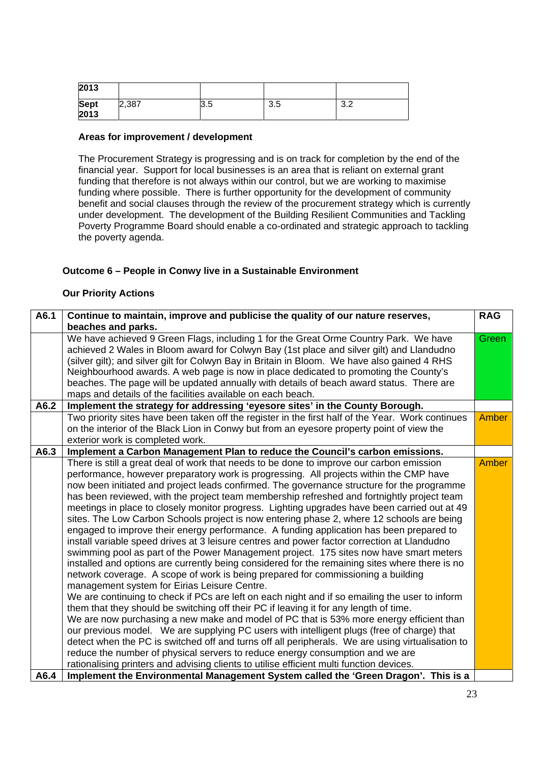| 2013 | | | | |
|---|---|---|---|---|
| Sept 2013 | 2,387 | 3.5 | 3.5 | 3.2 |

**Areas for improvement / development**

The Procurement Strategy is progressing and is on track for completion by the end of the financial year. Support for local businesses is an area that is reliant on external grant funding that therefore is not always within our control, but we are working to maximise funding where possible. There is further opportunity for the development of community benefit and social clauses through the review of the procurement strategy which is currently under development. The development of the Building Resilient Communities and Tackling Poverty Programme Board should enable a co-ordinated and strategic approach to tackling the poverty agenda.

### Outcome 6 – People in Conwy live in a Sustainable Environment

**Our Priority Actions**

| A6.1 | **Continue to maintain, improve and publicise the quality of our nature reserves, beaches and parks.** | **RAG** |
|---|---|---|
| | We have achieved 9 Green Flags, including 1 for the Great Orme Country Park. We have achieved 2 Wales in Bloom award for Colwyn Bay (1st place and silver gilt) and Llandudno (silver gilt); and silver gilt for Colwyn Bay in Britain in Bloom. We have also gained 4 RHS Neighbourhood awards. A web page is now in place dedicated to promoting the County's beaches. The page will be updated annually with details of beach award status. There are maps and details of the facilities available on each beach. | Green |
| **A6.2** | **Implement the strategy for addressing 'eyesore sites' in the County Borough.** | |
| | Two priority sites have been taken off the register in the first half of the Year. Work continues on the interior of the Black Lion in Conwy but from an eyesore property point of view the exterior work is completed work. | Amber |
| **A6.3** | **Implement a Carbon Management Plan to reduce the Council's carbon emissions.** | |
| | There is still a great deal of work that needs to be done to improve our carbon emission performance, however preparatory work is progressing. All projects within the CMP have now been initiated and project leads confirmed. The governance structure for the programme has been reviewed, with the project team membership refreshed and fortnightly project team meetings in place to closely monitor progress. Lighting upgrades have been carried out at 49 sites. The Low Carbon Schools project is now entering phase 2, where 12 schools are being engaged to improve their energy performance. A funding application has been prepared to install variable speed drives at 3 leisure centres and power factor correction at Llandudno swimming pool as part of the Power Management project. 175 sites now have smart meters installed and options are currently being considered for the remaining sites where there is no network coverage. A scope of work is being prepared for commissioning a building management system for Eirias Leisure Centre.<br>We are continuing to check if PCs are left on each night and if so emailing the user to inform them that they should be switching off their PC if leaving it for any length of time.<br>We are now purchasing a new make and model of PC that is 53% more energy efficient than our previous model. We are supplying PC users with intelligent plugs (free of charge) that detect when the PC is switched off and turns off all peripherals. We are using virtualisation to reduce the number of physical servers to reduce energy consumption and we are rationalising printers and advising clients to utilise efficient multi function devices. | Amber |
| **A6.4** | **Implement the Environmental Management System called the 'Green Dragon'. This is a** | |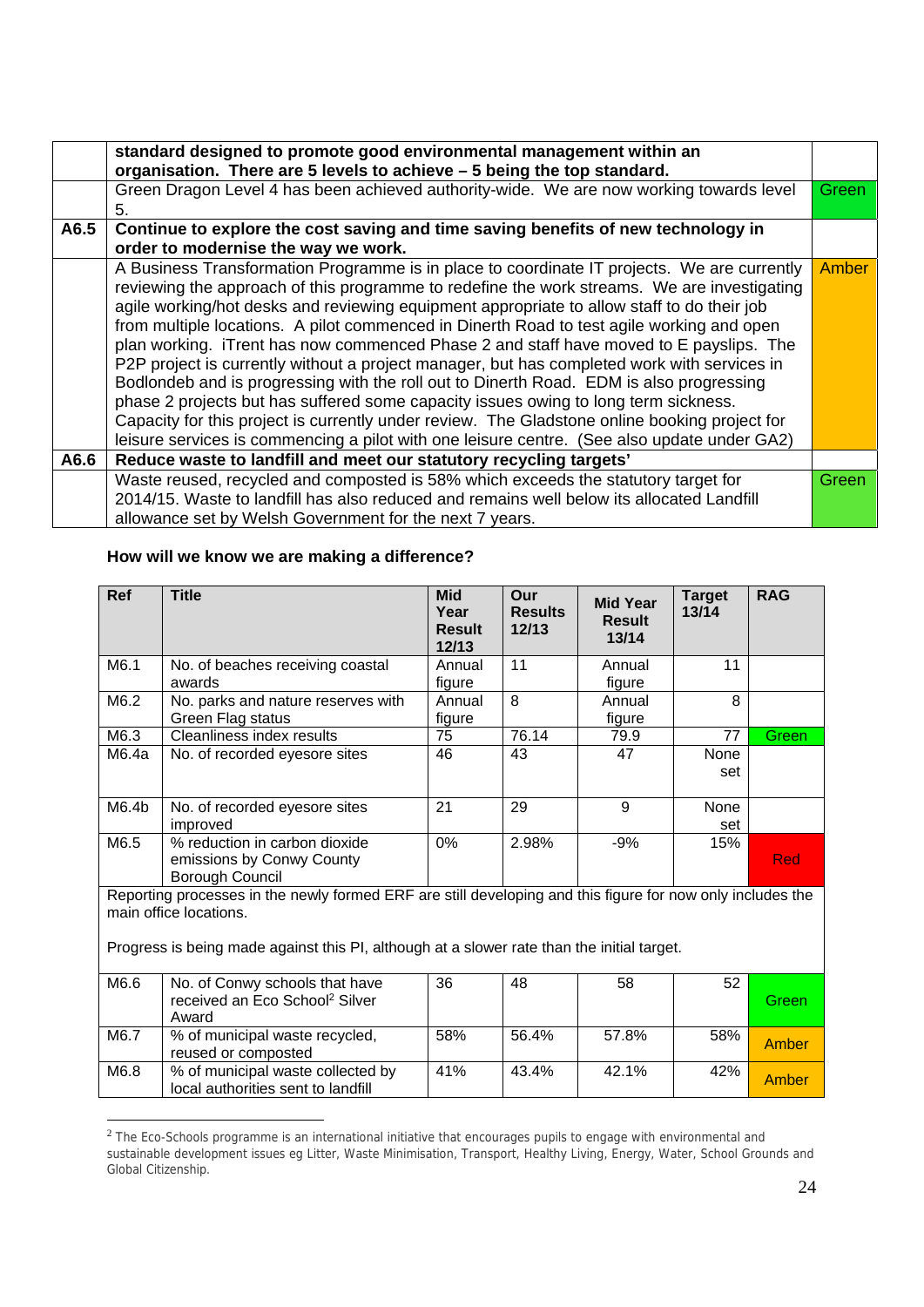| | | |
|---|---|---|
| | **standard designed to promote good environmental management within an organisation. There are 5 levels to achieve – 5 being the top standard.** | |
| | Green Dragon Level 4 has been achieved authority-wide. We are now working towards level 5. | Green |
| **A6.5** | **Continue to explore the cost saving and time saving benefits of new technology in order to modernise the way we work.** | |
| | A Business Transformation Programme is in place to coordinate IT projects. We are currently reviewing the approach of this programme to redefine the work streams. We are investigating agile working/hot desks and reviewing equipment appropriate to allow staff to do their job from multiple locations. A pilot commenced in Dinerth Road to test agile working and open plan working. iTrent has now commenced Phase 2 and staff have moved to E payslips. The P2P project is currently without a project manager, but has completed work with services in Bodlondeb and is progressing with the roll out to Dinerth Road. EDM is also progressing phase 2 projects but has suffered some capacity issues owing to long term sickness. Capacity for this project is currently under review. The Gladstone online booking project for leisure services is commencing a pilot with one leisure centre. (See also update under GA2) | Amber |
| **A6.6** | **Reduce waste to landfill and meet our statutory recycling targets'** | |
| | Waste reused, recycled and composted is 58% which exceeds the statutory target for 2014/15. Waste to landfill has also reduced and remains well below its allocated Landfill allowance set by Welsh Government for the next 7 years. | Green |

### How will we know we are making a difference?

| Ref | Title | Mid Year Result 12/13 | Our Results 12/13 | Mid Year Result 13/14 | Target 13/14 | RAG |
|---|---|---|---|---|---|---|
| M6.1 | No. of beaches receiving coastal awards | Annual figure | 11 | Annual figure | 11 | |
| M6.2 | No. parks and nature reserves with Green Flag status | Annual figure | 8 | Annual figure | 8 | |
| M6.3 | Cleanliness index results | 75 | 76.14 | 79.9 | 77 | Green |
| M6.4a | No. of recorded eyesore sites | 46 | 43 | 47 | None set | |
| M6.4b | No. of recorded eyesore sites improved | 21 | 29 | 9 | None set | |
| M6.5 | % reduction in carbon dioxide emissions by Conwy County Borough Council | 0% | 2.98% | -9% | 15% | Red |
| | Reporting processes in the newly formed ERF are still developing and this figure for now only includes the main office locations. Progress is being made against this PI, although at a slower rate than the initial target. | | | | | |
| M6.6 | No. of Conwy schools that have received an Eco School[2] Silver Award | 36 | 48 | 58 | 52 | Green |
| M6.7 | % of municipal waste recycled, reused or composted | 58% | 56.4% | 57.8% | 58% | Amber |
| M6.8 | % of municipal waste collected by local authorities sent to landfill | 41% | 43.4% | 42.1% | 42% | Amber |

[2] The Eco-Schools programme is an international initiative that encourages pupils to engage with environmental and sustainable development issues eg Litter, Waste Minimisation, Transport, Healthy Living, Energy, Water, School Grounds and Global Citizenship.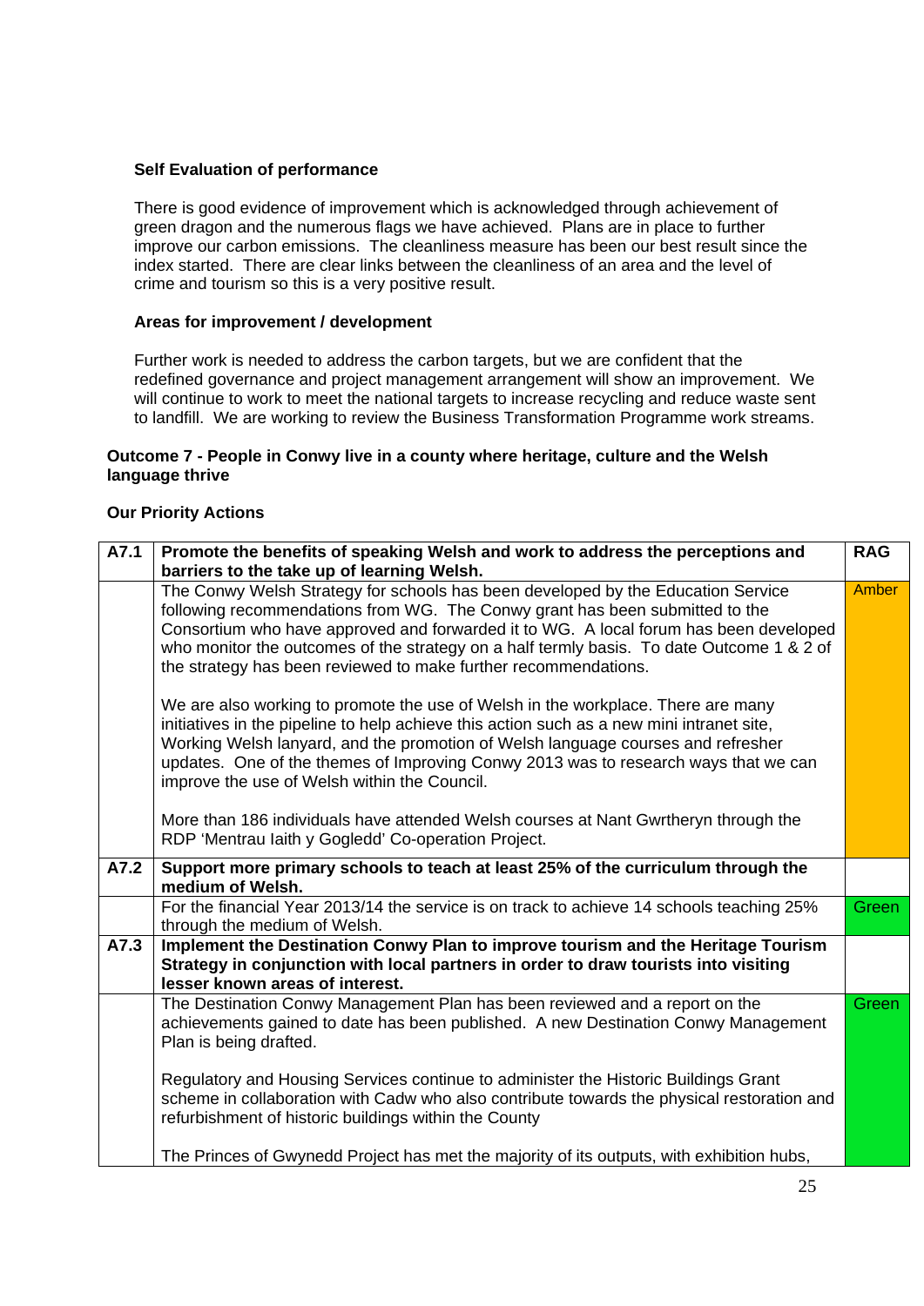**Self Evaluation of performance**

There is good evidence of improvement which is acknowledged through achievement of green dragon and the numerous flags we have achieved. Plans are in place to further improve our carbon emissions. The cleanliness measure has been our best result since the index started. There are clear links between the cleanliness of an area and the level of crime and tourism so this is a very positive result.

**Areas for improvement / development**

Further work is needed to address the carbon targets, but we are confident that the redefined governance and project management arrangement will show an improvement. We will continue to work to meet the national targets to increase recycling and reduce waste sent to landfill. We are working to review the Business Transformation Programme work streams.

**Outcome 7 - People in Conwy live in a county where heritage, culture and the Welsh language thrive**

**Our Priority Actions**

| **A7.1** | **Promote the benefits of speaking Welsh and work to address the perceptions and barriers to the take up of learning Welsh.** | **RAG** |
|---|---|---|
| | The Conwy Welsh Strategy for schools has been developed by the Education Service following recommendations from WG. The Conwy grant has been submitted to the Consortium who have approved and forwarded it to WG. A local forum has been developed who monitor the outcomes of the strategy on a half termly basis. To date Outcome 1 & 2 of the strategy has been reviewed to make further recommendations.<br><br>We are also working to promote the use of Welsh in the workplace. There are many initiatives in the pipeline to help achieve this action such as a new mini intranet site, Working Welsh lanyard, and the promotion of Welsh language courses and refresher updates. One of the themes of Improving Conwy 2013 was to research ways that we can improve the use of Welsh within the Council.<br><br>More than 186 individuals have attended Welsh courses at Nant Gwrtheryn through the RDP 'Mentrau Iaith y Gogledd' Co-operation Project. | Amber |
| **A7.2** | **Support more primary schools to teach at least 25% of the curriculum through the medium of Welsh.** | |
| | For the financial Year 2013/14 the service is on track to achieve 14 schools teaching 25% through the medium of Welsh. | Green |
| **A7.3** | **Implement the Destination Conwy Plan to improve tourism and the Heritage Tourism Strategy in conjunction with local partners in order to draw tourists into visiting lesser known areas of interest.** | |
| | The Destination Conwy Management Plan has been reviewed and a report on the achievements gained to date has been published. A new Destination Conwy Management Plan is being drafted.<br><br>Regulatory and Housing Services continue to administer the Historic Buildings Grant scheme in collaboration with Cadw who also contribute towards the physical restoration and refurbishment of historic buildings within the County<br><br>The Princes of Gwynedd Project has met the majority of its outputs, with exhibition hubs, | Green |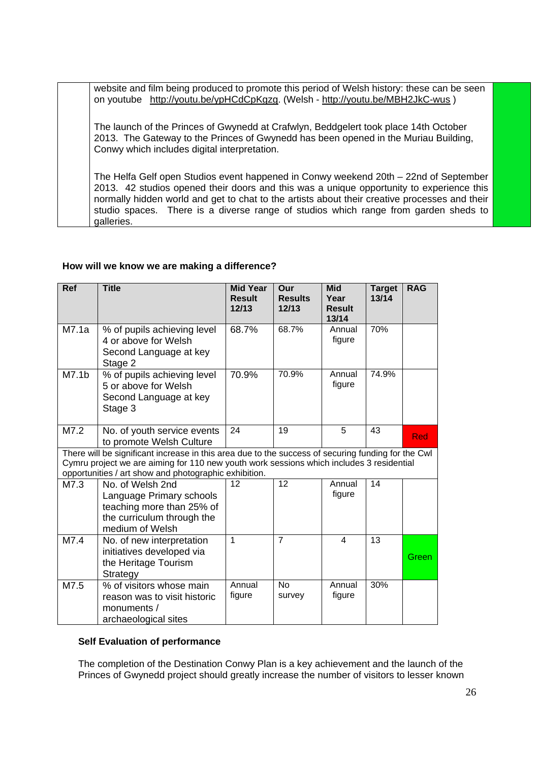| | | |
|---|---|---|
| | website and film being produced to promote this period of Welsh history: these can be seen on youtube http://youtu.be/ypHCdCpKqzg. (Welsh - http://youtu.be/MBH2JkC-wus )<br><br>The launch of the Princes of Gwynedd at Crafwlyn, Beddgelert took place 14th October 2013. The Gateway to the Princes of Gwynedd has been opened in the Muriau Building, Conwy which includes digital interpretation.<br><br>The Helfa Gelf open Studios event happened in Conwy weekend 20th – 22nd of September 2013. 42 studios opened their doors and this was a unique opportunity to experience this normally hidden world and get to chat to the artists about their creative processes and their studio spaces. There is a diverse range of studios which range from garden sheds to galleries. | |

**How will we know we are making a difference?**

| Ref | Title | Mid Year Result 12/13 | Our Results 12/13 | Mid Year Result 13/14 | Target 13/14 | RAG |
|---|---|---|---|---|---|---|
| M7.1a | % of pupils achieving level 4 or above for Welsh Second Language at key Stage 2 | 68.7% | 68.7% | Annual figure | 70% | |
| M7.1b | % of pupils achieving level 5 or above for Welsh Second Language at key Stage 3 | 70.9% | 70.9% | Annual figure | 74.9% | |
| M7.2 | No. of youth service events to promote Welsh Culture | 24 | 19 | 5 | 43 | Red |
| There will be significant increase in this area due to the success of securing funding for the Cwl Cymru project we are aiming for 110 new youth work sessions which includes 3 residential opportunities / art show and photographic exhibition. | | | | | | |
| M7.3 | No. of Welsh 2nd Language Primary schools teaching more than 25% of the curriculum through the medium of Welsh | 12 | 12 | Annual figure | 14 | |
| M7.4 | No. of new interpretation initiatives developed via the Heritage Tourism Strategy | 1 | 7 | 4 | 13 | Green |
| M7.5 | % of visitors whose main reason was to visit historic monuments / archaeological sites | Annual figure | No survey | Annual figure | 30% | |

**Self Evaluation of performance**

The completion of the Destination Conwy Plan is a key achievement and the launch of the Princes of Gwynedd project should greatly increase the number of visitors to lesser known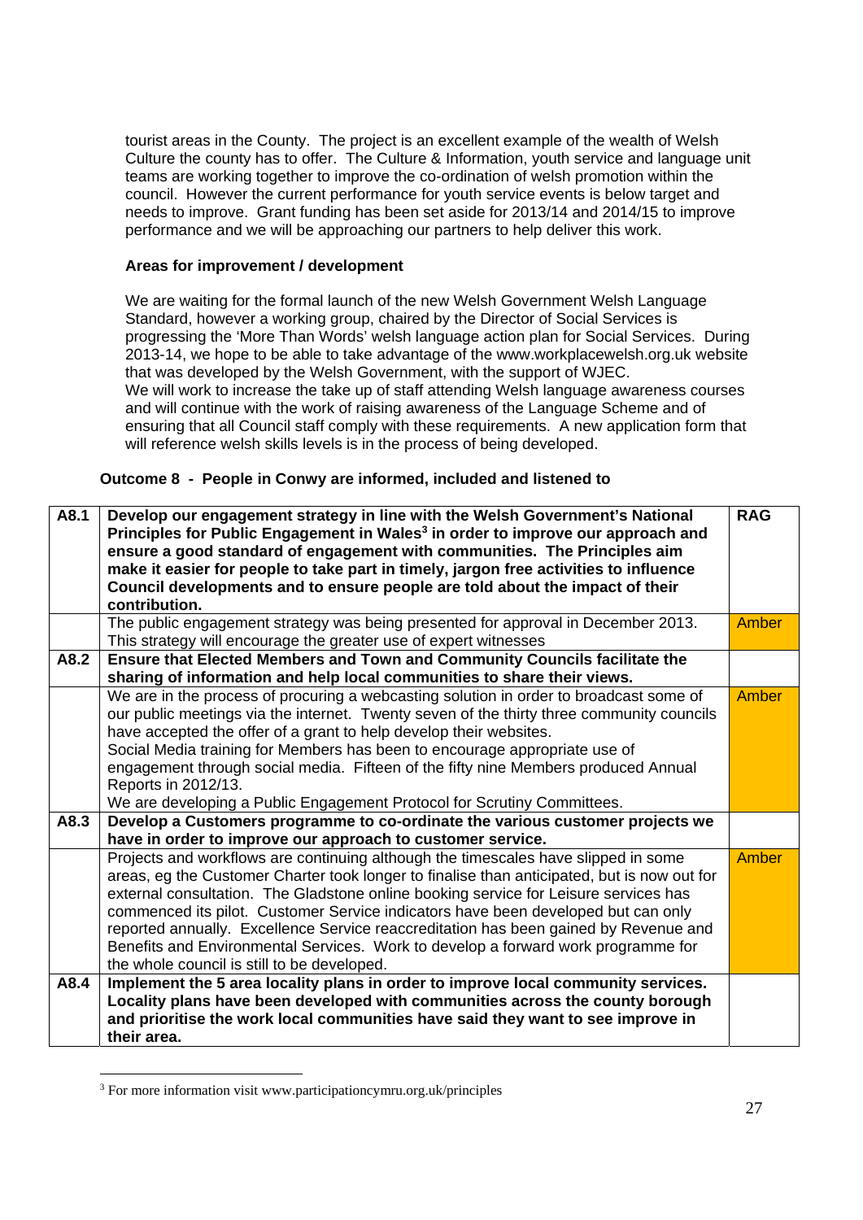tourist areas in the County. The project is an excellent example of the wealth of Welsh Culture the county has to offer. The Culture & Information, youth service and language unit teams are working together to improve the co-ordination of welsh promotion within the council. However the current performance for youth service events is below target and needs to improve. Grant funding has been set aside for 2013/14 and 2014/15 to improve performance and we will be approaching our partners to help deliver this work.

**Areas for improvement / development**

We are waiting for the formal launch of the new Welsh Government Welsh Language Standard, however a working group, chaired by the Director of Social Services is progressing the 'More Than Words' welsh language action plan for Social Services. During 2013-14, we hope to be able to take advantage of the www.workplacewelsh.org.uk website that was developed by the Welsh Government, with the support of WJEC.
We will work to increase the take up of staff attending Welsh language awareness courses and will continue with the work of raising awareness of the Language Scheme and of ensuring that all Council staff comply with these requirements. A new application form that will reference welsh skills levels is in the process of being developed.

**Outcome 8 - People in Conwy are informed, included and listened to**

| A8.1 | **Develop our engagement strategy in line with the Welsh Government's National Principles for Public Engagement in Wales[3] in order to improve our approach and ensure a good standard of engagement with communities. The Principles aim make it easier for people to take part in timely, jargon free activities to influence Council developments and to ensure people are told about the impact of their contribution.** | **RAG** |
|---|---|---|
| | The public engagement strategy was being presented for approval in December 2013. This strategy will encourage the greater use of expert witnesses | Amber |
| **A8.2** | **Ensure that Elected Members and Town and Community Councils facilitate the sharing of information and help local communities to share their views.** | |
| | We are in the process of procuring a webcasting solution in order to broadcast some of our public meetings via the internet. Twenty seven of the thirty three community councils have accepted the offer of a grant to help develop their websites.<br>Social Media training for Members has been to encourage appropriate use of engagement through social media. Fifteen of the fifty nine Members produced Annual Reports in 2012/13.<br>We are developing a Public Engagement Protocol for Scrutiny Committees. | Amber |
| **A8.3** | **Develop a Customers programme to co-ordinate the various customer projects we have in order to improve our approach to customer service.** | |
| | Projects and workflows are continuing although the timescales have slipped in some areas, eg the Customer Charter took longer to finalise than anticipated, but is now out for external consultation. The Gladstone online booking service for Leisure services has commenced its pilot. Customer Service indicators have been developed but can only reported annually. Excellence Service reaccreditation has been gained by Revenue and Benefits and Environmental Services. Work to develop a forward work programme for the whole council is still to be developed. | Amber |
| **A8.4** | **Implement the 5 area locality plans in order to improve local community services. Locality plans have been developed with communities across the county borough and prioritise the work local communities have said they want to see improve in their area.** | |

[3] For more information visit www.participationcymru.org.uk/principles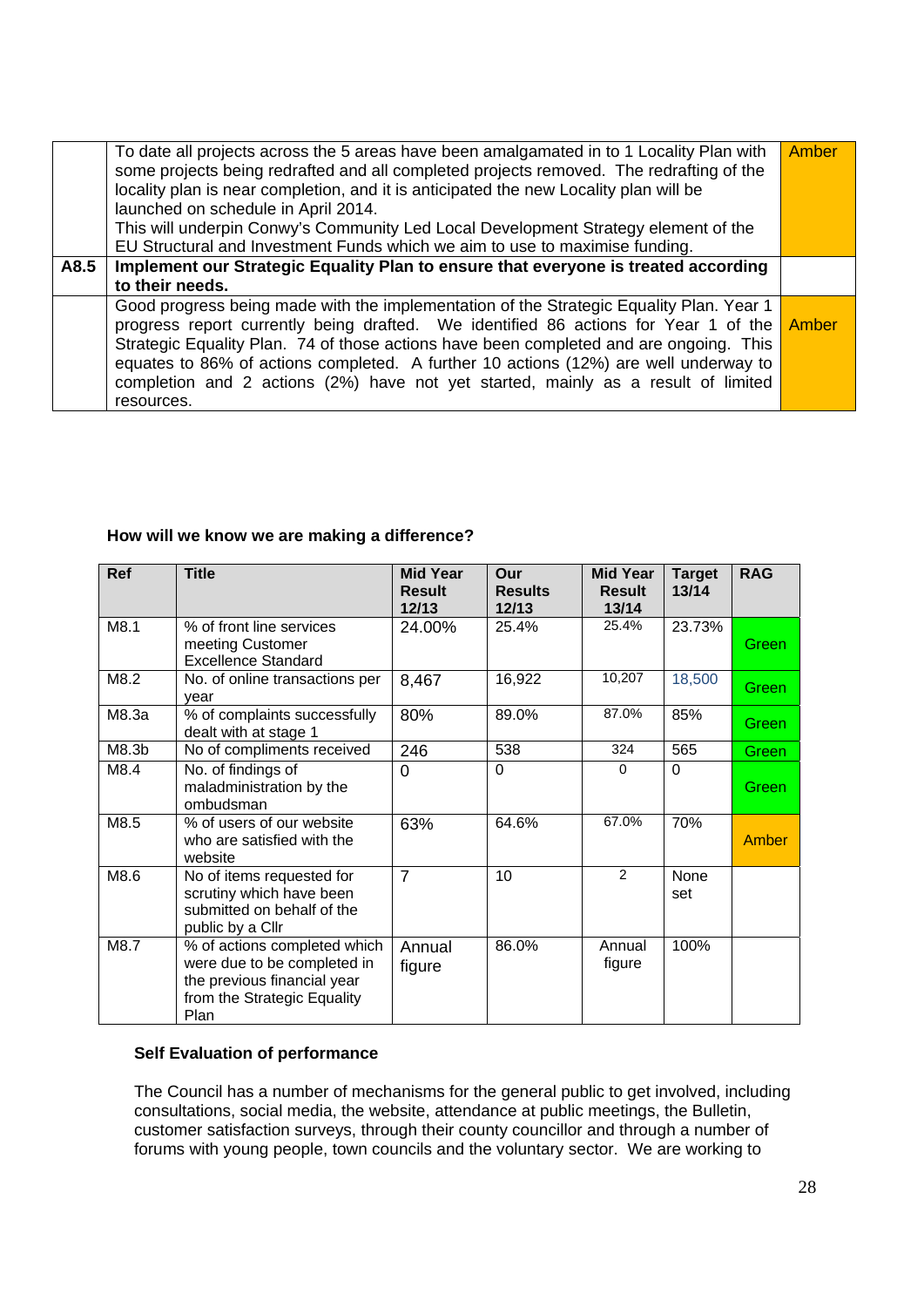| | | |
|---|---|---|
| | To date all projects across the 5 areas have been amalgamated in to 1 Locality Plan with some projects being redrafted and all completed projects removed. The redrafting of the locality plan is near completion, and it is anticipated the new Locality plan will be launched on schedule in April 2014.<br>This will underpin Conwy's Community Led Local Development Strategy element of the EU Structural and Investment Funds which we aim to use to maximise funding. | Amber |
| **A8.5** | **Implement our Strategic Equality Plan to ensure that everyone is treated according to their needs.** | |
| | Good progress being made with the implementation of the Strategic Equality Plan. Year 1 progress report currently being drafted. We identified 86 actions for Year 1 of the Strategic Equality Plan. 74 of those actions have been completed and are ongoing. This equates to 86% of actions completed. A further 10 actions (12%) are well underway to completion and 2 actions (2%) have not yet started, mainly as a result of limited resources. | Amber |

**How will we know we are making a difference?**

| Ref | Title | Mid Year Result 12/13 | Our Results 12/13 | Mid Year Result 13/14 | Target 13/14 | RAG |
|---|---|---|---|---|---|---|
| M8.1 | % of front line services meeting Customer Excellence Standard | 24.00% | 25.4% | 25.4% | 23.73% | Green |
| M8.2 | No. of online transactions per year | 8,467 | 16,922 | 10,207 | 18,500 | Green |
| M8.3a | % of complaints successfully dealt with at stage 1 | 80% | 89.0% | 87.0% | 85% | Green |
| M8.3b | No of compliments received | 246 | 538 | 324 | 565 | Green |
| M8.4 | No. of findings of maladministration by the ombudsman | 0 | 0 | 0 | 0 | Green |
| M8.5 | % of users of our website who are satisfied with the website | 63% | 64.6% | 67.0% | 70% | Amber |
| M8.6 | No of items requested for scrutiny which have been submitted on behalf of the public by a Cllr | 7 | 10 | 2 | None set | |
| M8.7 | % of actions completed which were due to be completed in the previous financial year from the Strategic Equality Plan | Annual figure | 86.0% | Annual figure | 100% | |

**Self Evaluation of performance**

The Council has a number of mechanisms for the general public to get involved, including consultations, social media, the website, attendance at public meetings, the Bulletin, customer satisfaction surveys, through their county councillor and through a number of forums with young people, town councils and the voluntary sector. We are working to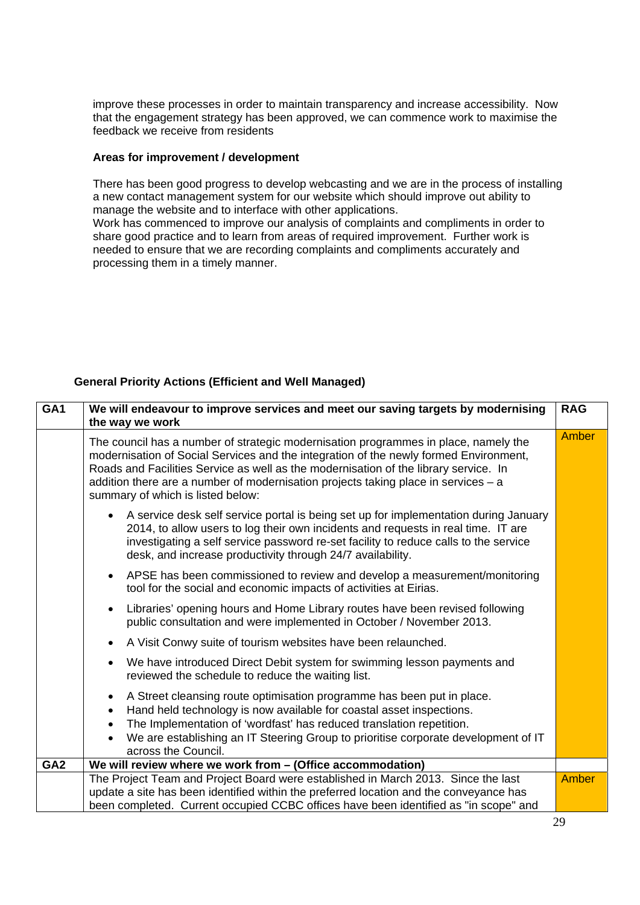improve these processes in order to maintain transparency and increase accessibility. Now that the engagement strategy has been approved, we can commence work to maximise the feedback we receive from residents

**Areas for improvement / development**

There has been good progress to develop webcasting and we are in the process of installing a new contact management system for our website which should improve out ability to manage the website and to interface with other applications.
Work has commenced to improve our analysis of complaints and compliments in order to share good practice and to learn from areas of required improvement. Further work is needed to ensure that we are recording complaints and compliments accurately and processing them in a timely manner.

**General Priority Actions (Efficient and Well Managed)**

| GA1 | **We will endeavour to improve services and meet our saving targets by modernising the way we work** | **RAG** |
|---|---|---|
| | The council has a number of strategic modernisation programmes in place, namely the modernisation of Social Services and the integration of the newly formed Environment, Roads and Facilities Service as well as the modernisation of the library service. In addition there are a number of modernisation projects taking place in services – a summary of which is listed below:<br><br>• A service desk self service portal is being set up for implementation during January 2014, to allow users to log their own incidents and requests in real time. IT are investigating a self service password re-set facility to reduce calls to the service desk, and increase productivity through 24/7 availability.<br>• APSE has been commissioned to review and develop a measurement/monitoring tool for the social and economic impacts of activities at Eirias.<br>• Libraries' opening hours and Home Library routes have been revised following public consultation and were implemented in October / November 2013.<br>• A Visit Conwy suite of tourism websites have been relaunched.<br>• We have introduced Direct Debit system for swimming lesson payments and reviewed the schedule to reduce the waiting list.<br>• A Street cleansing route optimisation programme has been put in place.<br>• Hand held technology is now available for coastal asset inspections.<br>• The Implementation of 'wordfast' has reduced translation repetition.<br>• We are establishing an IT Steering Group to prioritise corporate development of IT across the Council. | Amber |
| **GA2** | **We will review where we work from – (Office accommodation)** | |
| | The Project Team and Project Board were established in March 2013. Since the last update a site has been identified within the preferred location and the conveyance has been completed. Current occupied CCBC offices have been identified as "in scope" and | Amber |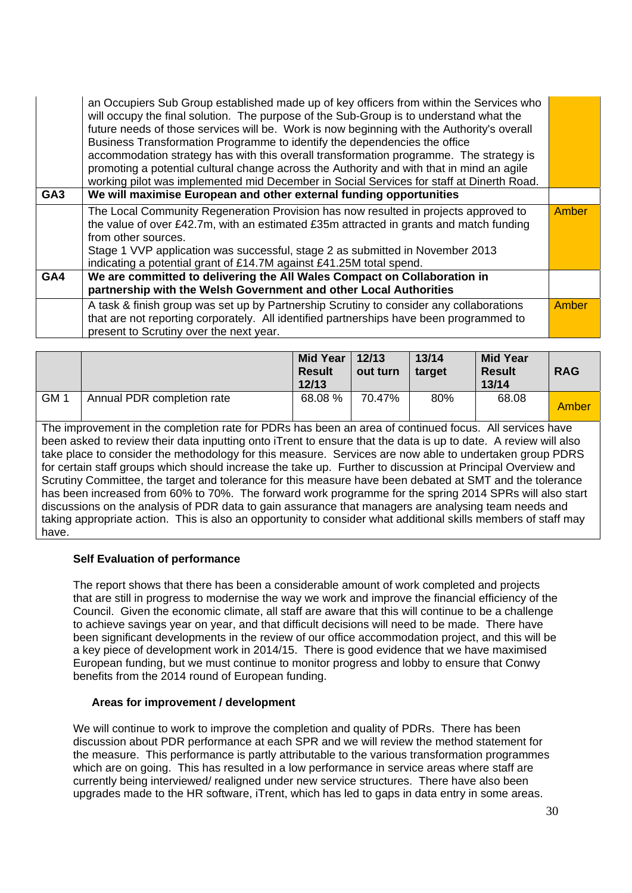| | | |
|---|---|---|
| | an Occupiers Sub Group established made up of key officers from within the Services who will occupy the final solution. The purpose of the Sub-Group is to understand what the future needs of those services will be. Work is now beginning with the Authority's overall Business Transformation Programme to identify the dependencies the office accommodation strategy has with this overall transformation programme. The strategy is promoting a potential cultural change across the Authority and with that in mind an agile working pilot was implemented mid December in Social Services for staff at Dinerth Road. | |
| **GA3** | **We will maximise European and other external funding opportunities** | |
| | The Local Community Regeneration Provision has now resulted in projects approved to the value of over £42.7m, with an estimated £35m attracted in grants and match funding from other sources.<br>Stage 1 VVP application was successful, stage 2 as submitted in November 2013 indicating a potential grant of £14.7M against £41.25M total spend. | Amber |
| **GA4** | **We are committed to delivering the All Wales Compact on Collaboration in partnership with the Welsh Government and other Local Authorities** | |
| | A task & finish group was set up by Partnership Scrutiny to consider any collaborations that are not reporting corporately. All identified partnerships have been programmed to present to Scrutiny over the next year. | Amber |

| | | Mid Year Result 12/13 | 12/13 out turn | 13/14 target | Mid Year Result 13/14 | RAG |
|---|---|---|---|---|---|---|
| GM 1 | Annual PDR completion rate | 68.08 % | 70.47% | 80% | 68.08 | Amber |

The improvement in the completion rate for PDRs has been an area of continued focus. All services have been asked to review their data inputting onto iTrent to ensure that the data is up to date. A review will also take place to consider the methodology for this measure. Services are now able to undertaken group PDRS for certain staff groups which should increase the take up. Further to discussion at Principal Overview and Scrutiny Committee, the target and tolerance for this measure have been debated at SMT and the tolerance has been increased from 60% to 70%. The forward work programme for the spring 2014 SPRs will also start discussions on the analysis of PDR data to gain assurance that managers are analysing team needs and taking appropriate action. This is also an opportunity to consider what additional skills members of staff may have.

**Self Evaluation of performance**

The report shows that there has been a considerable amount of work completed and projects that are still in progress to modernise the way we work and improve the financial efficiency of the Council. Given the economic climate, all staff are aware that this will continue to be a challenge to achieve savings year on year, and that difficult decisions will need to be made. There have been significant developments in the review of our office accommodation project, and this will be a key piece of development work in 2014/15. There is good evidence that we have maximised European funding, but we must continue to monitor progress and lobby to ensure that Conwy benefits from the 2014 round of European funding.

**Areas for improvement / development**

We will continue to work to improve the completion and quality of PDRs. There has been discussion about PDR performance at each SPR and we will review the method statement for the measure. This performance is partly attributable to the various transformation programmes which are on going. This has resulted in a low performance in service areas where staff are currently being interviewed/ realigned under new service structures. There have also been upgrades made to the HR software, iTrent, which has led to gaps in data entry in some areas.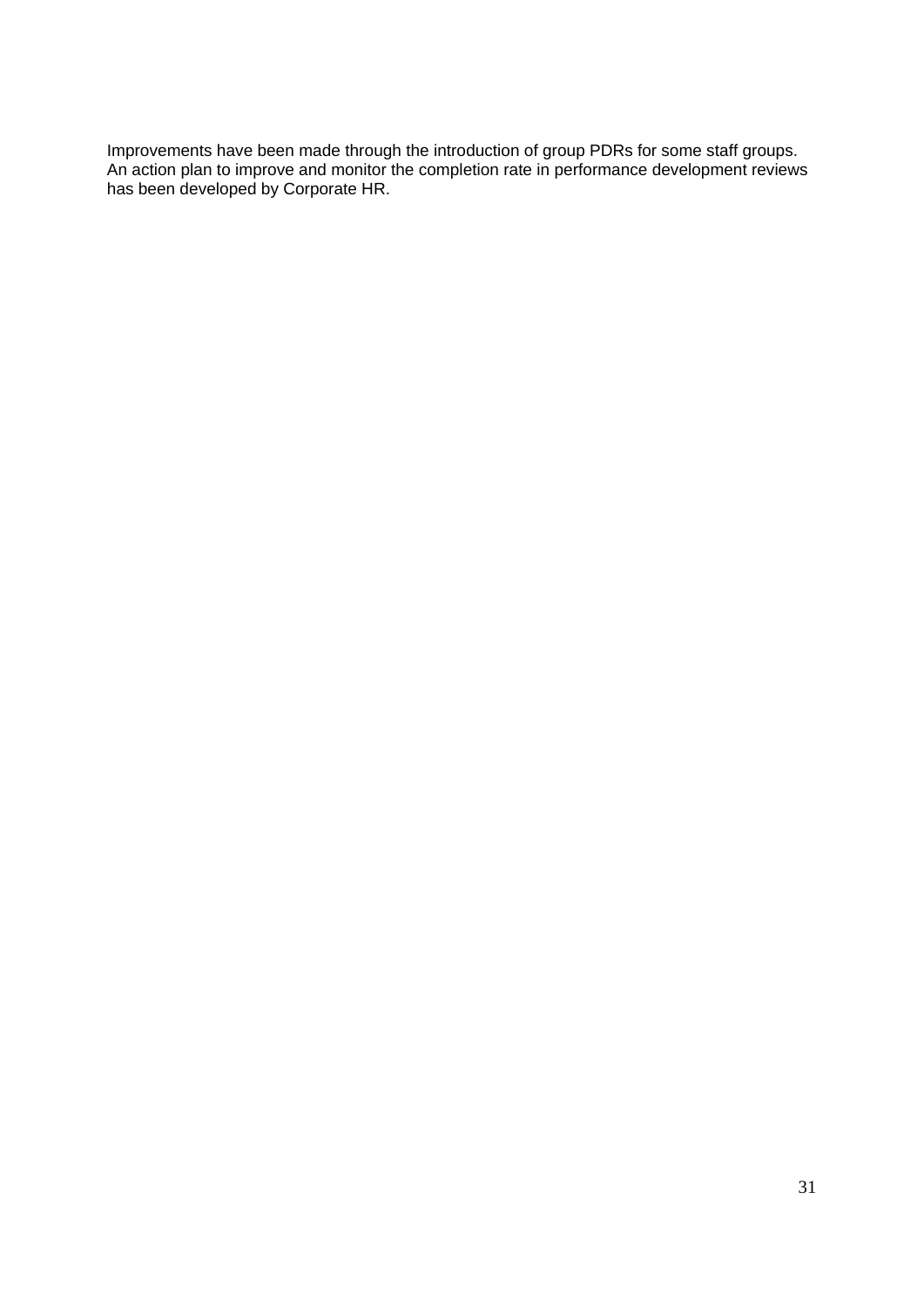Improvements have been made through the introduction of group PDRs for some staff groups. An action plan to improve and monitor the completion rate in performance development reviews has been developed by Corporate HR.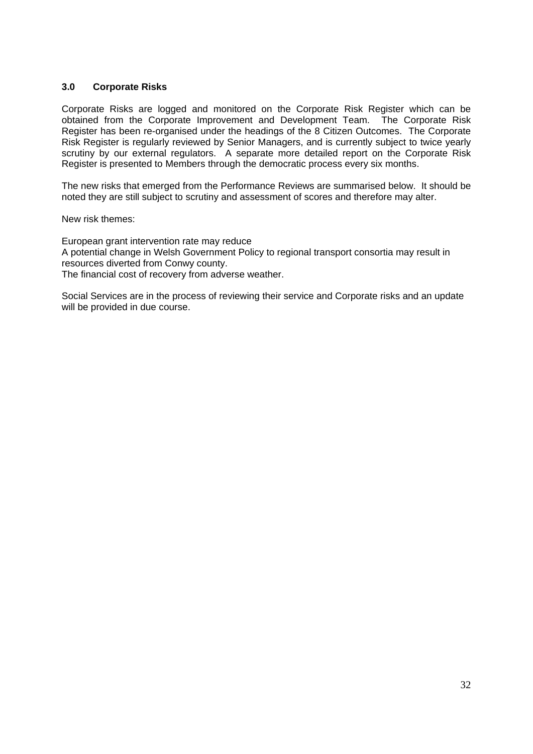## 3.0 Corporate Risks

Corporate Risks are logged and monitored on the Corporate Risk Register which can be obtained from the Corporate Improvement and Development Team. The Corporate Risk Register has been re-organised under the headings of the 8 Citizen Outcomes. The Corporate Risk Register is regularly reviewed by Senior Managers, and is currently subject to twice yearly scrutiny by our external regulators. A separate more detailed report on the Corporate Risk Register is presented to Members through the democratic process every six months.

The new risks that emerged from the Performance Reviews are summarised below. It should be noted they are still subject to scrutiny and assessment of scores and therefore may alter.

New risk themes:

European grant intervention rate may reduce
A potential change in Welsh Government Policy to regional transport consortia may result in resources diverted from Conwy county.
The financial cost of recovery from adverse weather.

Social Services are in the process of reviewing their service and Corporate risks and an update will be provided in due course.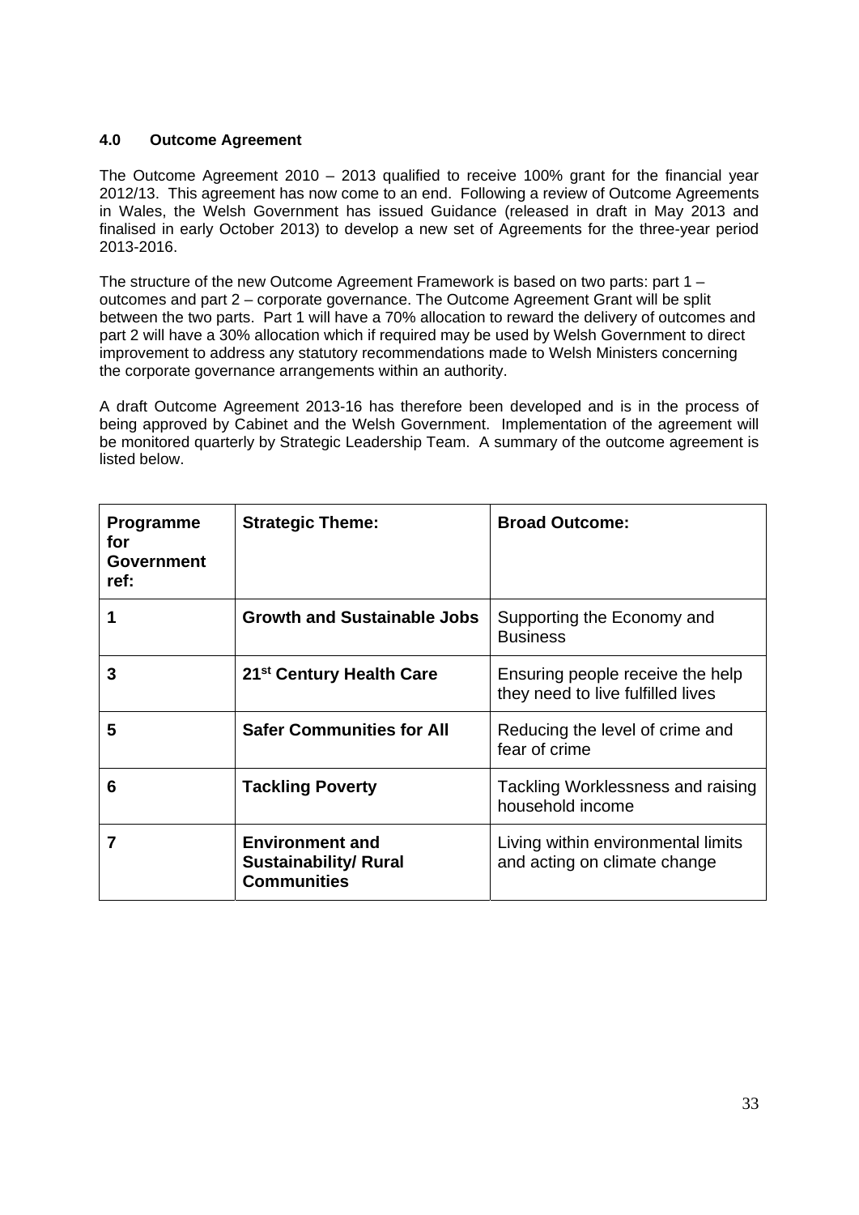## 4.0 Outcome Agreement

The Outcome Agreement 2010 – 2013 qualified to receive 100% grant for the financial year 2012/13. This agreement has now come to an end. Following a review of Outcome Agreements in Wales, the Welsh Government has issued Guidance (released in draft in May 2013 and finalised in early October 2013) to develop a new set of Agreements for the three-year period 2013-2016.

The structure of the new Outcome Agreement Framework is based on two parts: part 1 – outcomes and part 2 – corporate governance. The Outcome Agreement Grant will be split between the two parts. Part 1 will have a 70% allocation to reward the delivery of outcomes and part 2 will have a 30% allocation which if required may be used by Welsh Government to direct improvement to address any statutory recommendations made to Welsh Ministers concerning the corporate governance arrangements within an authority.

A draft Outcome Agreement 2013-16 has therefore been developed and is in the process of being approved by Cabinet and the Welsh Government. Implementation of the agreement will be monitored quarterly by Strategic Leadership Team. A summary of the outcome agreement is listed below.

| **Programme for Government ref:** | **Strategic Theme:** | **Broad Outcome:** |
|---|---|---|
| **1** | **Growth and Sustainable Jobs** | Supporting the Economy and Business |
| **3** | **21st Century Health Care** | Ensuring people receive the help they need to live fulfilled lives |
| **5** | **Safer Communities for All** | Reducing the level of crime and fear of crime |
| **6** | **Tackling Poverty** | Tackling Worklessness and raising household income |
| **7** | **Environment and Sustainability/ Rural Communities** | Living within environmental limits and acting on climate change |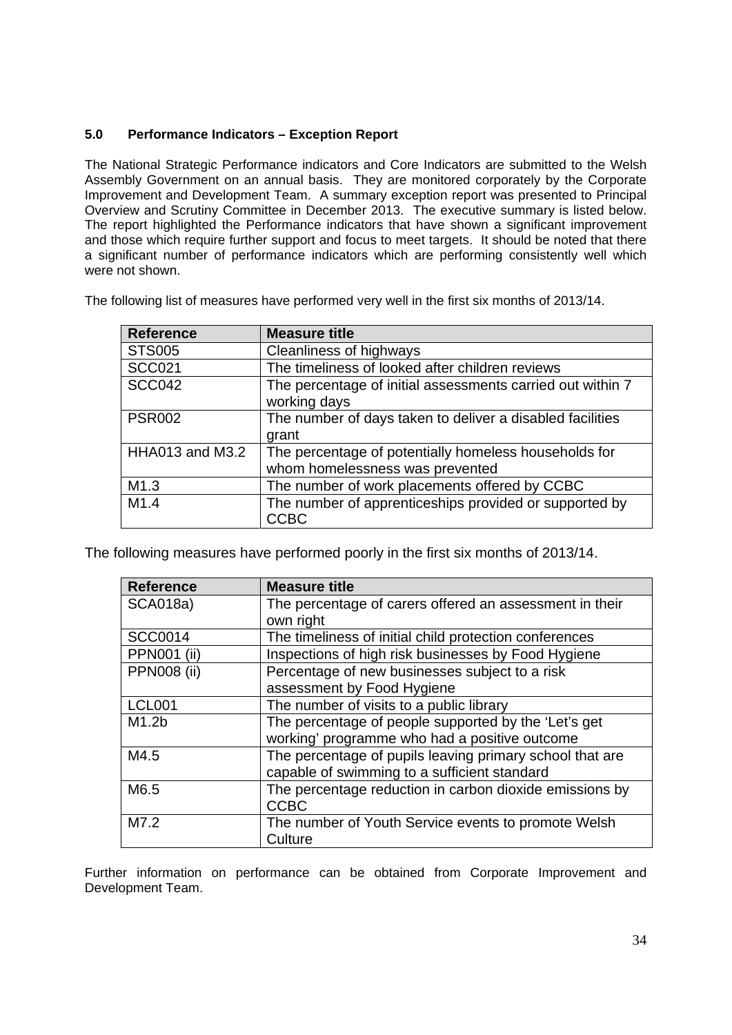## 5.0 Performance Indicators – Exception Report

The National Strategic Performance indicators and Core Indicators are submitted to the Welsh Assembly Government on an annual basis. They are monitored corporately by the Corporate Improvement and Development Team. A summary exception report was presented to Principal Overview and Scrutiny Committee in December 2013. The executive summary is listed below. The report highlighted the Performance indicators that have shown a significant improvement and those which require further support and focus to meet targets. It should be noted that there a significant number of performance indicators which are performing consistently well which were not shown.

The following list of measures have performed very well in the first six months of 2013/14.

| Reference | Measure title |
|---|---|
| STS005 | Cleanliness of highways |
| SCC021 | The timeliness of looked after children reviews |
| SCC042 | The percentage of initial assessments carried out within 7 working days |
| PSR002 | The number of days taken to deliver a disabled facilities grant |
| HHA013 and M3.2 | The percentage of potentially homeless households for whom homelessness was prevented |
| M1.3 | The number of work placements offered by CCBC |
| M1.4 | The number of apprenticeships provided or supported by CCBC |

The following measures have performed poorly in the first six months of 2013/14.

| Reference | Measure title |
|---|---|
| SCA018a) | The percentage of carers offered an assessment in their own right |
| SCC0014 | The timeliness of initial child protection conferences |
| PPN001 (ii) | Inspections of high risk businesses by Food Hygiene |
| PPN008 (ii) | Percentage of new businesses subject to a risk assessment by Food Hygiene |
| LCL001 | The number of visits to a public library |
| M1.2b | The percentage of people supported by the 'Let's get working' programme who had a positive outcome |
| M4.5 | The percentage of pupils leaving primary school that are capable of swimming to a sufficient standard |
| M6.5 | The percentage reduction in carbon dioxide emissions by CCBC |
| M7.2 | The number of Youth Service events to promote Welsh Culture |

Further information on performance can be obtained from Corporate Improvement and Development Team.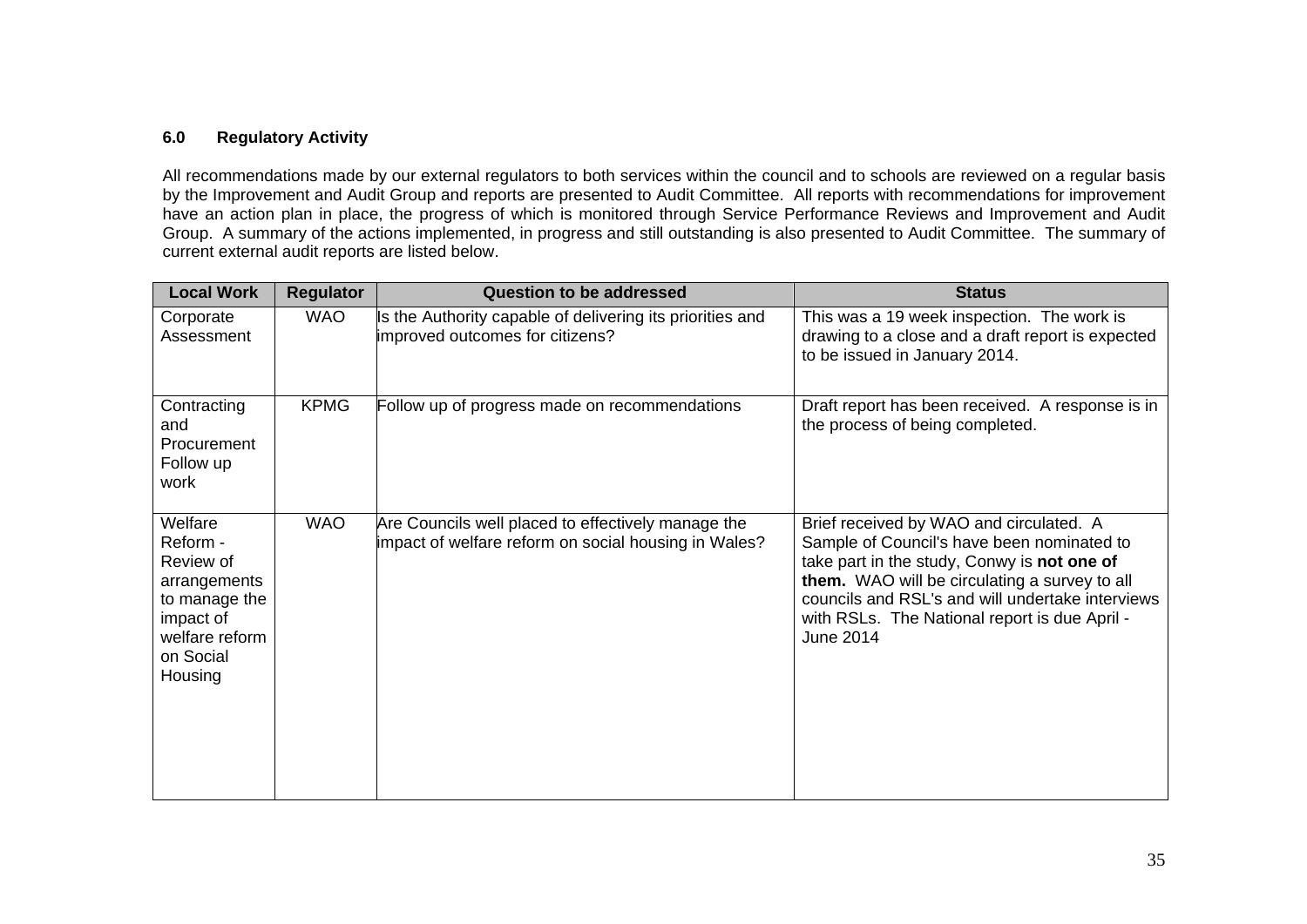### 6.0 Regulatory Activity

All recommendations made by our external regulators to both services within the council and to schools are reviewed on a regular basis by the Improvement and Audit Group and reports are presented to Audit Committee. All reports with recommendations for improvement have an action plan in place, the progress of which is monitored through Service Performance Reviews and Improvement and Audit Group. A summary of the actions implemented, in progress and still outstanding is also presented to Audit Committee. The summary of current external audit reports are listed below.

| Local Work | Regulator | Question to be addressed | Status |
|---|---|---|---|
| Corporate Assessment | WAO | Is the Authority capable of delivering its priorities and improved outcomes for citizens? | This was a 19 week inspection. The work is drawing to a close and a draft report is expected to be issued in January 2014. |
| Contracting and Procurement Follow up work | KPMG | Follow up of progress made on recommendations | Draft report has been received. A response is in the process of being completed. |
| Welfare Reform - Review of arrangements to manage the impact of welfare reform on Social Housing | WAO | Are Councils well placed to effectively manage the impact of welfare reform on social housing in Wales? | Brief received by WAO and circulated. A Sample of Council's have been nominated to take part in the study, Conwy is **not one of them.** WAO will be circulating a survey to all councils and RSL's and will undertake interviews with RSLs. The National report is due April - June 2014 |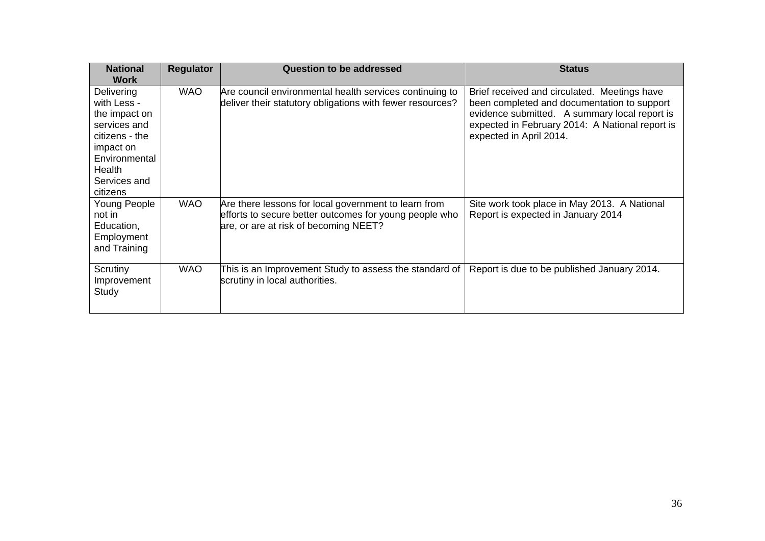| National Work | Regulator | Question to be addressed | Status |
| --- | --- | --- | --- |
| Delivering with Less - the impact on services and citizens - the impact on Environmental Health Services and citizens | WAO | Are council environmental health services continuing to deliver their statutory obligations with fewer resources? | Brief received and circulated. Meetings have been completed and documentation to support evidence submitted. A summary local report is expected in February 2014: A National report is expected in April 2014. |
| Young People not in Education, Employment and Training | WAO | Are there lessons for local government to learn from efforts to secure better outcomes for young people who are, or are at risk of becoming NEET? | Site work took place in May 2013. A National Report is expected in January 2014 |
| Scrutiny Improvement Study | WAO | This is an Improvement Study to assess the standard of scrutiny in local authorities. | Report is due to be published January 2014. |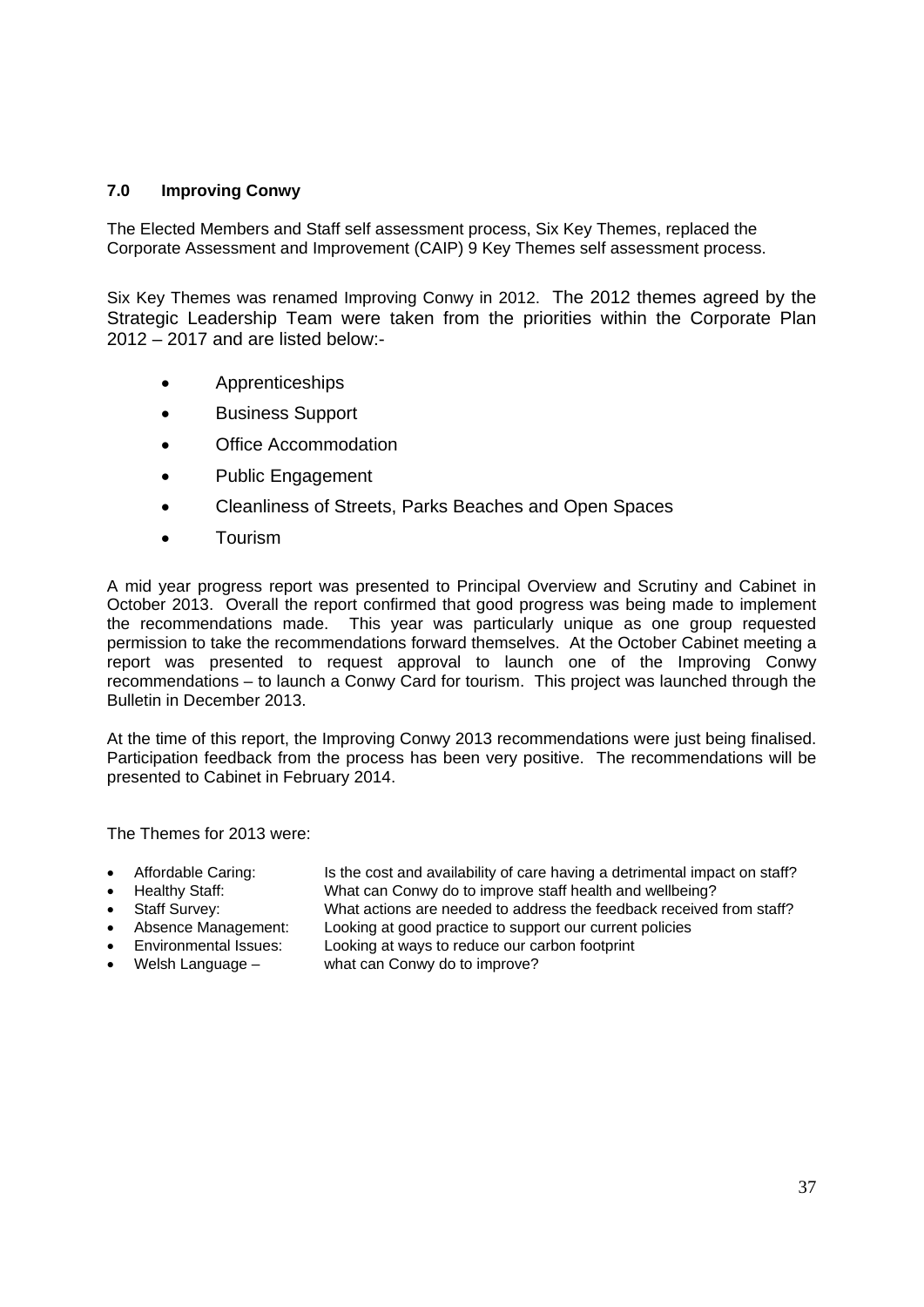## 7.0 Improving Conwy

The Elected Members and Staff self assessment process, Six Key Themes, replaced the Corporate Assessment and Improvement (CAIP) 9 Key Themes self assessment process.

Six Key Themes was renamed Improving Conwy in 2012. The 2012 themes agreed by the Strategic Leadership Team were taken from the priorities within the Corporate Plan 2012 – 2017 and are listed below:-

- Apprenticeships
- Business Support
- Office Accommodation
- Public Engagement
- Cleanliness of Streets, Parks Beaches and Open Spaces
- Tourism

A mid year progress report was presented to Principal Overview and Scrutiny and Cabinet in October 2013. Overall the report confirmed that good progress was being made to implement the recommendations made. This year was particularly unique as one group requested permission to take the recommendations forward themselves. At the October Cabinet meeting a report was presented to request approval to launch one of the Improving Conwy recommendations – to launch a Conwy Card for tourism. This project was launched through the Bulletin in December 2013.

At the time of this report, the Improving Conwy 2013 recommendations were just being finalised. Participation feedback from the process has been very positive. The recommendations will be presented to Cabinet in February 2014.

The Themes for 2013 were:

- Affordable Caring: Is the cost and availability of care having a detrimental impact on staff?
- Healthy Staff: What can Conwy do to improve staff health and wellbeing?
- Staff Survey: What actions are needed to address the feedback received from staff?
- Absence Management: Looking at good practice to support our current policies
- Environmental Issues: Looking at ways to reduce our carbon footprint
- Welsh Language – what can Conwy do to improve?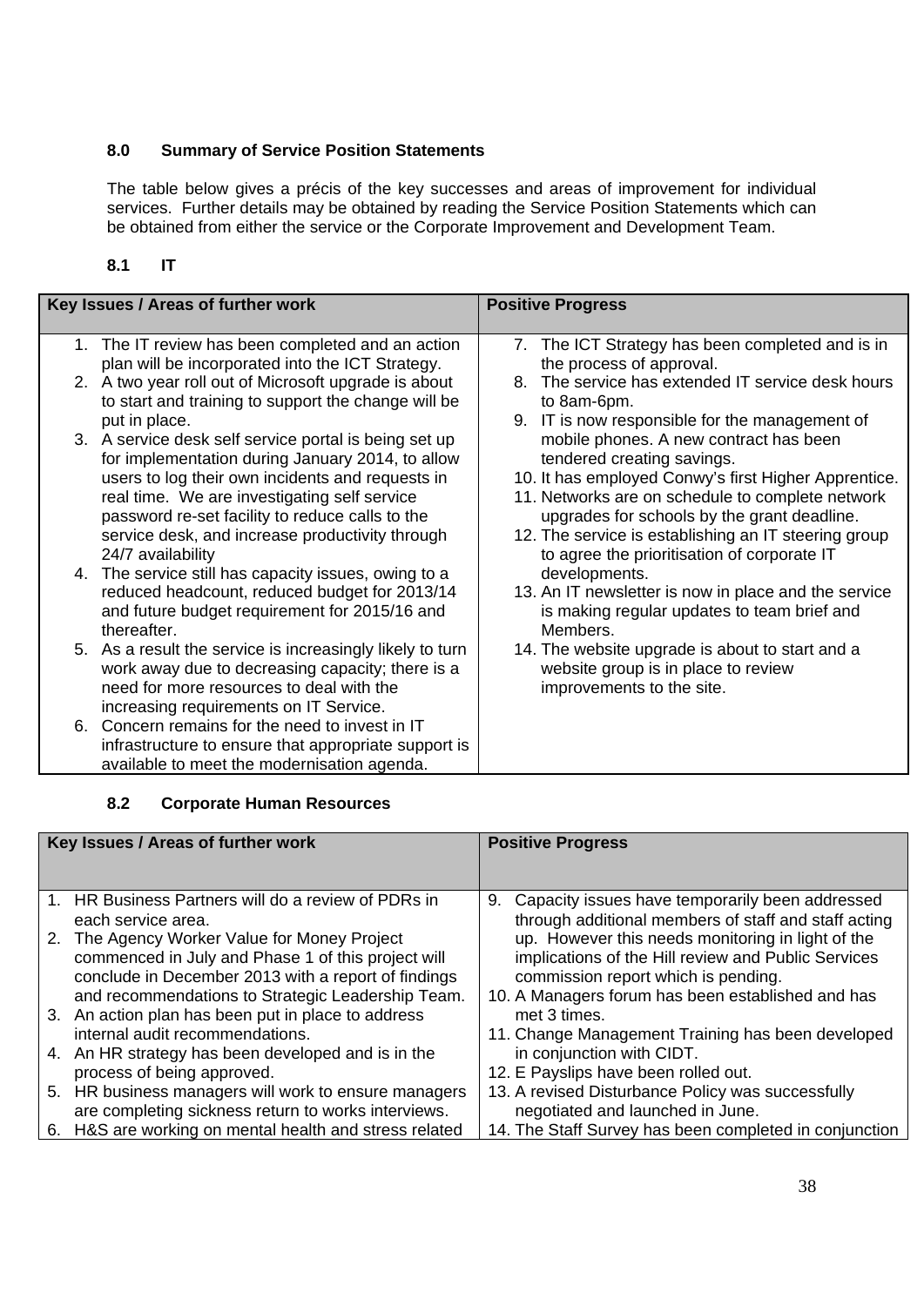## 8.0 Summary of Service Position Statements

The table below gives a précis of the key successes and areas of improvement for individual services. Further details may be obtained by reading the Service Position Statements which can be obtained from either the service or the Corporate Improvement and Development Team.

### 8.1 IT

| Key Issues / Areas of further work | Positive Progress |
|---|---|
| 1. The IT review has been completed and an action plan will be incorporated into the ICT Strategy.<br>2. A two year roll out of Microsoft upgrade is about to start and training to support the change will be put in place.<br>3. A service desk self service portal is being set up for implementation during January 2014, to allow users to log their own incidents and requests in real time. We are investigating self service password re-set facility to reduce calls to the service desk, and increase productivity through 24/7 availability<br>4. The service still has capacity issues, owing to a reduced headcount, reduced budget for 2013/14 and future budget requirement for 2015/16 and thereafter.<br>5. As a result the service is increasingly likely to turn work away due to decreasing capacity; there is a need for more resources to deal with the increasing requirements on IT Service.<br>6. Concern remains for the need to invest in IT infrastructure to ensure that appropriate support is available to meet the modernisation agenda. | 7. The ICT Strategy has been completed and is in the process of approval.<br>8. The service has extended IT service desk hours to 8am-6pm.<br>9. IT is now responsible for the management of mobile phones. A new contract has been tendered creating savings.<br>10. It has employed Conwy's first Higher Apprentice.<br>11. Networks are on schedule to complete network upgrades for schools by the grant deadline.<br>12. The service is establishing an IT steering group to agree the prioritisation of corporate IT developments.<br>13. An IT newsletter is now in place and the service is making regular updates to team brief and Members.<br>14. The website upgrade is about to start and a website group is in place to review improvements to the site. |

### 8.2 Corporate Human Resources

| Key Issues / Areas of further work | Positive Progress |
|---|---|
| 1. HR Business Partners will do a review of PDRs in each service area.<br>2. The Agency Worker Value for Money Project commenced in July and Phase 1 of this project will conclude in December 2013 with a report of findings and recommendations to Strategic Leadership Team.<br>3. An action plan has been put in place to address internal audit recommendations.<br>4. An HR strategy has been developed and is in the process of being approved.<br>5. HR business managers will work to ensure managers are completing sickness return to works interviews.<br>6. H&S are working on mental health and stress related | 9. Capacity issues have temporarily been addressed through additional members of staff and staff acting up. However this needs monitoring in light of the implications of the Hill review and Public Services commission report which is pending.<br>10. A Managers forum has been established and has met 3 times.<br>11. Change Management Training has been developed in conjunction with CIDT.<br>12. E Payslips have been rolled out.<br>13. A revised Disturbance Policy was successfully negotiated and launched in June.<br>14. The Staff Survey has been completed in conjunction |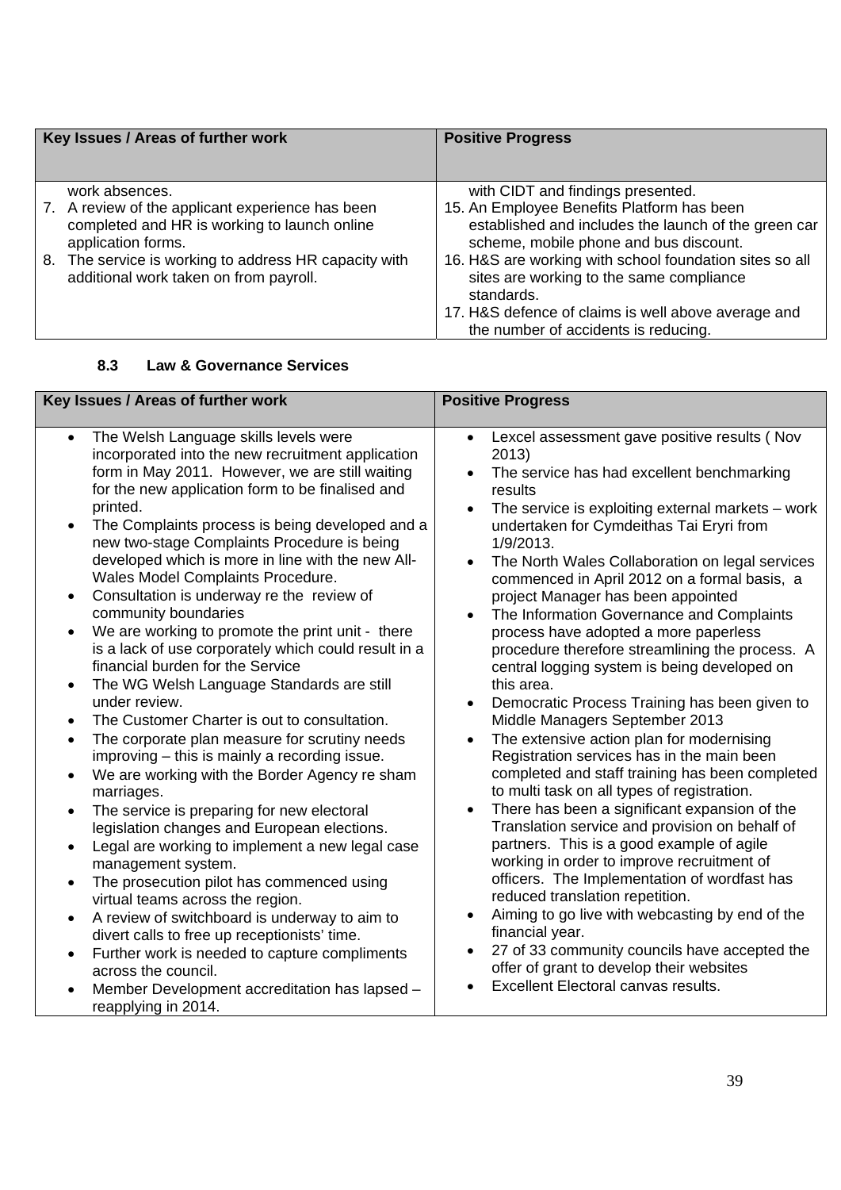| Key Issues / Areas of further work | Positive Progress |
|---|---|
| work absences.<br>7. A review of the applicant experience has been completed and HR is working to launch online application forms.<br>8. The service is working to address HR capacity with additional work taken on from payroll. | with CIDT and findings presented.<br>15. An Employee Benefits Platform has been established and includes the launch of the green car scheme, mobile phone and bus discount.<br>16. H&S are working with school foundation sites so all sites are working to the same compliance standards.<br>17. H&S defence of claims is well above average and the number of accidents is reducing. |

### 8.3 Law & Governance Services

| Key Issues / Areas of further work | Positive Progress |
|---|---|
| • The Welsh Language skills levels were incorporated into the new recruitment application form in May 2011. However, we are still waiting for the new application form to be finalised and printed.<br>• The Complaints process is being developed and a new two-stage Complaints Procedure is being developed which is more in line with the new All-Wales Model Complaints Procedure.<br>• Consultation is underway re the review of community boundaries<br>• We are working to promote the print unit - there is a lack of use corporately which could result in a financial burden for the Service<br>• The WG Welsh Language Standards are still under review.<br>• The Customer Charter is out to consultation.<br>• The corporate plan measure for scrutiny needs improving – this is mainly a recording issue.<br>• We are working with the Border Agency re sham marriages.<br>• The service is preparing for new electoral legislation changes and European elections.<br>• Legal are working to implement a new legal case management system.<br>• The prosecution pilot has commenced using virtual teams across the region.<br>• A review of switchboard is underway to aim to divert calls to free up receptionists' time.<br>• Further work is needed to capture compliments across the council.<br>• Member Development accreditation has lapsed – reapplying in 2014. | • Lexcel assessment gave positive results ( Nov 2013)<br>• The service has had excellent benchmarking results<br>• The service is exploiting external markets – work undertaken for Cymdeithas Tai Eryri from 1/9/2013.<br>• The North Wales Collaboration on legal services commenced in April 2012 on a formal basis, a project Manager has been appointed<br>• The Information Governance and Complaints process have adopted a more paperless procedure therefore streamlining the process. A central logging system is being developed on this area.<br>• Democratic Process Training has been given to Middle Managers September 2013<br>• The extensive action plan for modernising Registration services has in the main been completed and staff training has been completed to multi task on all types of registration.<br>• There has been a significant expansion of the Translation service and provision on behalf of partners. This is a good example of agile working in order to improve recruitment of officers. The Implementation of wordfast has reduced translation repetition.<br>• Aiming to go live with webcasting by end of the financial year.<br>• 27 of 33 community councils have accepted the offer of grant to develop their websites<br>• Excellent Electoral canvas results. |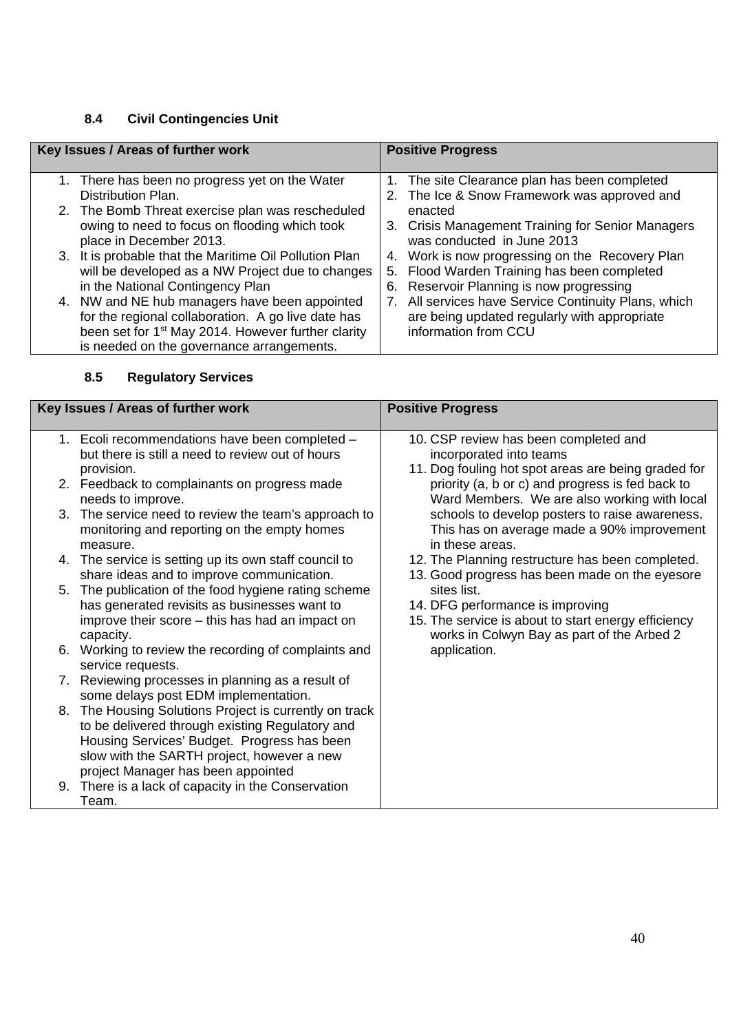### 8.4 Civil Contingencies Unit

| Key Issues / Areas of further work | Positive Progress |
|---|---|
| 1. There has been no progress yet on the Water Distribution Plan.<br>2. The Bomb Threat exercise plan was rescheduled owing to need to focus on flooding which took place in December 2013.<br>3. It is probable that the Maritime Oil Pollution Plan will be developed as a NW Project due to changes in the National Contingency Plan<br>4. NW and NE hub managers have been appointed for the regional collaboration. A go live date has been set for 1st May 2014. However further clarity is needed on the governance arrangements. | 1. The site Clearance plan has been completed<br>2. The Ice & Snow Framework was approved and enacted<br>3. Crisis Management Training for Senior Managers was conducted in June 2013<br>4. Work is now progressing on the Recovery Plan<br>5. Flood Warden Training has been completed<br>6. Reservoir Planning is now progressing<br>7. All services have Service Continuity Plans, which are being updated regularly with appropriate information from CCU |

### 8.5 Regulatory Services

| Key Issues / Areas of further work | Positive Progress |
|---|---|
| 1. Ecoli recommendations have been completed – but there is still a need to review out of hours provision.<br>2. Feedback to complainants on progress made needs to improve.<br>3. The service need to review the team's approach to monitoring and reporting on the empty homes measure.<br>4. The service is setting up its own staff council to share ideas and to improve communication.<br>5. The publication of the food hygiene rating scheme has generated revisits as businesses want to improve their score – this has had an impact on capacity.<br>6. Working to review the recording of complaints and service requests.<br>7. Reviewing processes in planning as a result of some delays post EDM implementation.<br>8. The Housing Solutions Project is currently on track to be delivered through existing Regulatory and Housing Services' Budget. Progress has been slow with the SARTH project, however a new project Manager has been appointed<br>9. There is a lack of capacity in the Conservation Team. | 10. CSP review has been completed and incorporated into teams<br>11. Dog fouling hot spot areas are being graded for priority (a, b or c) and progress is fed back to Ward Members. We are also working with local schools to develop posters to raise awareness. This has on average made a 90% improvement in these areas.<br>12. The Planning restructure has been completed.<br>13. Good progress has been made on the eyesore sites list.<br>14. DFG performance is improving<br>15. The service is about to start energy efficiency works in Colwyn Bay as part of the Arbed 2 application. |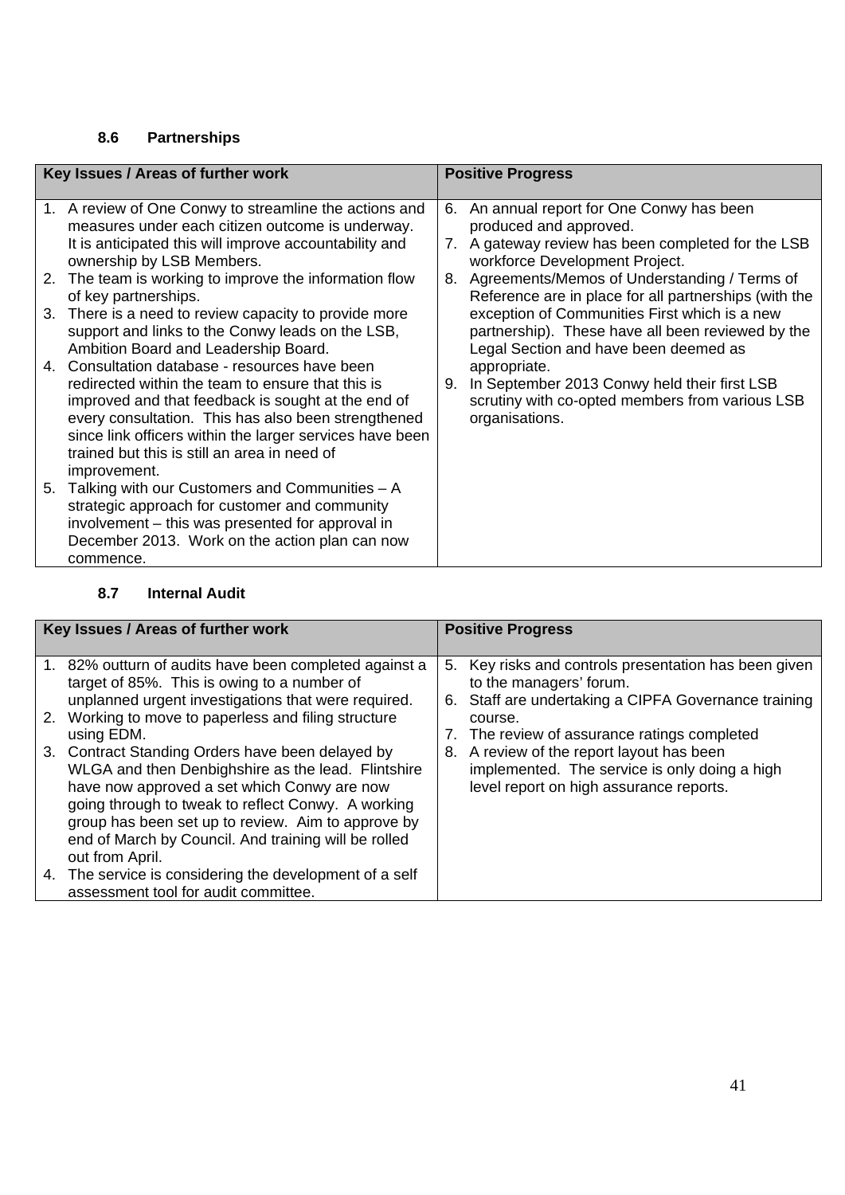### 8.6 Partnerships

| Key Issues / Areas of further work | Positive Progress |
|---|---|
| 1. A review of One Conwy to streamline the actions and measures under each citizen outcome is underway. It is anticipated this will improve accountability and ownership by LSB Members.<br>2. The team is working to improve the information flow of key partnerships.<br>3. There is a need to review capacity to provide more support and links to the Conwy leads on the LSB, Ambition Board and Leadership Board.<br>4. Consultation database - resources have been redirected within the team to ensure that this is improved and that feedback is sought at the end of every consultation. This has also been strengthened since link officers within the larger services have been trained but this is still an area in need of improvement.<br>5. Talking with our Customers and Communities – A strategic approach for customer and community involvement – this was presented for approval in December 2013. Work on the action plan can now commence. | 6. An annual report for One Conwy has been produced and approved.<br>7. A gateway review has been completed for the LSB workforce Development Project.<br>8. Agreements/Memos of Understanding / Terms of Reference are in place for all partnerships (with the exception of Communities First which is a new partnership). These have all been reviewed by the Legal Section and have been deemed as appropriate.<br>9. In September 2013 Conwy held their first LSB scrutiny with co-opted members from various LSB organisations. |

### 8.7 Internal Audit

| Key Issues / Areas of further work | Positive Progress |
|---|---|
| 1. 82% outturn of audits have been completed against a target of 85%. This is owing to a number of unplanned urgent investigations that were required.<br>2. Working to move to paperless and filing structure using EDM.<br>3. Contract Standing Orders have been delayed by WLGA and then Denbighshire as the lead. Flintshire have now approved a set which Conwy are now going through to tweak to reflect Conwy. A working group has been set up to review. Aim to approve by end of March by Council. And training will be rolled out from April.<br>4. The service is considering the development of a self assessment tool for audit committee. | 5. Key risks and controls presentation has been given to the managers' forum.<br>6. Staff are undertaking a CIPFA Governance training course.<br>7. The review of assurance ratings completed<br>8. A review of the report layout has been implemented. The service is only doing a high level report on high assurance reports. |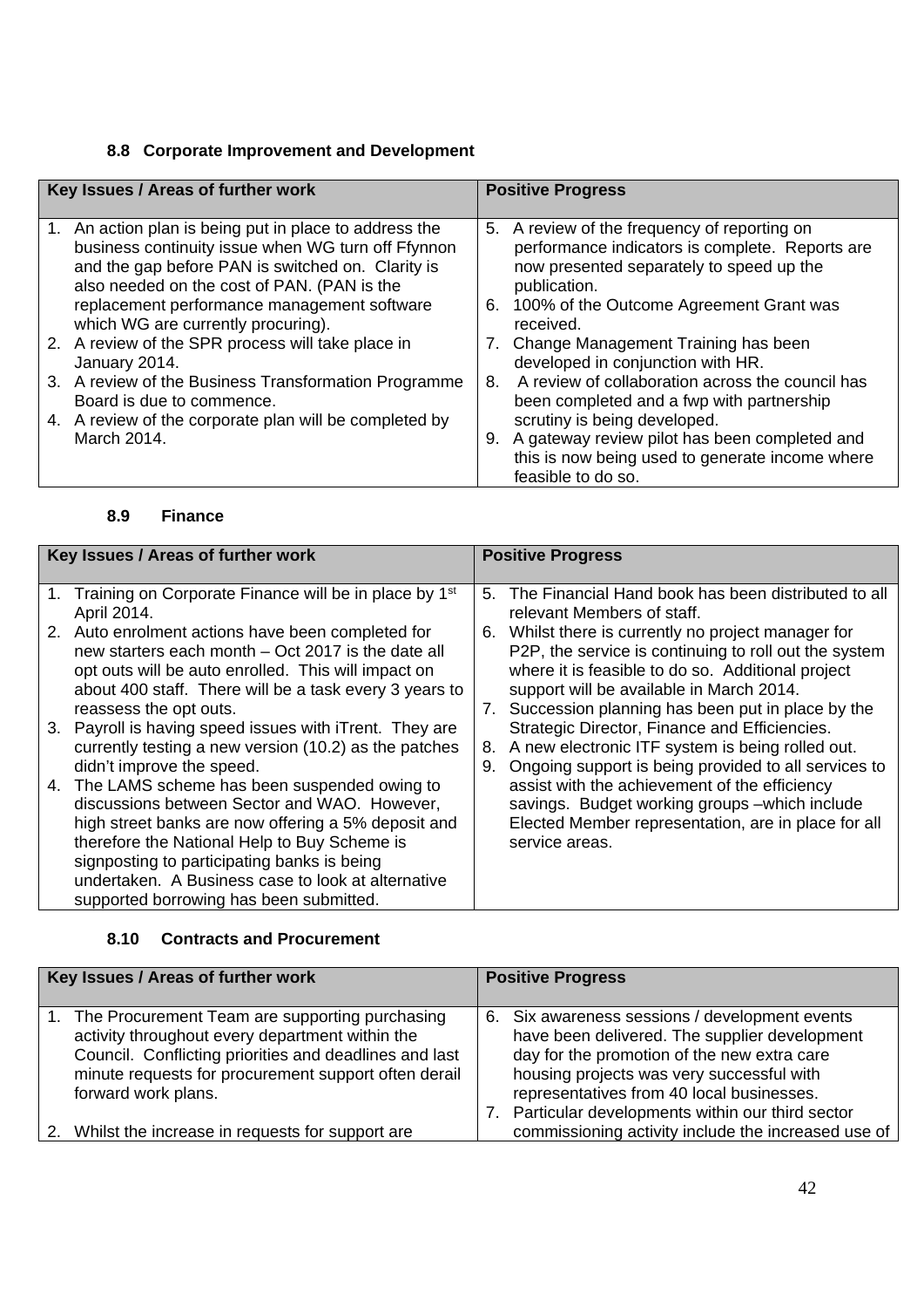### 8.8 Corporate Improvement and Development

| Key Issues / Areas of further work | Positive Progress |
|---|---|
| 1. An action plan is being put in place to address the business continuity issue when WG turn off Ffynnon and the gap before PAN is switched on. Clarity is also needed on the cost of PAN. (PAN is the replacement performance management software which WG are currently procuring).<br>2. A review of the SPR process will take place in January 2014.<br>3. A review of the Business Transformation Programme Board is due to commence.<br>4. A review of the corporate plan will be completed by March 2014. | 5. A review of the frequency of reporting on performance indicators is complete. Reports are now presented separately to speed up the publication.<br>6. 100% of the Outcome Agreement Grant was received.<br>7. Change Management Training has been developed in conjunction with HR.<br>8. A review of collaboration across the council has been completed and a fwp with partnership scrutiny is being developed.<br>9. A gateway review pilot has been completed and this is now being used to generate income where feasible to do so. |

### 8.9 Finance

| Key Issues / Areas of further work | Positive Progress |
|---|---|
| 1. Training on Corporate Finance will be in place by 1st April 2014.<br>2. Auto enrolment actions have been completed for new starters each month – Oct 2017 is the date all opt outs will be auto enrolled. This will impact on about 400 staff. There will be a task every 3 years to reassess the opt outs.<br>3. Payroll is having speed issues with iTrent. They are currently testing a new version (10.2) as the patches didn't improve the speed.<br>4. The LAMS scheme has been suspended owing to discussions between Sector and WAO. However, high street banks are now offering a 5% deposit and therefore the National Help to Buy Scheme is signposting to participating banks is being undertaken. A Business case to look at alternative supported borrowing has been submitted. | 5. The Financial Hand book has been distributed to all relevant Members of staff.<br>6. Whilst there is currently no project manager for P2P, the service is continuing to roll out the system where it is feasible to do so. Additional project support will be available in March 2014.<br>7. Succession planning has been put in place by the Strategic Director, Finance and Efficiencies.<br>8. A new electronic ITF system is being rolled out.<br>9. Ongoing support is being provided to all services to assist with the achievement of the efficiency savings. Budget working groups –which include Elected Member representation, are in place for all service areas. |

### 8.10 Contracts and Procurement

| Key Issues / Areas of further work | Positive Progress |
|---|---|
| 1. The Procurement Team are supporting purchasing activity throughout every department within the Council. Conflicting priorities and deadlines and last minute requests for procurement support often derail forward work plans.<br><br>2. Whilst the increase in requests for support are | 6. Six awareness sessions / development events have been delivered. The supplier development day for the promotion of the new extra care housing projects was very successful with representatives from 40 local businesses.<br>7. Particular developments within our third sector commissioning activity include the increased use of |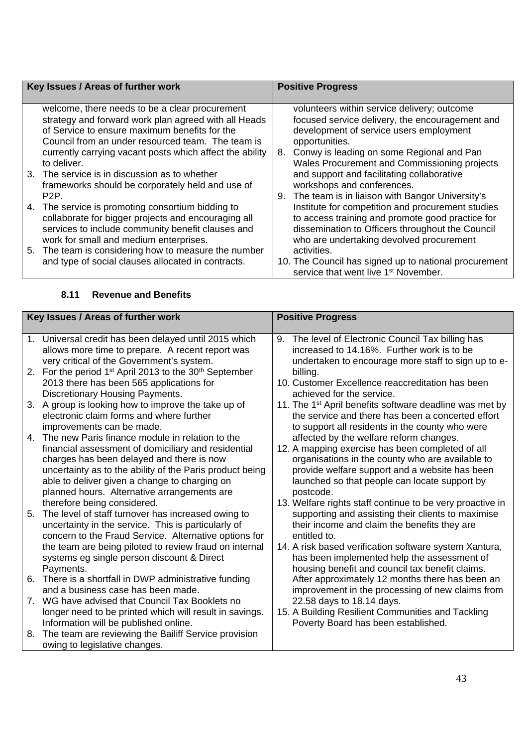| Key Issues / Areas of further work | Positive Progress |
|---|---|
| welcome, there needs to be a clear procurement strategy and forward work plan agreed with all Heads of Service to ensure maximum benefits for the Council from an under resourced team. The team is currently carrying vacant posts which affect the ability to deliver.<br>3. The service is in discussion as to whether frameworks should be corporately held and use of P2P.<br>4. The service is promoting consortium bidding to collaborate for bigger projects and encouraging all services to include community benefit clauses and work for small and medium enterprises.<br>5. The team is considering how to measure the number and type of social clauses allocated in contracts. | volunteers within service delivery; outcome focused service delivery, the encouragement and development of service users employment opportunities.<br>8. Conwy is leading on some Regional and Pan Wales Procurement and Commissioning projects and support and facilitating collaborative workshops and conferences.<br>9. The team is in liaison with Bangor University's Institute for competition and procurement studies to access training and promote good practice for dissemination to Officers throughout the Council who are undertaking devolved procurement activities.<br>10. The Council has signed up to national procurement service that went live 1st November. |

**8.11 Revenue and Benefits**

| Key Issues / Areas of further work | Positive Progress |
|---|---|
| 1. Universal credit has been delayed until 2015 which allows more time to prepare. A recent report was very critical of the Government's system.<br>2. For the period 1st April 2013 to the 30th September 2013 there has been 565 applications for Discretionary Housing Payments.<br>3. A group is looking how to improve the take up of electronic claim forms and where further improvements can be made.<br>4. The new Paris finance module in relation to the financial assessment of domiciliary and residential charges has been delayed and there is now uncertainty as to the ability of the Paris product being able to deliver given a change to charging on planned hours. Alternative arrangements are therefore being considered.<br>5. The level of staff turnover has increased owing to uncertainty in the service. This is particularly of concern to the Fraud Service. Alternative options for the team are being piloted to review fraud on internal systems eg single person discount & Direct Payments.<br>6. There is a shortfall in DWP administrative funding and a business case has been made.<br>7. WG have advised that Council Tax Booklets no longer need to be printed which will result in savings. Information will be published online.<br>8. The team are reviewing the Bailiff Service provision owing to legislative changes. | 9. The level of Electronic Council Tax billing has increased to 14.16%. Further work is to be undertaken to encourage more staff to sign up to e-billing.<br>10. Customer Excellence reaccreditation has been achieved for the service.<br>11. The 1st April benefits software deadline was met by the service and there has been a concerted effort to support all residents in the county who were affected by the welfare reform changes.<br>12. A mapping exercise has been completed of all organisations in the county who are available to provide welfare support and a website has been launched so that people can locate support by postcode.<br>13. Welfare rights staff continue to be very proactive in supporting and assisting their clients to maximise their income and claim the benefits they are entitled to.<br>14. A risk based verification software system Xantura, has been implemented help the assessment of housing benefit and council tax benefit claims. After approximately 12 months there has been an improvement in the processing of new claims from 22.58 days to 18.14 days.<br>15. A Building Resilient Communities and Tackling Poverty Board has been established. |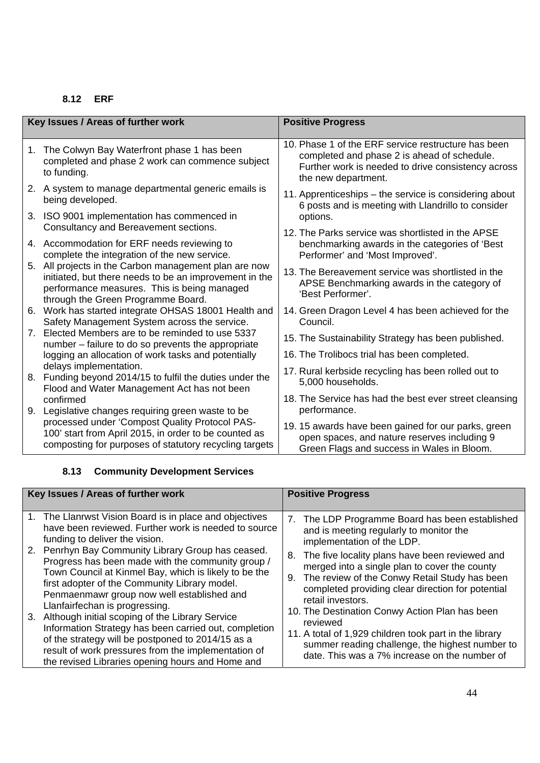#### 8.12 ERF

| Key Issues / Areas of further work | Positive Progress |
|---|---|
| 1. The Colwyn Bay Waterfront phase 1 has been completed and phase 2 work can commence subject to funding.<br>2. A system to manage departmental generic emails is being developed.<br>3. ISO 9001 implementation has commenced in Consultancy and Bereavement sections.<br>4. Accommodation for ERF needs reviewing to complete the integration of the new service.<br>5. All projects in the Carbon management plan are now initiated, but there needs to be an improvement in the performance measures. This is being managed through the Green Programme Board.<br>6. Work has started integrate OHSAS 18001 Health and Safety Management System across the service.<br>7. Elected Members are to be reminded to use 5337 number – failure to do so prevents the appropriate logging an allocation of work tasks and potentially delays implementation.<br>8. Funding beyond 2014/15 to fulfil the duties under the Flood and Water Management Act has not been confirmed<br>9. Legislative changes requiring green waste to be processed under 'Compost Quality Protocol PAS-100' start from April 2015, in order to be counted as composting for purposes of statutory recycling targets | 10. Phase 1 of the ERF service restructure has been completed and phase 2 is ahead of schedule. Further work is needed to drive consistency across the new department.<br>11. Apprenticeships – the service is considering about 6 posts and is meeting with Llandrillo to consider options.<br>12. The Parks service was shortlisted in the APSE benchmarking awards in the categories of 'Best Performer' and 'Most Improved'.<br>13. The Bereavement service was shortlisted in the APSE Benchmarking awards in the category of 'Best Performer'.<br>14. Green Dragon Level 4 has been achieved for the Council.<br>15. The Sustainability Strategy has been published.<br>16. The Trolibocs trial has been completed.<br>17. Rural kerbside recycling has been rolled out to 5,000 households.<br>18. The Service has had the best ever street cleansing performance.<br>19. 15 awards have been gained for our parks, green open spaces, and nature reserves including 9 Green Flags and success in Wales in Bloom. |

#### 8.13 Community Development Services

| Key Issues / Areas of further work | Positive Progress |
|---|---|
| 1. The Llanrwst Vision Board is in place and objectives have been reviewed. Further work is needed to source funding to deliver the vision.<br>2. Penrhyn Bay Community Library Group has ceased. Progress has been made with the community group / Town Council at Kinmel Bay, which is likely to be the first adopter of the Community Library model. Penmaenmawr group now well established and Llanfairfechan is progressing.<br>3. Although initial scoping of the Library Service Information Strategy has been carried out, completion of the strategy will be postponed to 2014/15 as a result of work pressures from the implementation of the revised Libraries opening hours and Home and | 7. The LDP Programme Board has been established and is meeting regularly to monitor the implementation of the LDP.<br>8. The five locality plans have been reviewed and merged into a single plan to cover the county<br>9. The review of the Conwy Retail Study has been completed providing clear direction for potential retail investors.<br>10. The Destination Conwy Action Plan has been reviewed<br>11. A total of 1,929 children took part in the library summer reading challenge, the highest number to date. This was a 7% increase on the number of |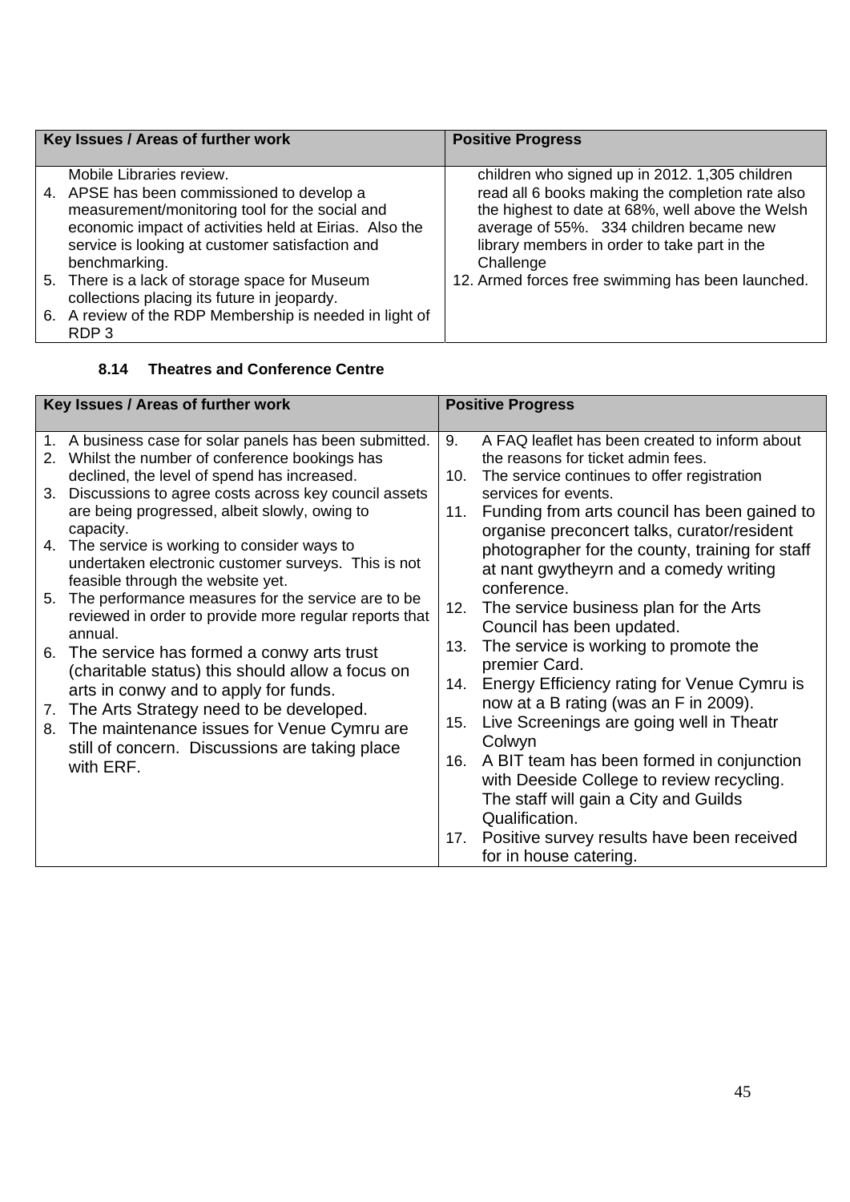| Key Issues / Areas of further work | Positive Progress |
| --- | --- |
| Mobile Libraries review.<br>4. APSE has been commissioned to develop a measurement/monitoring tool for the social and economic impact of activities held at Eirias. Also the service is looking at customer satisfaction and benchmarking.<br>5. There is a lack of storage space for Museum collections placing its future in jeopardy.<br>6. A review of the RDP Membership is needed in light of RDP 3 | children who signed up in 2012. 1,305 children read all 6 books making the completion rate also the highest to date at 68%, well above the Welsh average of 55%. 334 children became new library members in order to take part in the Challenge<br>12. Armed forces free swimming has been launched. |

**8.14 Theatres and Conference Centre**

| Key Issues / Areas of further work | Positive Progress |
| --- | --- |
| 1. A business case for solar panels has been submitted.<br>2. Whilst the number of conference bookings has declined, the level of spend has increased.<br>3. Discussions to agree costs across key council assets are being progressed, albeit slowly, owing to capacity.<br>4. The service is working to consider ways to undertaken electronic customer surveys. This is not feasible through the website yet.<br>5. The performance measures for the service are to be reviewed in order to provide more regular reports that annual.<br>6. The service has formed a conwy arts trust (charitable status) this should allow a focus on arts in conwy and to apply for funds.<br>7. The Arts Strategy need to be developed.<br>8. The maintenance issues for Venue Cymru are still of concern. Discussions are taking place with ERF. | 9. A FAQ leaflet has been created to inform about the reasons for ticket admin fees.<br>10. The service continues to offer registration services for events.<br>11. Funding from arts council has been gained to organise preconcert talks, curator/resident photographer for the county, training for staff at nant gwytheyrn and a comedy writing conference.<br>12. The service business plan for the Arts Council has been updated.<br>13. The service is working to promote the premier Card.<br>14. Energy Efficiency rating for Venue Cymru is now at a B rating (was an F in 2009).<br>15. Live Screenings are going well in Theatr Colwyn<br>16. A BIT team has been formed in conjunction with Deeside College to review recycling. The staff will gain a City and Guilds Qualification.<br>17. Positive survey results have been received for in house catering. |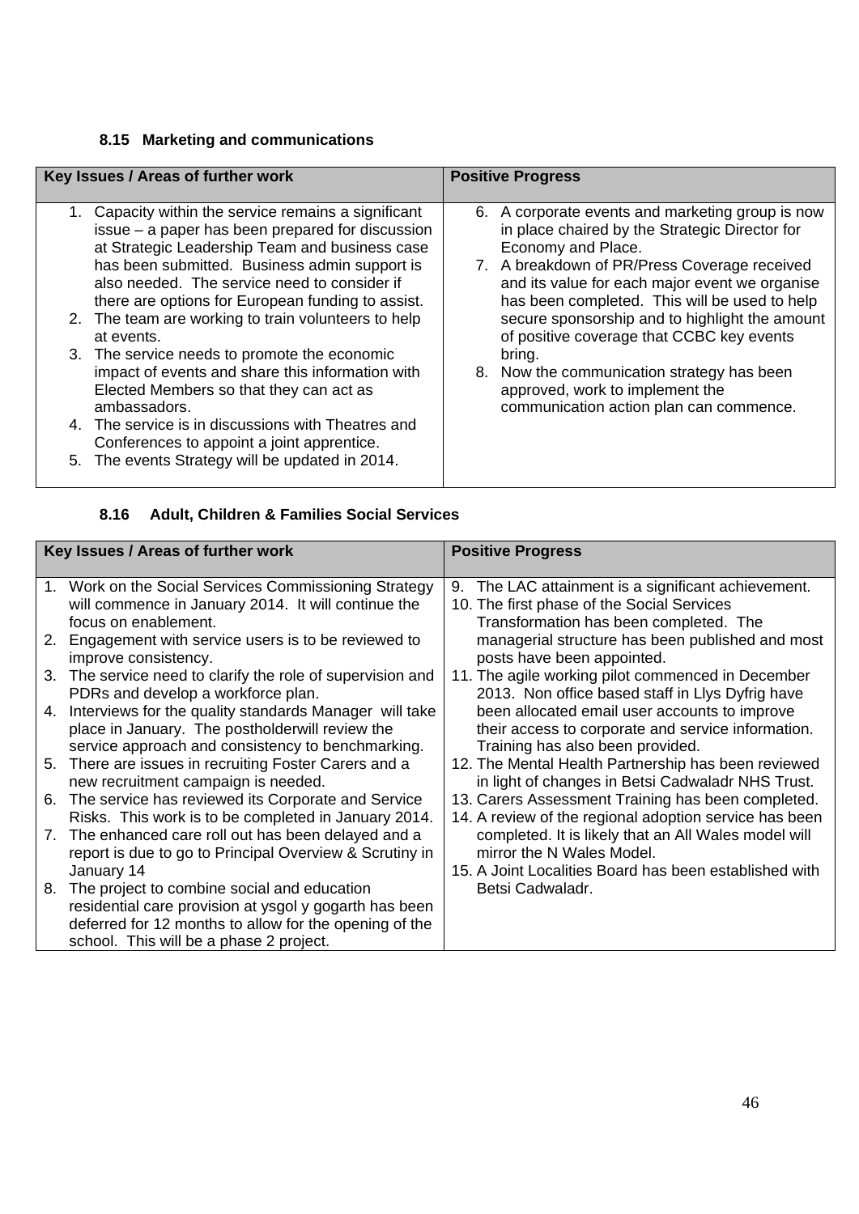### 8.15 Marketing and communications

| Key Issues / Areas of further work | Positive Progress |
|---|---|
| 1. Capacity within the service remains a significant issue – a paper has been prepared for discussion at Strategic Leadership Team and business case has been submitted. Business admin support is also needed. The service need to consider if there are options for European funding to assist.<br>2. The team are working to train volunteers to help at events.<br>3. The service needs to promote the economic impact of events and share this information with Elected Members so that they can act as ambassadors.<br>4. The service is in discussions with Theatres and Conferences to appoint a joint apprentice.<br>5. The events Strategy will be updated in 2014. | 6. A corporate events and marketing group is now in place chaired by the Strategic Director for Economy and Place.<br>7. A breakdown of PR/Press Coverage received and its value for each major event we organise has been completed. This will be used to help secure sponsorship and to highlight the amount of positive coverage that CCBC key events bring.<br>8. Now the communication strategy has been approved, work to implement the communication action plan can commence. |

### 8.16 Adult, Children & Families Social Services

| Key Issues / Areas of further work | Positive Progress |
|---|---|
| 1. Work on the Social Services Commissioning Strategy will commence in January 2014. It will continue the focus on enablement.<br>2. Engagement with service users is to be reviewed to improve consistency.<br>3. The service need to clarify the role of supervision and PDRs and develop a workforce plan.<br>4. Interviews for the quality standards Manager will take place in January. The postholderwill review the service approach and consistency to benchmarking.<br>5. There are issues in recruiting Foster Carers and a new recruitment campaign is needed.<br>6. The service has reviewed its Corporate and Service Risks. This work is to be completed in January 2014.<br>7. The enhanced care roll out has been delayed and a report is due to go to Principal Overview & Scrutiny in January 14<br>8. The project to combine social and education residential care provision at ysgol y gogarth has been deferred for 12 months to allow for the opening of the school. This will be a phase 2 project. | 9. The LAC attainment is a significant achievement.<br>10. The first phase of the Social Services Transformation has been completed. The managerial structure has been published and most posts have been appointed.<br>11. The agile working pilot commenced in December 2013. Non office based staff in Llys Dyfrig have been allocated email user accounts to improve their access to corporate and service information. Training has also been provided.<br>12. The Mental Health Partnership has been reviewed in light of changes in Betsi Cadwaladr NHS Trust.<br>13. Carers Assessment Training has been completed.<br>14. A review of the regional adoption service has been completed. It is likely that an All Wales model will mirror the N Wales Model.<br>15. A Joint Localities Board has been established with Betsi Cadwaladr. |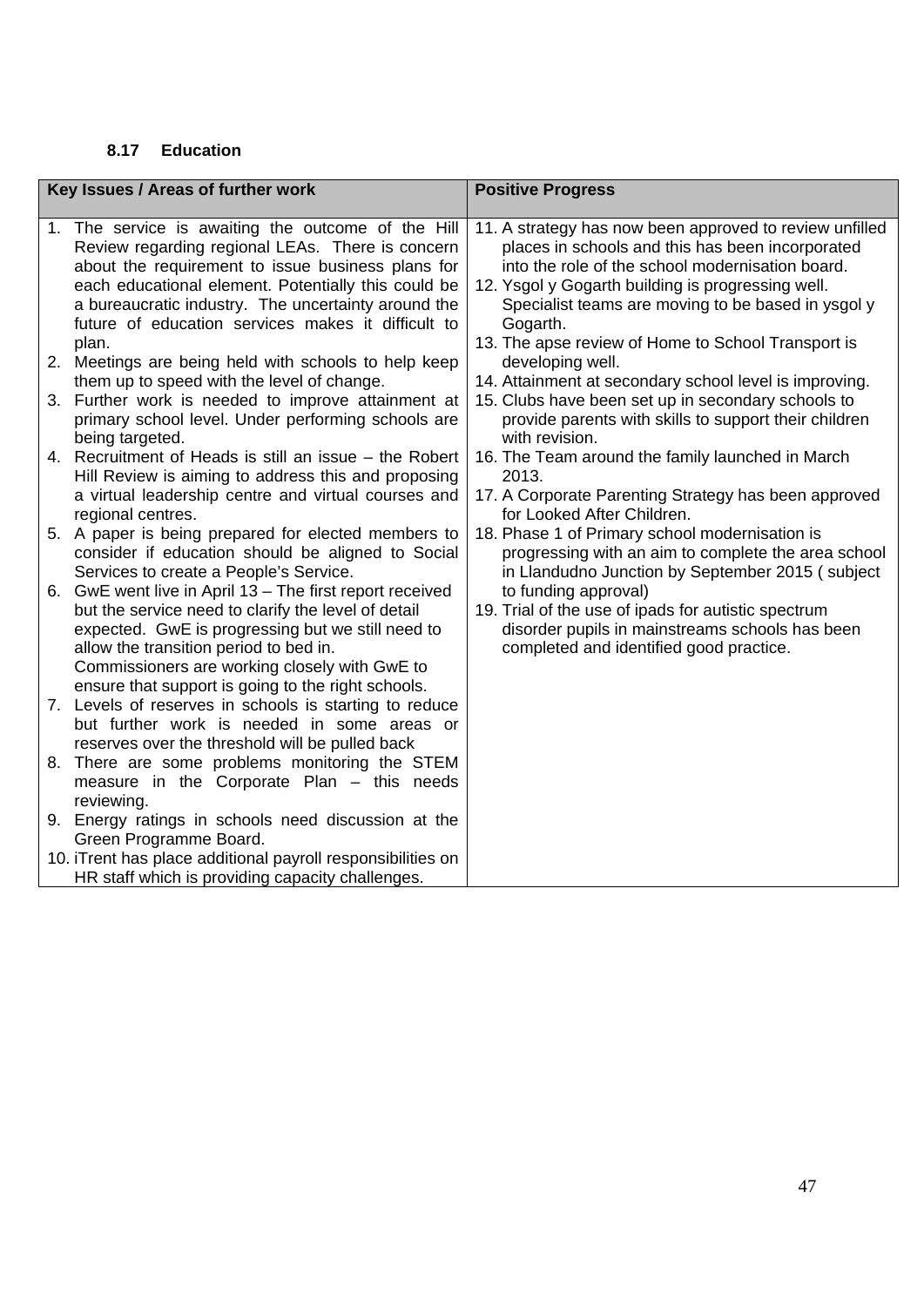### 8.17 Education

| Key Issues / Areas of further work | Positive Progress |
|---|---|
| 1. The service is awaiting the outcome of the Hill Review regarding regional LEAs. There is concern about the requirement to issue business plans for each educational element. Potentially this could be a bureaucratic industry. The uncertainty around the future of education services makes it difficult to plan.<br>2. Meetings are being held with schools to help keep them up to speed with the level of change.<br>3. Further work is needed to improve attainment at primary school level. Under performing schools are being targeted.<br>4. Recruitment of Heads is still an issue – the Robert Hill Review is aiming to address this and proposing a virtual leadership centre and virtual courses and regional centres.<br>5. A paper is being prepared for elected members to consider if education should be aligned to Social Services to create a People's Service.<br>6. GwE went live in April 13 – The first report received but the service need to clarify the level of detail expected. GwE is progressing but we still need to allow the transition period to bed in. Commissioners are working closely with GwE to ensure that support is going to the right schools.<br>7. Levels of reserves in schools is starting to reduce but further work is needed in some areas or reserves over the threshold will be pulled back<br>8. There are some problems monitoring the STEM measure in the Corporate Plan – this needs reviewing.<br>9. Energy ratings in schools need discussion at the Green Programme Board.<br>10. iTrent has place additional payroll responsibilities on HR staff which is providing capacity challenges. | 11. A strategy has now been approved to review unfilled places in schools and this has been incorporated into the role of the school modernisation board.<br>12. Ysgol y Gogarth building is progressing well. Specialist teams are moving to be based in ysgol y Gogarth.<br>13. The apse review of Home to School Transport is developing well.<br>14. Attainment at secondary school level is improving.<br>15. Clubs have been set up in secondary schools to provide parents with skills to support their children with revision.<br>16. The Team around the family launched in March 2013.<br>17. A Corporate Parenting Strategy has been approved for Looked After Children.<br>18. Phase 1 of Primary school modernisation is progressing with an aim to complete the area school in Llandudno Junction by September 2015 ( subject to funding approval)<br>19. Trial of the use of ipads for autistic spectrum disorder pupils in mainstreams schools has been completed and identified good practice. |